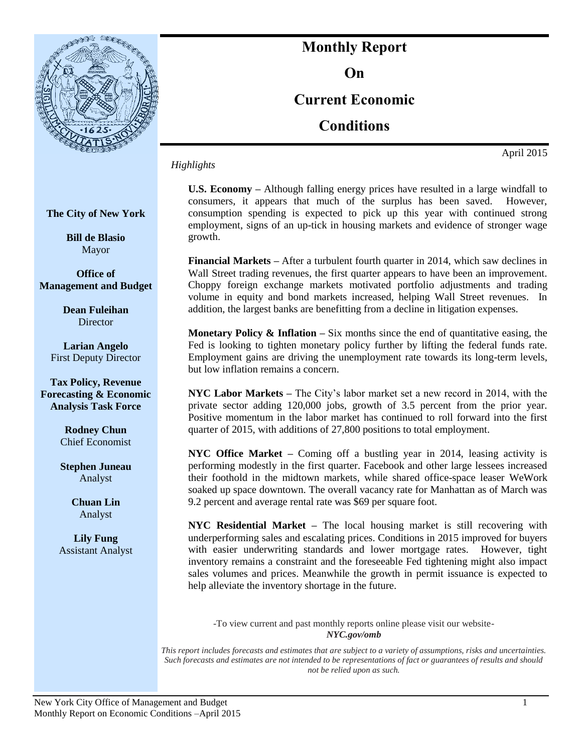# Monthly Report On Current Economic Conditions

April 2015

**The City of New York**

**Bill de Blasio**
Mayor

**Office of Management and Budget**

**Dean Fuleihan**
Director

**Larian Angelo**
First Deputy Director

**Tax Policy, Revenue Forecasting & Economic Analysis Task Force**

**Rodney Chun**
Chief Economist

**Stephen Juneau**
Analyst

**Chuan Lin**
Analyst

**Lily Fung**
Assistant Analyst

*Highlights*

**U.S. Economy –** Although falling energy prices have resulted in a large windfall to consumers, it appears that much of the surplus has been saved. However, consumption spending is expected to pick up this year with continued strong employment, signs of an up-tick in housing markets and evidence of stronger wage growth.

**Financial Markets –** After a turbulent fourth quarter in 2014, which saw declines in Wall Street trading revenues, the first quarter appears to have been an improvement. Choppy foreign exchange markets motivated portfolio adjustments and trading volume in equity and bond markets increased, helping Wall Street revenues. In addition, the largest banks are benefitting from a decline in litigation expenses.

**Monetary Policy & Inflation –** Six months since the end of quantitative easing, the Fed is looking to tighten monetary policy further by lifting the federal funds rate. Employment gains are driving the unemployment rate towards its long-term levels, but low inflation remains a concern.

**NYC Labor Markets –** The City's labor market set a new record in 2014, with the private sector adding 120,000 jobs, growth of 3.5 percent from the prior year. Positive momentum in the labor market has continued to roll forward into the first quarter of 2015, with additions of 27,800 positions to total employment.

**NYC Office Market –** Coming off a bustling year in 2014, leasing activity is performing modestly in the first quarter. Facebook and other large lessees increased their foothold in the midtown markets, while shared office-space leaser WeWork soaked up space downtown. The overall vacancy rate for Manhattan as of March was 9.2 percent and average rental rate was $69 per square foot.

**NYC Residential Market –** The local housing market is still recovering with underperforming sales and escalating prices. Conditions in 2015 improved for buyers with easier underwriting standards and lower mortgage rates. However, tight inventory remains a constraint and the foreseeable Fed tightening might also impact sales volumes and prices. Meanwhile the growth in permit issuance is expected to help alleviate the inventory shortage in the future.

-To view current and past monthly reports online please visit our website-
***NYC.gov/omb***

*This report includes forecasts and estimates that are subject to a variety of assumptions, risks and uncertainties. Such forecasts and estimates are not intended to be representations of fact or guarantees of results and should not be relied upon as such.*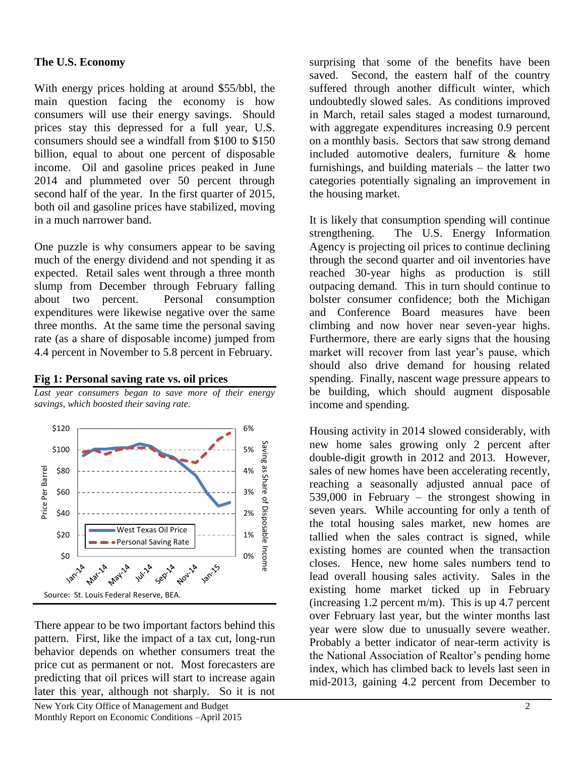## The U.S. Economy

With energy prices holding at around \$55/bbl, the main question facing the economy is how consumers will use their energy savings. Should prices stay this depressed for a full year, U.S. consumers should see a windfall from \$100 to \$150 billion, equal to about one percent of disposable income. Oil and gasoline prices peaked in June 2014 and plummeted over 50 percent through second half of the year. In the first quarter of 2015, both oil and gasoline prices have stabilized, moving in a much narrower band.

One puzzle is why consumers appear to be saving much of the energy dividend and not spending it as expected. Retail sales went through a three month slump from December through February falling about two percent. Personal consumption expenditures were likewise negative over the same three months. At the same time the personal saving rate (as a share of disposable income) jumped from 4.4 percent in November to 5.8 percent in February.

**Fig 1: Personal saving rate vs. oil prices**

*Last year consumers began to save more of their energy savings, which boosted their saving rate.*

Source: St. Louis Federal Reserve, BEA.

There appear to be two important factors behind this pattern. First, like the impact of a tax cut, long-run behavior depends on whether consumers treat the price cut as permanent or not. Most forecasters are predicting that oil prices will start to increase again later this year, although not sharply. So it is not surprising that some of the benefits have been saved. Second, the eastern half of the country suffered through another difficult winter, which undoubtedly slowed sales. As conditions improved in March, retail sales staged a modest turnaround, with aggregate expenditures increasing 0.9 percent on a monthly basis. Sectors that saw strong demand included automotive dealers, furniture & home furnishings, and building materials – the latter two categories potentially signaling an improvement in the housing market.

It is likely that consumption spending will continue strengthening. The U.S. Energy Information Agency is projecting oil prices to continue declining through the second quarter and oil inventories have reached 30-year highs as production is still outpacing demand. This in turn should continue to bolster consumer confidence; both the Michigan and Conference Board measures have been climbing and now hover near seven-year highs. Furthermore, there are early signs that the housing market will recover from last year's pause, which should also drive demand for housing related spending. Finally, nascent wage pressure appears to be building, which should augment disposable income and spending.

Housing activity in 2014 slowed considerably, with new home sales growing only 2 percent after double-digit growth in 2012 and 2013. However, sales of new homes have been accelerating recently, reaching a seasonally adjusted annual pace of 539,000 in February – the strongest showing in seven years. While accounting for only a tenth of the total housing sales market, new homes are tallied when the sales contract is signed, while existing homes are counted when the transaction closes. Hence, new home sales numbers tend to lead overall housing sales activity. Sales in the existing home market ticked up in February (increasing 1.2 percent m/m). This is up 4.7 percent over February last year, but the winter months last year were slow due to unusually severe weather. Probably a better indicator of near-term activity is the National Association of Realtor's pending home index, which has climbed back to levels last seen in mid-2013, gaining 4.2 percent from December to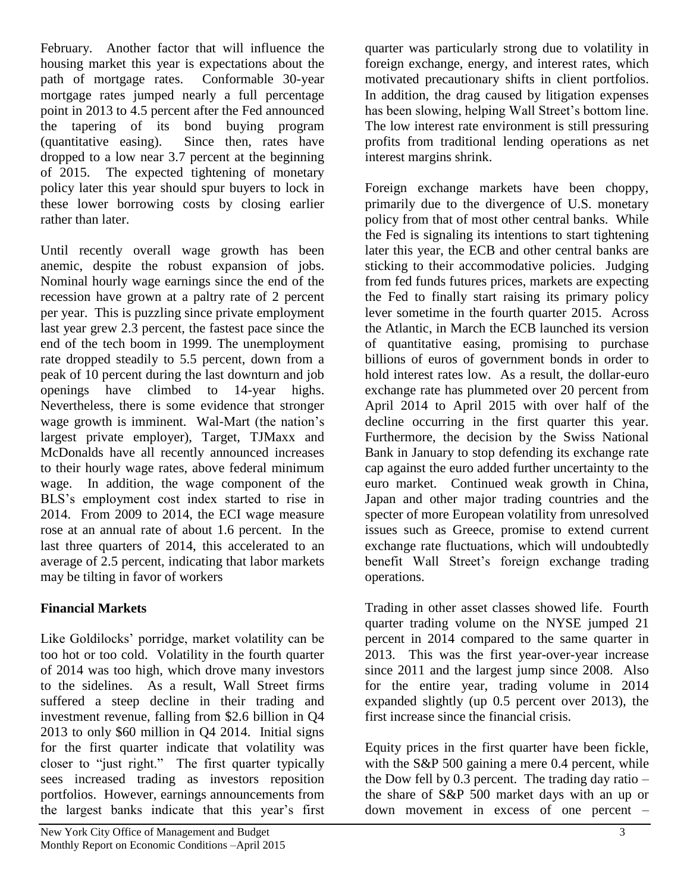February. Another factor that will influence the housing market this year is expectations about the path of mortgage rates. Conformable 30-year mortgage rates jumped nearly a full percentage point in 2013 to 4.5 percent after the Fed announced the tapering of its bond buying program (quantitative easing). Since then, rates have dropped to a low near 3.7 percent at the beginning of 2015. The expected tightening of monetary policy later this year should spur buyers to lock in these lower borrowing costs by closing earlier rather than later.

Until recently overall wage growth has been anemic, despite the robust expansion of jobs. Nominal hourly wage earnings since the end of the recession have grown at a paltry rate of 2 percent per year. This is puzzling since private employment last year grew 2.3 percent, the fastest pace since the end of the tech boom in 1999. The unemployment rate dropped steadily to 5.5 percent, down from a peak of 10 percent during the last downturn and job openings have climbed to 14-year highs. Nevertheless, there is some evidence that stronger wage growth is imminent. Wal-Mart (the nation's largest private employer), Target, TJMaxx and McDonalds have all recently announced increases to their hourly wage rates, above federal minimum wage. In addition, the wage component of the BLS's employment cost index started to rise in 2014. From 2009 to 2014, the ECI wage measure rose at an annual rate of about 1.6 percent. In the last three quarters of 2014, this accelerated to an average of 2.5 percent, indicating that labor markets may be tilting in favor of workers

**Financial Markets**

Like Goldilocks' porridge, market volatility can be too hot or too cold. Volatility in the fourth quarter of 2014 was too high, which drove many investors to the sidelines. As a result, Wall Street firms suffered a steep decline in their trading and investment revenue, falling from $2.6 billion in Q4 2013 to only $60 million in Q4 2014. Initial signs for the first quarter indicate that volatility was closer to "just right." The first quarter typically sees increased trading as investors reposition portfolios. However, earnings announcements from the largest banks indicate that this year's first quarter was particularly strong due to volatility in foreign exchange, energy, and interest rates, which motivated precautionary shifts in client portfolios. In addition, the drag caused by litigation expenses has been slowing, helping Wall Street's bottom line. The low interest rate environment is still pressuring profits from traditional lending operations as net interest margins shrink.

Foreign exchange markets have been choppy, primarily due to the divergence of U.S. monetary policy from that of most other central banks. While the Fed is signaling its intentions to start tightening later this year, the ECB and other central banks are sticking to their accommodative policies. Judging from fed funds futures prices, markets are expecting the Fed to finally start raising its primary policy lever sometime in the fourth quarter 2015. Across the Atlantic, in March the ECB launched its version of quantitative easing, promising to purchase billions of euros of government bonds in order to hold interest rates low. As a result, the dollar-euro exchange rate has plummeted over 20 percent from April 2014 to April 2015 with over half of the decline occurring in the first quarter this year. Furthermore, the decision by the Swiss National Bank in January to stop defending its exchange rate cap against the euro added further uncertainty to the euro market. Continued weak growth in China, Japan and other major trading countries and the specter of more European volatility from unresolved issues such as Greece, promise to extend current exchange rate fluctuations, which will undoubtedly benefit Wall Street's foreign exchange trading operations.

Trading in other asset classes showed life. Fourth quarter trading volume on the NYSE jumped 21 percent in 2014 compared to the same quarter in 2013. This was the first year-over-year increase since 2011 and the largest jump since 2008. Also for the entire year, trading volume in 2014 expanded slightly (up 0.5 percent over 2013), the first increase since the financial crisis.

Equity prices in the first quarter have been fickle, with the S&P 500 gaining a mere 0.4 percent, while the Dow fell by 0.3 percent. The trading day ratio – the share of S&P 500 market days with an up or down movement in excess of one percent –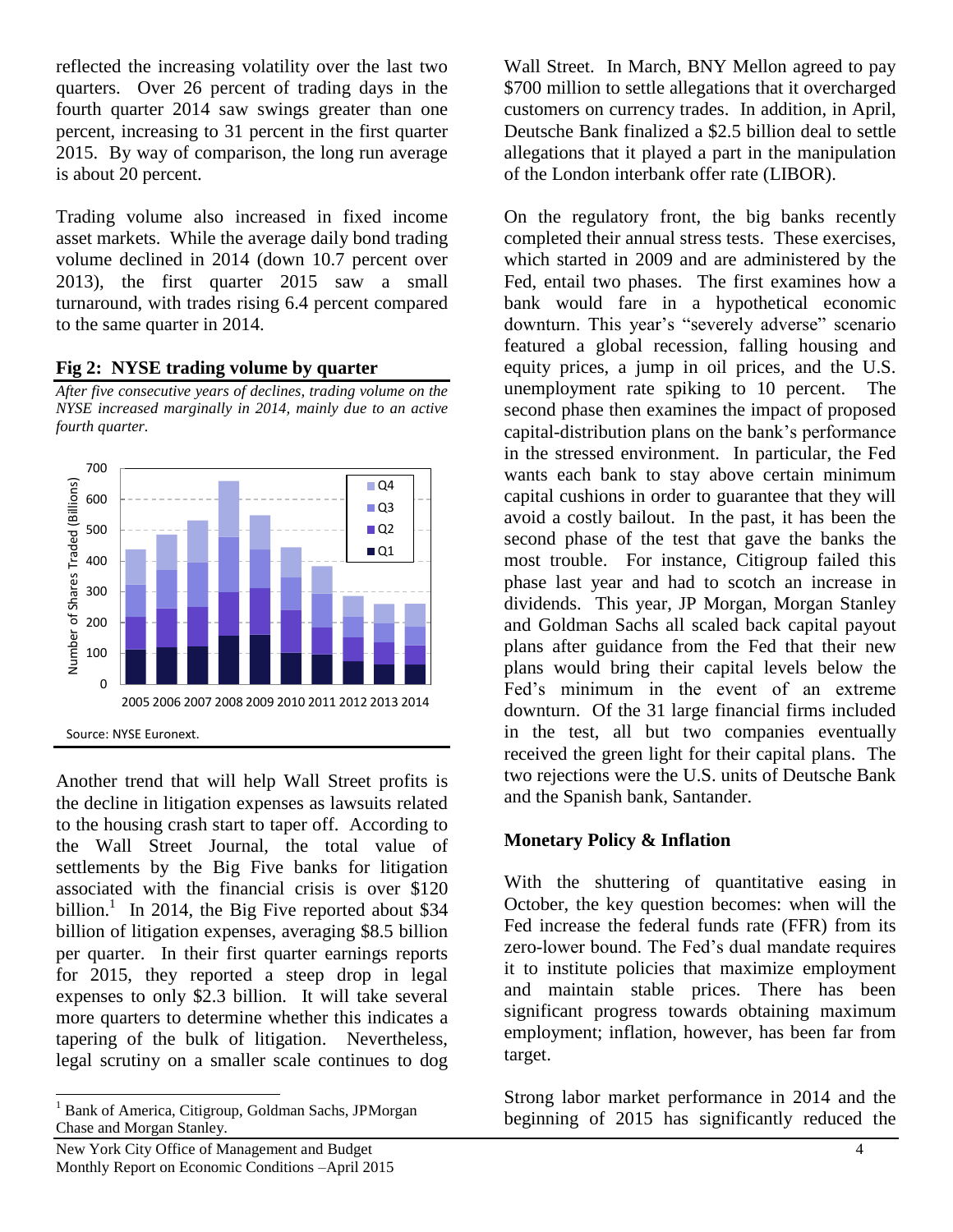reflected the increasing volatility over the last two quarters. Over 26 percent of trading days in the fourth quarter 2014 saw swings greater than one percent, increasing to 31 percent in the first quarter 2015. By way of comparison, the long run average is about 20 percent.

Trading volume also increased in fixed income asset markets. While the average daily bond trading volume declined in 2014 (down 10.7 percent over 2013), the first quarter 2015 saw a small turnaround, with trades rising 6.4 percent compared to the same quarter in 2014.

**Fig 2: NYSE trading volume by quarter**

*After five consecutive years of declines, trading volume on the NYSE increased marginally in 2014, mainly due to an active fourth quarter.*

Source: NYSE Euronext.

Another trend that will help Wall Street profits is the decline in litigation expenses as lawsuits related to the housing crash start to taper off. According to the Wall Street Journal, the total value of settlements by the Big Five banks for litigation associated with the financial crisis is over $120 billion.[1] In 2014, the Big Five reported about $34 billion of litigation expenses, averaging $8.5 billion per quarter. In their first quarter earnings reports for 2015, they reported a steep drop in legal expenses to only $2.3 billion. It will take several more quarters to determine whether this indicates a tapering of the bulk of litigation. Nevertheless, legal scrutiny on a smaller scale continues to dog Wall Street. In March, BNY Mellon agreed to pay $700 million to settle allegations that it overcharged customers on currency trades. In addition, in April, Deutsche Bank finalized a $2.5 billion deal to settle allegations that it played a part in the manipulation of the London interbank offer rate (LIBOR).

On the regulatory front, the big banks recently completed their annual stress tests. These exercises, which started in 2009 and are administered by the Fed, entail two phases. The first examines how a bank would fare in a hypothetical economic downturn. This year's "severely adverse" scenario featured a global recession, falling housing and equity prices, a jump in oil prices, and the U.S. unemployment rate spiking to 10 percent. The second phase then examines the impact of proposed capital-distribution plans on the bank's performance in the stressed environment. In particular, the Fed wants each bank to stay above certain minimum capital cushions in order to guarantee that they will avoid a costly bailout. In the past, it has been the second phase of the test that gave the banks the most trouble. For instance, Citigroup failed this phase last year and had to scotch an increase in dividends. This year, JP Morgan, Morgan Stanley and Goldman Sachs all scaled back capital payout plans after guidance from the Fed that their new plans would bring their capital levels below the Fed's minimum in the event of an extreme downturn. Of the 31 large financial firms included in the test, all but two companies eventually received the green light for their capital plans. The two rejections were the U.S. units of Deutsche Bank and the Spanish bank, Santander.

## Monetary Policy & Inflation

With the shuttering of quantitative easing in October, the key question becomes: when will the Fed increase the federal funds rate (FFR) from its zero-lower bound. The Fed's dual mandate requires it to institute policies that maximize employment and maintain stable prices. There has been significant progress towards obtaining maximum employment; inflation, however, has been far from target.

Strong labor market performance in 2014 and the beginning of 2015 has significantly reduced the

[1] Bank of America, Citigroup, Goldman Sachs, JPMorgan Chase and Morgan Stanley.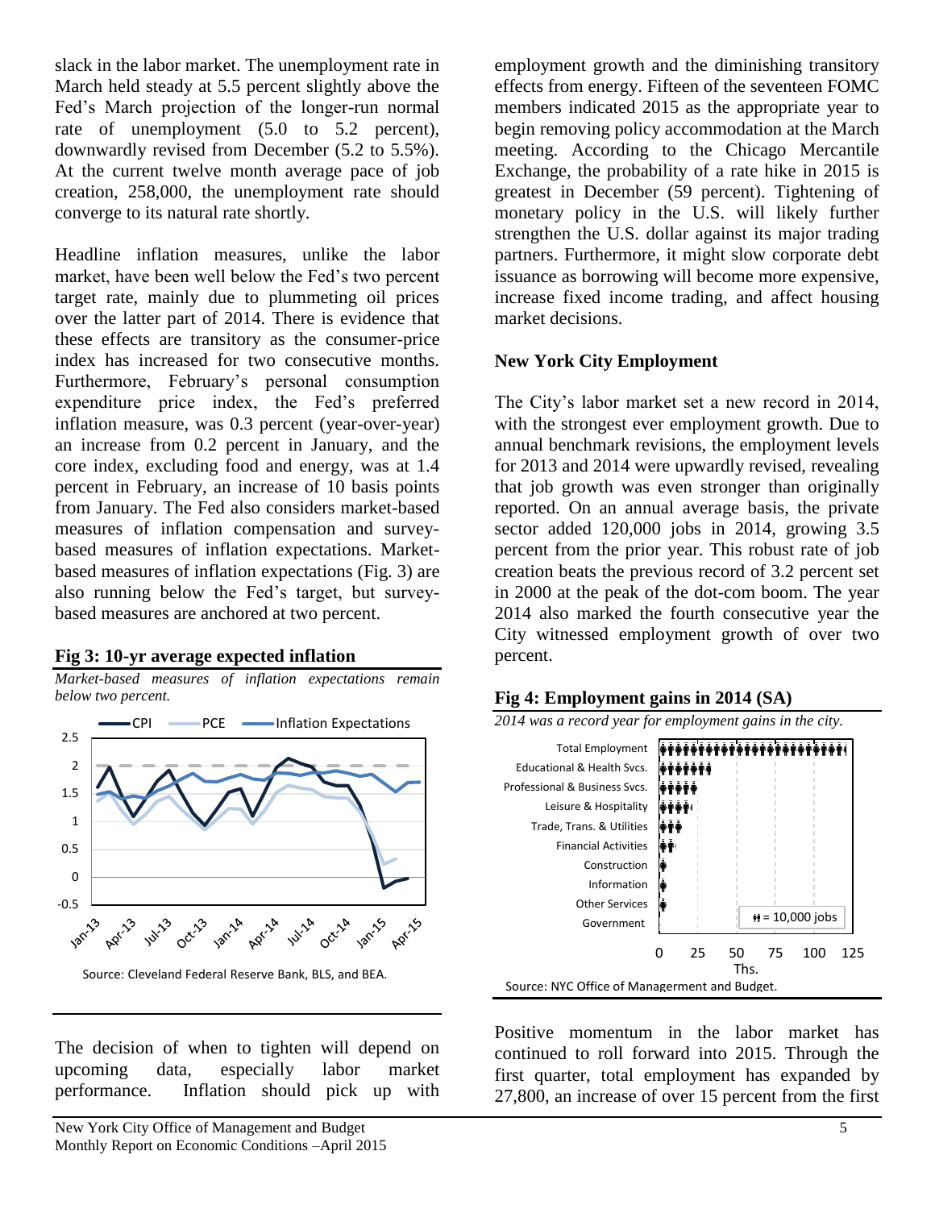slack in the labor market. The unemployment rate in March held steady at 5.5 percent slightly above the Fed's March projection of the longer-run normal rate of unemployment (5.0 to 5.2 percent), downwardly revised from December (5.2 to 5.5%). At the current twelve month average pace of job creation, 258,000, the unemployment rate should converge to its natural rate shortly.

Headline inflation measures, unlike the labor market, have been well below the Fed's two percent target rate, mainly due to plummeting oil prices over the latter part of 2014. There is evidence that these effects are transitory as the consumer-price index has increased for two consecutive months. Furthermore, February's personal consumption expenditure price index, the Fed's preferred inflation measure, was 0.3 percent (year-over-year) an increase from 0.2 percent in January, and the core index, excluding food and energy, was at 1.4 percent in February, an increase of 10 basis points from January. The Fed also considers market-based measures of inflation compensation and survey-based measures of inflation expectations. Market-based measures of inflation expectations (Fig. 3) are also running below the Fed's target, but survey-based measures are anchored at two percent.

**Fig 3: 10-yr average expected inflation**

*Market-based measures of inflation expectations remain below two percent.*

Source: Cleveland Federal Reserve Bank, BLS, and BEA.

The decision of when to tighten will depend on upcoming data, especially labor market performance. Inflation should pick up with employment growth and the diminishing transitory effects from energy. Fifteen of the seventeen FOMC members indicated 2015 as the appropriate year to begin removing policy accommodation at the March meeting. According to the Chicago Mercantile Exchange, the probability of a rate hike in 2015 is greatest in December (59 percent). Tightening of monetary policy in the U.S. will likely further strengthen the U.S. dollar against its major trading partners. Furthermore, it might slow corporate debt issuance as borrowing will become more expensive, increase fixed income trading, and affect housing market decisions.

## New York City Employment

The City's labor market set a new record in 2014, with the strongest ever employment growth. Due to annual benchmark revisions, the employment levels for 2013 and 2014 were upwardly revised, revealing that job growth was even stronger than originally reported. On an annual average basis, the private sector added 120,000 jobs in 2014, growing 3.5 percent from the prior year. This robust rate of job creation beats the previous record of 3.2 percent set in 2000 at the peak of the dot-com boom. The year 2014 also marked the fourth consecutive year the City witnessed employment growth of over two percent.

**Fig 4: Employment gains in 2014 (SA)**

*2014 was a record year for employment gains in the city.*

Source: NYC Office of Managerment and Budget.

Positive momentum in the labor market has continued to roll forward into 2015. Through the first quarter, total employment has expanded by 27,800, an increase of over 15 percent from the first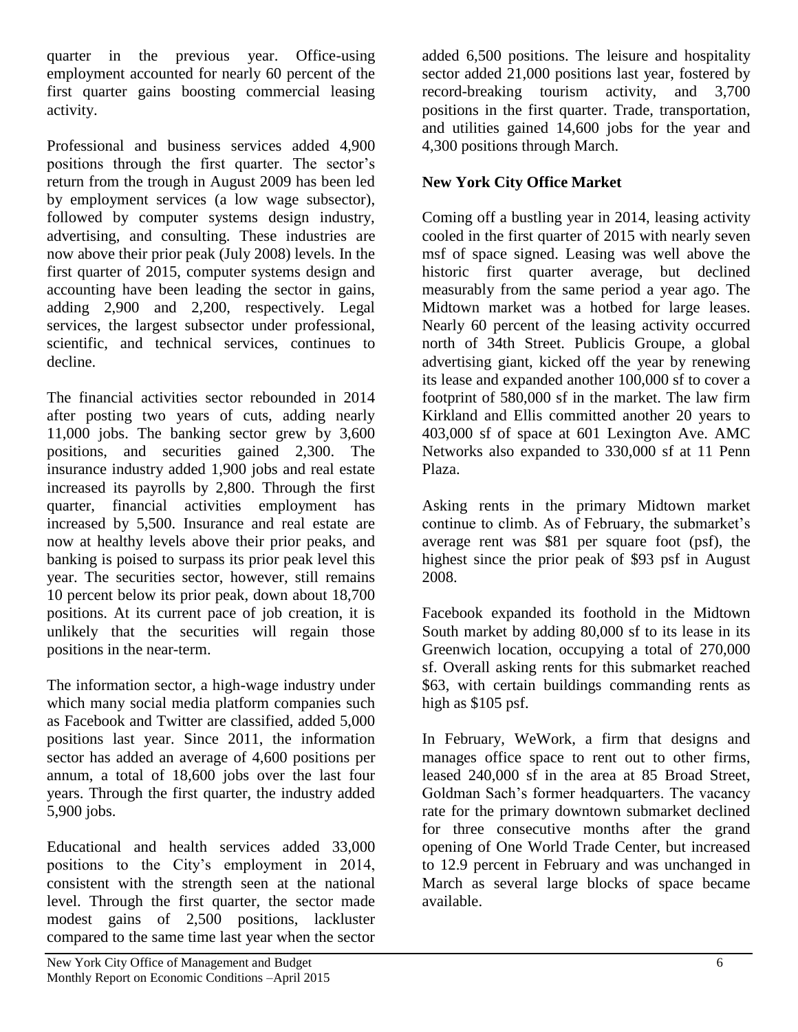quarter in the previous year. Office-using employment accounted for nearly 60 percent of the first quarter gains boosting commercial leasing activity.

Professional and business services added 4,900 positions through the first quarter. The sector's return from the trough in August 2009 has been led by employment services (a low wage subsector), followed by computer systems design industry, advertising, and consulting. These industries are now above their prior peak (July 2008) levels. In the first quarter of 2015, computer systems design and accounting have been leading the sector in gains, adding 2,900 and 2,200, respectively. Legal services, the largest subsector under professional, scientific, and technical services, continues to decline.

The financial activities sector rebounded in 2014 after posting two years of cuts, adding nearly 11,000 jobs. The banking sector grew by 3,600 positions, and securities gained 2,300. The insurance industry added 1,900 jobs and real estate increased its payrolls by 2,800. Through the first quarter, financial activities employment has increased by 5,500. Insurance and real estate are now at healthy levels above their prior peaks, and banking is poised to surpass its prior peak level this year. The securities sector, however, still remains 10 percent below its prior peak, down about 18,700 positions. At its current pace of job creation, it is unlikely that the securities will regain those positions in the near-term.

The information sector, a high-wage industry under which many social media platform companies such as Facebook and Twitter are classified, added 5,000 positions last year. Since 2011, the information sector has added an average of 4,600 positions per annum, a total of 18,600 jobs over the last four years. Through the first quarter, the industry added 5,900 jobs.

Educational and health services added 33,000 positions to the City's employment in 2014, consistent with the strength seen at the national level. Through the first quarter, the sector made modest gains of 2,500 positions, lackluster compared to the same time last year when the sector added 6,500 positions. The leisure and hospitality sector added 21,000 positions last year, fostered by record-breaking tourism activity, and 3,700 positions in the first quarter. Trade, transportation, and utilities gained 14,600 jobs for the year and 4,300 positions through March.

**New York City Office Market**

Coming off a bustling year in 2014, leasing activity cooled in the first quarter of 2015 with nearly seven msf of space signed. Leasing was well above the historic first quarter average, but declined measurably from the same period a year ago. The Midtown market was a hotbed for large leases. Nearly 60 percent of the leasing activity occurred north of 34th Street. Publicis Groupe, a global advertising giant, kicked off the year by renewing its lease and expanded another 100,000 sf to cover a footprint of 580,000 sf in the market. The law firm Kirkland and Ellis committed another 20 years to 403,000 sf of space at 601 Lexington Ave. AMC Networks also expanded to 330,000 sf at 11 Penn Plaza.

Asking rents in the primary Midtown market continue to climb. As of February, the submarket's average rent was $81 per square foot (psf), the highest since the prior peak of $93 psf in August 2008.

Facebook expanded its foothold in the Midtown South market by adding 80,000 sf to its lease in its Greenwich location, occupying a total of 270,000 sf. Overall asking rents for this submarket reached $63, with certain buildings commanding rents as high as $105 psf.

In February, WeWork, a firm that designs and manages office space to rent out to other firms, leased 240,000 sf in the area at 85 Broad Street, Goldman Sach's former headquarters. The vacancy rate for the primary downtown submarket declined for three consecutive months after the grand opening of One World Trade Center, but increased to 12.9 percent in February and was unchanged in March as several large blocks of space became available.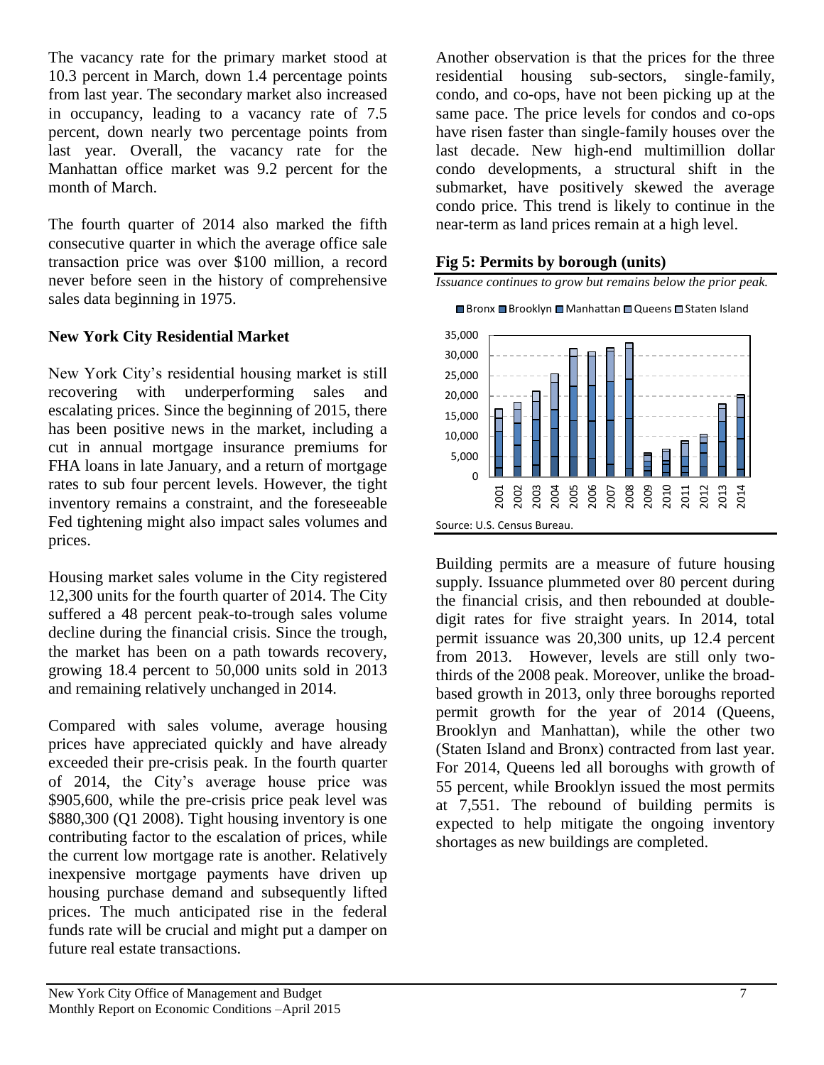The vacancy rate for the primary market stood at 10.3 percent in March, down 1.4 percentage points from last year. The secondary market also increased in occupancy, leading to a vacancy rate of 7.5 percent, down nearly two percentage points from last year. Overall, the vacancy rate for the Manhattan office market was 9.2 percent for the month of March.

The fourth quarter of 2014 also marked the fifth consecutive quarter in which the average office sale transaction price was over \$100 million, a record never before seen in the history of comprehensive sales data beginning in 1975.

### New York City Residential Market

New York City's residential housing market is still recovering with underperforming sales and escalating prices. Since the beginning of 2015, there has been positive news in the market, including a cut in annual mortgage insurance premiums for FHA loans in late January, and a return of mortgage rates to sub four percent levels. However, the tight inventory remains a constraint, and the foreseeable Fed tightening might also impact sales volumes and prices.

Housing market sales volume in the City registered 12,300 units for the fourth quarter of 2014. The City suffered a 48 percent peak-to-trough sales volume decline during the financial crisis. Since the trough, the market has been on a path towards recovery, growing 18.4 percent to 50,000 units sold in 2013 and remaining relatively unchanged in 2014.

Compared with sales volume, average housing prices have appreciated quickly and have already exceeded their pre-crisis peak. In the fourth quarter of 2014, the City's average house price was \$905,600, while the pre-crisis price peak level was \$880,300 (Q1 2008). Tight housing inventory is one contributing factor to the escalation of prices, while the current low mortgage rate is another. Relatively inexpensive mortgage payments have driven up housing purchase demand and subsequently lifted prices. The much anticipated rise in the federal funds rate will be crucial and might put a damper on future real estate transactions.

Another observation is that the prices for the three residential housing sub-sectors, single-family, condo, and co-ops, have not been picking up at the same pace. The price levels for condos and co-ops have risen faster than single-family houses over the last decade. New high-end multimillion dollar condo developments, a structural shift in the submarket, have positively skewed the average condo price. This trend is likely to continue in the near-term as land prices remain at a high level.

**Fig 5: Permits by borough (units)**

*Issuance continues to grow but remains below the prior peak.*

Source: U.S. Census Bureau.

Building permits are a measure of future housing supply. Issuance plummeted over 80 percent during the financial crisis, and then rebounded at double-digit rates for five straight years. In 2014, total permit issuance was 20,300 units, up 12.4 percent from 2013. However, levels are still only two-thirds of the 2008 peak. Moreover, unlike the broad-based growth in 2013, only three boroughs reported permit growth for the year of 2014 (Queens, Brooklyn and Manhattan), while the other two (Staten Island and Bronx) contracted from last year. For 2014, Queens led all boroughs with growth of 55 percent, while Brooklyn issued the most permits at 7,551. The rebound of building permits is expected to help mitigate the ongoing inventory shortages as new buildings are completed.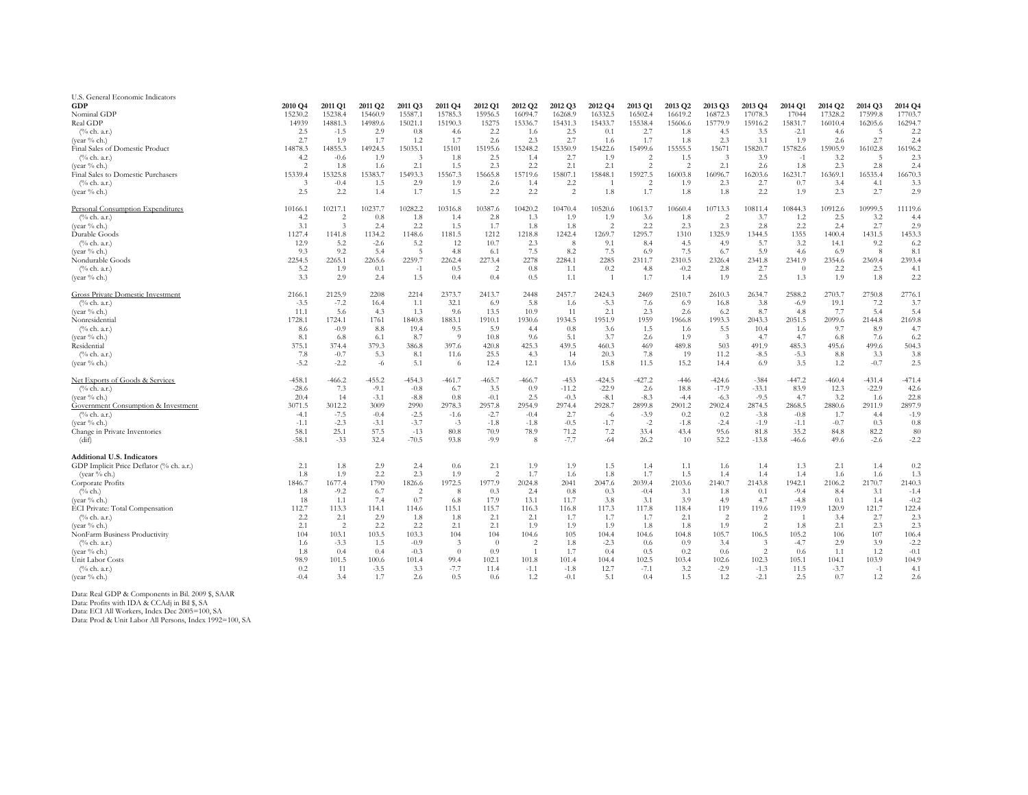U.S. General Economic Indicators

| GDP | 2010 Q4 | 2011 Q1 | 2011 Q2 | 2011 Q3 | 2011 Q4 | 2012 Q1 | 2012 Q2 | 2012 Q3 | 2012 Q4 | 2013 Q1 | 2013 Q2 | 2013 Q3 | 2013 Q4 | 2014 Q1 | 2014 Q2 | 2014 Q3 | 2014 Q4 |
|---|---|---|---|---|---|---|---|---|---|---|---|---|---|---|---|---|---|
| Nominal GDP | 15230.2 | 15238.4 | 15460.9 | 15587.1 | 15785.3 | 15956.5 | 16094.7 | 16268.9 | 16332.5 | 16502.4 | 16619.2 | 16872.3 | 17078.3 | 17044 | 17328.2 | 17599.8 | 17703.7 |
| Real GDP | 14939 | 14881.3 | 14989.6 | 15021.1 | 15190.3 | 15275 | 15336.7 | 15431.3 | 15433.7 | 15538.4 | 15606.6 | 15779.9 | 15916.2 | 15831.7 | 16010.4 | 16205.6 | 16294.7 |
| (% ch. a.r.) | 2.5 | -1.5 | 2.9 | 0.8 | 4.6 | 2.2 | 1.6 | 2.5 | 0.1 | 2.7 | 1.8 | 4.5 | 3.5 | -2.1 | 4.6 | 5 | 2.2 |
| (year % ch.) | 2.7 | 1.9 | 1.7 | 1.2 | 1.7 | 2.6 | 2.3 | 2.7 | 1.6 | 1.7 | 1.8 | 2.3 | 3.1 | 1.9 | 2.6 | 2.7 | 2.4 |
| Final Sales of Domestic Product | 14878.3 | 14855.3 | 14924.5 | 15035.1 | 15101 | 15195.6 | 15248.2 | 15350.9 | 15422.6 | 15499.6 | 15555.5 | 15671 | 15820.7 | 15782.6 | 15905.9 | 16102.8 | 16196.2 |
| (% ch. a.r.) | 4.2 | -0.6 | 1.9 | 3 | 1.8 | 2.5 | 1.4 | 2.7 | 1.9 | 2 | 1.5 | 3 | 3.9 | -1 | 3.2 | 5 | 2.3 |
| (year % ch.) | 2 | 1.8 | 1.6 | 2.1 | 1.5 | 2.3 | 2.2 | 2.1 | 2.1 | 2 | 2 | 2.1 | 2.6 | 1.8 | 2.3 | 2.8 | 2.4 |
| Final Sales to Domestic Purchasers | 15339.4 | 15325.8 | 15383.7 | 15493.3 | 15567.3 | 15665.8 | 15719.6 | 15807.1 | 15848.1 | 15927.5 | 16003.8 | 16096.7 | 16203.6 | 16231.7 | 16369.1 | 16535.4 | 16670.3 |
| (% ch. a.r.) | 3 | -0.4 | 1.5 | 2.9 | 1.9 | 2.6 | 1.4 | 2.2 | 1 | 2 | 1.9 | 2.3 | 2.7 | 0.7 | 3.4 | 4.1 | 3.3 |
| (year % ch.) | 2.5 | 2.2 | 1.4 | 1.7 | 1.5 | 2.2 | 2.2 | 2 | 1.8 | 1.7 | 1.8 | 1.8 | 2.2 | 1.9 | 2.3 | 2.7 | 2.9 |
| Personal Consumption Expenditures | 10166.1 | 10217.1 | 10237.7 | 10282.2 | 10316.8 | 10387.6 | 10420.2 | 10470.4 | 10520.6 | 10613.7 | 10660.4 | 10713.3 | 10811.4 | 10844.3 | 10912.6 | 10999.5 | 11119.6 |
| (% ch. a.r.) | 4.2 | 2 | 0.8 | 1.8 | 1.4 | 2.8 | 1.3 | 1.9 | 1.9 | 3.6 | 1.8 | 2 | 3.7 | 1.2 | 2.5 | 3.2 | 4.4 |
| (year % ch.) | 3.1 | 3 | 2.4 | 2.2 | 1.5 | 1.7 | 1.8 | 1.8 | 2 | 2.2 | 2.3 | 2.3 | 2.8 | 2.2 | 2.4 | 2.7 | 2.9 |
| Durable Goods | 1127.4 | 1141.8 | 1134.2 | 1148.6 | 1181.5 | 1212 | 1218.8 | 1242.4 | 1269.7 | 1295.7 | 1310 | 1325.9 | 1344.5 | 1355 | 1400.4 | 1431.5 | 1453.3 |
| (% ch. a.r.) | 12.9 | 5.2 | -2.6 | 5.2 | 12 | 10.7 | 2.3 | 8 | 9.1 | 8.4 | 4.5 | 4.9 | 5.7 | 3.2 | 14.1 | 9.2 | 6.2 |
| (year % ch.) | 9.3 | 9.2 | 5.4 | 5 | 4.8 | 6.1 | 7.5 | 8.2 | 7.5 | 6.9 | 7.5 | 6.7 | 5.9 | 4.6 | 6.9 | 8 | 8.1 |
| Nondurable Goods | 2254.5 | 2265.1 | 2265.6 | 2259.7 | 2262.4 | 2273.4 | 2278 | 2284.1 | 2285 | 2311.7 | 2310.5 | 2326.4 | 2341.8 | 2341.9 | 2354.6 | 2369.4 | 2393.4 |
| (% ch. a.r.) | 5.2 | 1.9 | 0.1 | -1 | 0.5 | 2 | 0.8 | 1.1 | 0.2 | 4.8 | -0.2 | 2.8 | 2.7 | 0 | 2.2 | 2.5 | 4.1 |
| (year % ch.) | 3.3 | 2.9 | 2.4 | 1.5 | 0.4 | 0.4 | 0.5 | 1.1 | 1 | 1.7 | 1.4 | 1.9 | 2.5 | 1.3 | 1.9 | 1.8 | 2.2 |
| Gross Private Domestic Investment | 2166.1 | 2125.9 | 2208 | 2214 | 2373.7 | 2413.7 | 2448 | 2457.7 | 2424.3 | 2469 | 2510.7 | 2610.3 | 2634.7 | 2588.2 | 2703.7 | 2750.8 | 2776.1 |
| (% ch. a.r.) | -3.5 | -7.2 | 16.4 | 1.1 | 32.1 | 6.9 | 5.8 | 1.6 | -5.3 | 7.6 | 6.9 | 16.8 | 3.8 | -6.9 | 19.1 | 7.2 | 3.7 |
| (year % ch.) | 11.1 | 5.6 | 4.3 | 1.3 | 9.6 | 13.5 | 10.9 | 11 | 2.1 | 2.3 | 2.6 | 6.2 | 8.7 | 4.8 | 7.7 | 5.4 | 5.4 |
| Nonresidential | 1728.1 | 1724.1 | 1761 | 1840.8 | 1883.1 | 1910.1 | 1930.6 | 1934.5 | 1951.9 | 1959 | 1966.8 | 1993.3 | 2043.3 | 2051.5 | 2099.6 | 2144.8 | 2169.8 |
| (% ch. a.r.) | 8.6 | -0.9 | 8.8 | 19.4 | 9.5 | 5.9 | 4.4 | 0.8 | 3.6 | 1.5 | 1.6 | 5.5 | 10.4 | 1.6 | 9.7 | 8.9 | 4.7 |
| (year % ch.) | 8.1 | 6.8 | 6.1 | 8.7 | 9 | 10.8 | 9.6 | 5.1 | 3.7 | 2.6 | 1.9 | 3 | 4.7 | 4.7 | 6.8 | 7.6 | 6.2 |
| Residential | 375.1 | 374.4 | 379.3 | 386.8 | 397.6 | 420.8 | 425.3 | 439.5 | 460.3 | 469 | 489.8 | 503 | 491.9 | 485.3 | 495.6 | 499.6 | 504.3 |
| (% ch. a.r.) | 7.8 | -0.7 | 5.3 | 8.1 | 11.6 | 25.5 | 4.3 | 14 | 20.3 | 7.8 | 19 | 11.2 | -8.5 | -5.3 | 8.8 | 3.3 | 3.8 |
| (year % ch.) | -5.2 | -2.2 | -6 | 5.1 | 6 | 12.4 | 12.1 | 13.6 | 15.8 | 11.5 | 15.2 | 14.4 | 6.9 | 3.5 | 1.2 | -0.7 | 2.5 |
| Net Exports of Goods & Services | -458.1 | -466.2 | -455.2 | -454.3 | -461.7 | -465.7 | -466.7 | -453 | -424.5 | -427.2 | -446 | -424.6 | -384 | -447.2 | -460.4 | -431.4 | -471.4 |
| (% ch. a.r.) | -28.6 | 7.3 | -9.1 | -0.8 | 6.7 | 3.5 | 0.9 | -11.2 | -22.9 | 2.6 | 18.8 | -17.9 | -33.1 | 83.9 | 12.3 | -22.9 | 42.6 |
| (year % ch.) | 20.4 | 14 | -3.1 | -8.8 | 0.8 | -0.1 | 2.5 | -0.3 | -8.1 | -8.3 | -4.4 | -6.3 | -9.5 | 4.7 | 3.2 | 1.6 | 22.8 |
| Government Consumption & Investment | 3071.5 | 3012.2 | 3009 | 2990 | 2978.3 | 2957.8 | 2954.9 | 2974.4 | 2928.7 | 2899.8 | 2901.2 | 2902.4 | 2874.5 | 2868.5 | 2880.6 | 2911.9 | 2897.9 |
| (% ch. a.r.) | -4.1 | -7.5 | -0.4 | -2.5 | -1.6 | -2.7 | -0.4 | 2.7 | -6 | -3.9 | 0.2 | 0.2 | -3.8 | -0.8 | 1.7 | 4.4 | -1.9 |
| (year % ch.) | -1.1 | -2.3 | -3.1 | -3.7 | -3 | -1.8 | -1.8 | -0.5 | -1.7 | -2 | -1.8 | -2.4 | -1.9 | -1.1 | -0.7 | 0.3 | 0.8 |
| Change in Private Inventories | 58.1 | 25.1 | 57.5 | -13 | 80.8 | 70.9 | 78.9 | 71.2 | 7.2 | 33.4 | 43.4 | 95.6 | 81.8 | 35.2 | 84.8 | 82.2 | 80 |
| (dif) | -58.1 | -33 | 32.4 | -70.5 | 93.8 | -9.9 | 8 | -7.7 | -64 | 26.2 | 10 | 52.2 | -13.8 | -46.6 | 49.6 | -2.6 | -2.2 |
| **Additional U.S. Indicators** | | | | | | | | | | | | | | | | | |
| GDP Implicit Price Deflator (% ch. a.r.) | 2.1 | 1.8 | 2.9 | 2.4 | 0.6 | 2.1 | 1.9 | 1.9 | 1.5 | 1.4 | 1.1 | 1.6 | 1.4 | 1.3 | 2.1 | 1.4 | 0.2 |
| (year % ch.) | 1.8 | 1.9 | 2.2 | 2.3 | 1.9 | 2 | 1.7 | 1.6 | 1.8 | 1.7 | 1.5 | 1.4 | 1.4 | 1.4 | 1.6 | 1.6 | 1.3 |
| Corporate Profits | 1846.7 | 1677.4 | 1790 | 1826.6 | 1972.5 | 1977.9 | 2024.8 | 2041 | 2047.6 | 2039.4 | 2103.6 | 2140.7 | 2143.8 | 1942.1 | 2106.2 | 2170.7 | 2140.3 |
| (% ch.) | 1.8 | -9.2 | 6.7 | 2 | 8 | 0.3 | 2.4 | 0.8 | 0.3 | -0.4 | 3.1 | 1.8 | 0.1 | -9.4 | 8.4 | 3.1 | -1.4 |
| (year % ch.) | 18 | 1.1 | 7.4 | 0.7 | 6.8 | 17.9 | 13.1 | 11.7 | 3.8 | 3.1 | 3.9 | 4.9 | 4.7 | -4.8 | 0.1 | 1.4 | -0.2 |
| ECI Private: Total Compensation | 112.7 | 113.3 | 114.1 | 114.6 | 115.1 | 115.7 | 116.3 | 116.8 | 117.3 | 117.8 | 118.4 | 119 | 119.6 | 119.9 | 120.9 | 121.7 | 122.4 |
| (% ch. a.r.) | 2.2 | 2.1 | 2.9 | 1.8 | 1.8 | 2.1 | 2.1 | 1.7 | 1.7 | 1.7 | 2.1 | 2 | 2 | 1 | 3.4 | 2.7 | 2.3 |
| (year % ch.) | 2.1 | 2 | 2.2 | 2.2 | 2.1 | 2.1 | 1.9 | 1.9 | 1.9 | 1.8 | 1.8 | 1.9 | 2 | 1.8 | 2.1 | 2.3 | 2.3 |
| NonFarm Business Productivity | 104 | 103.1 | 103.5 | 103.3 | 104 | 104 | 104.6 | 105 | 104.4 | 104.6 | 104.8 | 105.7 | 106.5 | 105.2 | 106 | 107 | 106.4 |
| (% ch. a.r.) | 1.6 | -3.3 | 1.5 | -0.9 | 3 | 0 | 2 | 1.8 | -2.3 | 0.6 | 0.9 | 3.4 | 3 | -4.7 | 2.9 | 3.9 | -2.2 |
| (year % ch.) | 1.8 | 0.4 | 0.4 | -0.3 | 0 | 0.9 | 1 | 1.7 | 0.4 | 0.5 | 0.2 | 0.6 | 2 | 0.6 | 1.1 | 1.2 | -0.1 |
| Unit Labor Costs | 98.9 | 101.5 | 100.6 | 101.4 | 99.4 | 102.1 | 101.8 | 101.4 | 104.4 | 102.5 | 103.4 | 102.6 | 102.3 | 105.1 | 104.1 | 103.9 | 104.9 |
| (% ch. a.r.) | 0.2 | 11 | -3.5 | 3.3 | -7.7 | 11.4 | -1.1 | -1.8 | 12.7 | -7.1 | 3.2 | -2.9 | -1.3 | 11.5 | -3.7 | -1 | 4.1 |
| (year % ch.) | -0.4 | 3.4 | 1.7 | 2.6 | 0.5 | 0.6 | 1.2 | -0.1 | 5.1 | 0.4 | 1.5 | 1.2 | -2.1 | 2.5 | 0.7 | 1.2 | 2.6 |

Data: Real GDP & Components in Bil. 2009 $, SAAR
Data: Profits with IDA & CCAdj in Bil $, SA
Data: ECI All Workers, Index Dec 2005=100, SA
Data: Prod & Unit Labor All Persons, Index 1992=100, SA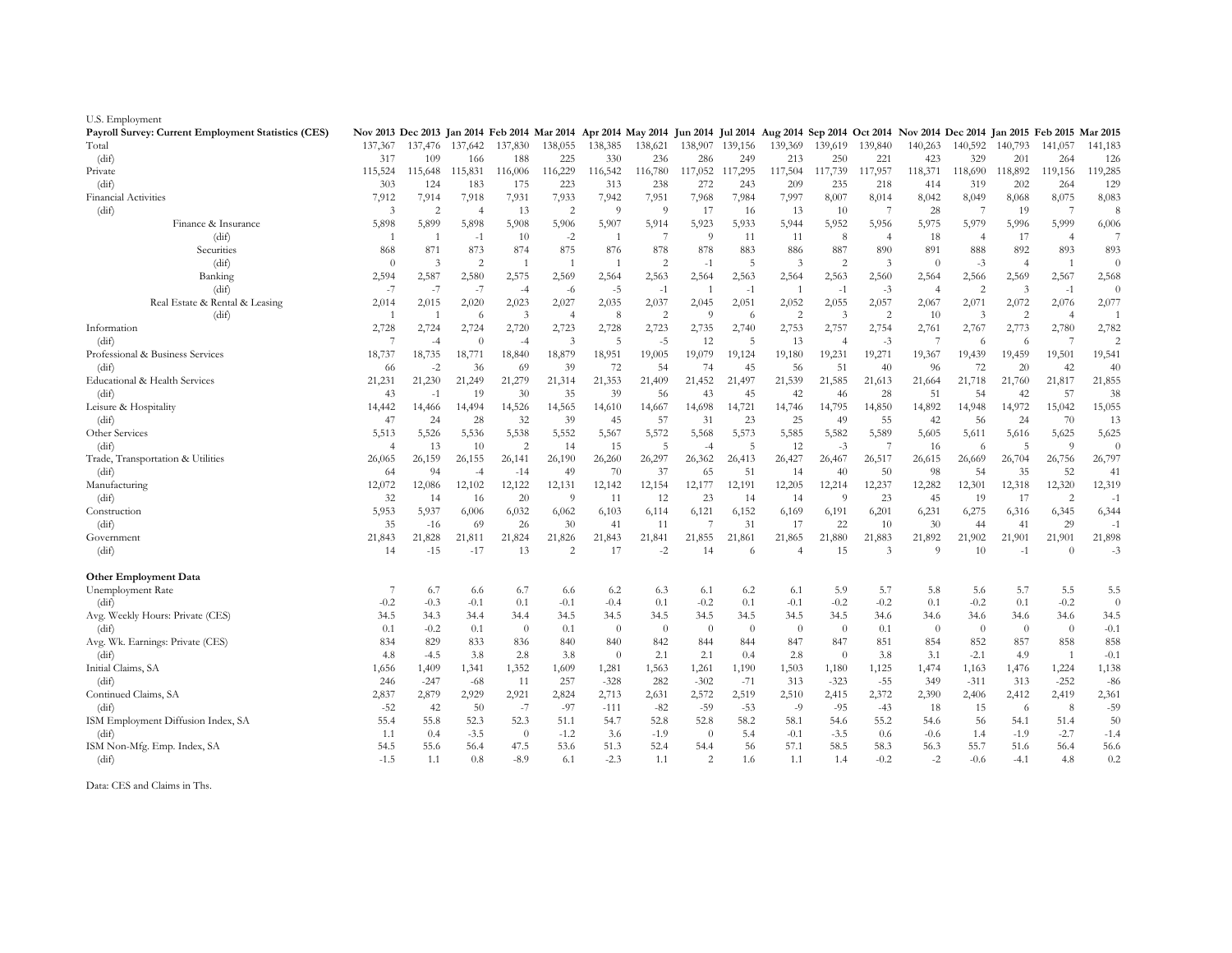U.S. Employment

| Payroll Survey: Current Employment Statistics (CES) | Nov 2013 | Dec 2013 | Jan 2014 | Feb 2014 | Mar 2014 | Apr 2014 | May 2014 | Jun 2014 | Jul 2014 | Aug 2014 | Sep 2014 | Oct 2014 | Nov 2014 | Dec 2014 | Jan 2015 | Feb 2015 | Mar 2015 |
|---|---|---|---|---|---|---|---|---|---|---|---|---|---|---|---|---|---|
| Total | 137,367 | 137,476 | 137,642 | 137,830 | 138,055 | 138,385 | 138,621 | 138,907 | 139,156 | 139,369 | 139,619 | 139,840 | 140,263 | 140,592 | 140,793 | 141,057 | 141,183 |
| (dif) | 317 | 109 | 166 | 188 | 225 | 330 | 236 | 286 | 249 | 213 | 250 | 221 | 423 | 329 | 201 | 264 | 126 |
| Private | 115,524 | 115,648 | 115,831 | 116,006 | 116,229 | 116,542 | 116,780 | 117,052 | 117,295 | 117,504 | 117,739 | 117,957 | 118,371 | 118,690 | 118,892 | 119,156 | 119,285 |
| (dif) | 303 | 124 | 183 | 175 | 223 | 313 | 238 | 272 | 243 | 209 | 235 | 218 | 414 | 319 | 202 | 264 | 129 |
| Financial Activities | 7,912 | 7,914 | 7,918 | 7,931 | 7,933 | 7,942 | 7,951 | 7,968 | 7,984 | 7,997 | 8,007 | 8,014 | 8,042 | 8,049 | 8,068 | 8,075 | 8,083 |
| (dif) | 3 | 2 | 4 | 13 | 2 | 9 | 9 | 17 | 16 | 13 | 10 | 7 | 28 | 7 | 19 | 7 | 8 |
| Finance & Insurance | 5,898 | 5,899 | 5,898 | 5,908 | 5,906 | 5,907 | 5,914 | 5,923 | 5,933 | 5,944 | 5,952 | 5,956 | 5,975 | 5,979 | 5,996 | 5,999 | 6,006 |
| (dif) | 1 | 1 | -1 | 10 | -2 | 1 | 7 | 9 | 11 | 11 | 8 | 4 | 18 | 4 | 17 | 4 | 7 |
| Securities | 868 | 871 | 873 | 874 | 875 | 876 | 878 | 878 | 883 | 886 | 887 | 890 | 891 | 888 | 892 | 893 | 893 |
| (dif) | 0 | 3 | 2 | 1 | 1 | 1 | 2 | -1 | 5 | 3 | 2 | 3 | 0 | -3 | 4 | 1 | 0 |
| Banking | 2,594 | 2,587 | 2,580 | 2,575 | 2,569 | 2,564 | 2,563 | 2,564 | 2,563 | 2,564 | 2,563 | 2,560 | 2,564 | 2,566 | 2,569 | 2,567 | 2,568 |
| (dif) | -7 | -7 | -7 | -4 | -6 | -5 | -1 | 1 | -1 | 1 | -1 | -3 | 4 | 2 | 3 | -1 | 0 |
| Real Estate & Rental & Leasing | 2,014 | 2,015 | 2,020 | 2,023 | 2,027 | 2,035 | 2,037 | 2,045 | 2,051 | 2,052 | 2,055 | 2,057 | 2,067 | 2,071 | 2,072 | 2,076 | 2,077 |
| (dif) | 1 | 1 | 6 | 3 | 4 | 8 | 2 | 9 | 6 | 2 | 3 | 2 | 10 | 3 | 2 | 4 | 1 |
| Information | 2,728 | 2,724 | 2,724 | 2,720 | 2,723 | 2,728 | 2,723 | 2,735 | 2,740 | 2,753 | 2,757 | 2,754 | 2,761 | 2,767 | 2,773 | 2,780 | 2,782 |
| (dif) | 7 | -4 | 0 | -4 | 3 | 5 | -5 | 12 | 5 | 13 | 4 | -3 | 7 | 6 | 6 | 7 | 2 |
| Professional & Business Services | 18,737 | 18,735 | 18,771 | 18,840 | 18,879 | 18,951 | 19,005 | 19,079 | 19,124 | 19,180 | 19,231 | 19,271 | 19,367 | 19,439 | 19,459 | 19,501 | 19,541 |
| (dif) | 66 | -2 | 36 | 69 | 39 | 72 | 54 | 74 | 45 | 56 | 51 | 40 | 96 | 72 | 20 | 42 | 40 |
| Educational & Health Services | 21,231 | 21,230 | 21,249 | 21,279 | 21,314 | 21,353 | 21,409 | 21,452 | 21,497 | 21,539 | 21,585 | 21,613 | 21,664 | 21,718 | 21,760 | 21,817 | 21,855 |
| (dif) | 43 | -1 | 19 | 30 | 35 | 39 | 56 | 43 | 45 | 42 | 46 | 28 | 51 | 54 | 42 | 57 | 38 |
| Leisure & Hospitality | 14,442 | 14,466 | 14,494 | 14,526 | 14,565 | 14,610 | 14,667 | 14,698 | 14,721 | 14,746 | 14,795 | 14,850 | 14,892 | 14,948 | 14,972 | 15,042 | 15,055 |
| (dif) | 47 | 24 | 28 | 32 | 39 | 45 | 57 | 31 | 23 | 25 | 49 | 55 | 42 | 56 | 24 | 70 | 13 |
| Other Services | 5,513 | 5,526 | 5,536 | 5,538 | 5,552 | 5,567 | 5,572 | 5,568 | 5,573 | 5,585 | 5,582 | 5,589 | 5,605 | 5,611 | 5,616 | 5,625 | 5,625 |
| (dif) | 4 | 13 | 10 | 2 | 14 | 15 | 5 | -4 | 5 | 12 | -3 | 7 | 16 | 6 | 5 | 9 | 0 |
| Trade, Transportation & Utilities | 26,065 | 26,159 | 26,155 | 26,141 | 26,190 | 26,260 | 26,297 | 26,362 | 26,413 | 26,427 | 26,467 | 26,517 | 26,615 | 26,669 | 26,704 | 26,756 | 26,797 |
| (dif) | 64 | 94 | -4 | -14 | 49 | 70 | 37 | 65 | 51 | 14 | 40 | 50 | 98 | 54 | 35 | 52 | 41 |
| Manufacturing | 12,072 | 12,086 | 12,102 | 12,122 | 12,131 | 12,142 | 12,154 | 12,177 | 12,191 | 12,205 | 12,214 | 12,237 | 12,282 | 12,301 | 12,318 | 12,320 | 12,319 |
| (dif) | 32 | 14 | 16 | 20 | 9 | 11 | 12 | 23 | 14 | 14 | 9 | 23 | 45 | 19 | 17 | 2 | -1 |
| Construction | 5,953 | 5,937 | 6,006 | 6,032 | 6,062 | 6,103 | 6,114 | 6,121 | 6,152 | 6,169 | 6,191 | 6,201 | 6,231 | 6,275 | 6,316 | 6,345 | 6,344 |
| (dif) | 35 | -16 | 69 | 26 | 30 | 41 | 11 | 7 | 31 | 17 | 22 | 10 | 30 | 44 | 41 | 29 | -1 |
| Government | 21,843 | 21,828 | 21,811 | 21,824 | 21,826 | 21,843 | 21,841 | 21,855 | 21,861 | 21,865 | 21,880 | 21,883 | 21,892 | 21,902 | 21,901 | 21,901 | 21,898 |
| (dif) | 14 | -15 | -17 | 13 | 2 | 17 | -2 | 14 | 6 | 4 | 15 | 3 | 9 | 10 | -1 | 0 | -3 |
| **Other Employment Data** | | | | | | | | | | | | | | | | | |
| Unemployment Rate | 7 | 6.7 | 6.6 | 6.7 | 6.6 | 6.2 | 6.3 | 6.1 | 6.2 | 6.1 | 5.9 | 5.7 | 5.8 | 5.6 | 5.7 | 5.5 | 5.5 |
| (dif) | -0.2 | -0.3 | -0.1 | 0.1 | -0.1 | -0.4 | 0.1 | -0.2 | 0.1 | -0.1 | -0.2 | -0.2 | 0.1 | -0.2 | 0.1 | -0.2 | 0 |
| Avg. Weekly Hours: Private (CES) | 34.5 | 34.3 | 34.4 | 34.4 | 34.5 | 34.5 | 34.5 | 34.5 | 34.5 | 34.5 | 34.5 | 34.6 | 34.6 | 34.6 | 34.6 | 34.6 | 34.5 |
| (dif) | 0.1 | -0.2 | 0.1 | 0 | 0.1 | 0 | 0 | 0 | 0 | 0 | 0 | 0.1 | 0 | 0 | 0 | 0 | -0.1 |
| Avg. Wk. Earnings: Private (CES) | 834 | 829 | 833 | 836 | 840 | 840 | 842 | 844 | 844 | 847 | 847 | 851 | 854 | 852 | 857 | 858 | 858 |
| (dif) | 4.8 | -4.5 | 3.8 | 2.8 | 3.8 | 0 | 2.1 | 2.1 | 0.4 | 2.8 | 0 | 3.8 | 3.1 | -2.1 | 4.9 | 1 | -0.1 |
| Initial Claims, SA | 1,656 | 1,409 | 1,341 | 1,352 | 1,609 | 1,281 | 1,563 | 1,261 | 1,190 | 1,503 | 1,180 | 1,125 | 1,474 | 1,163 | 1,476 | 1,224 | 1,138 |
| (dif) | 246 | -247 | -68 | 11 | 257 | -328 | 282 | -302 | -71 | 313 | -323 | -55 | 349 | -311 | 313 | -252 | -86 |
| Continued Claims, SA | 2,837 | 2,879 | 2,929 | 2,921 | 2,824 | 2,713 | 2,631 | 2,572 | 2,519 | 2,510 | 2,415 | 2,372 | 2,390 | 2,406 | 2,412 | 2,419 | 2,361 |
| (dif) | -52 | 42 | 50 | -7 | -97 | -111 | -82 | -59 | -53 | -9 | -95 | -43 | 18 | 15 | 6 | 8 | -59 |
| ISM Employment Diffusion Index, SA | 55.4 | 55.8 | 52.3 | 52.3 | 51.1 | 54.7 | 52.8 | 52.8 | 58.2 | 58.1 | 54.6 | 55.2 | 54.6 | 56 | 54.1 | 51.4 | 50 |
| (dif) | 1.1 | 0.4 | -3.5 | 0 | -1.2 | 3.6 | -1.9 | 0 | 5.4 | -0.1 | -3.5 | 0.6 | -0.6 | 1.4 | -1.9 | -2.7 | -1.4 |
| ISM Non-Mfg. Emp. Index, SA | 54.5 | 55.6 | 56.4 | 47.5 | 53.6 | 51.3 | 52.4 | 54.4 | 56 | 57.1 | 58.5 | 58.3 | 56.3 | 55.7 | 51.6 | 56.4 | 56.6 |
| (dif) | -1.5 | 1.1 | 0.8 | -8.9 | 6.1 | -2.3 | 1.1 | 2 | 1.6 | 1.1 | 1.4 | -0.2 | -2 | -0.6 | -4.1 | 4.8 | 0.2 |

Data: CES and Claims in Ths.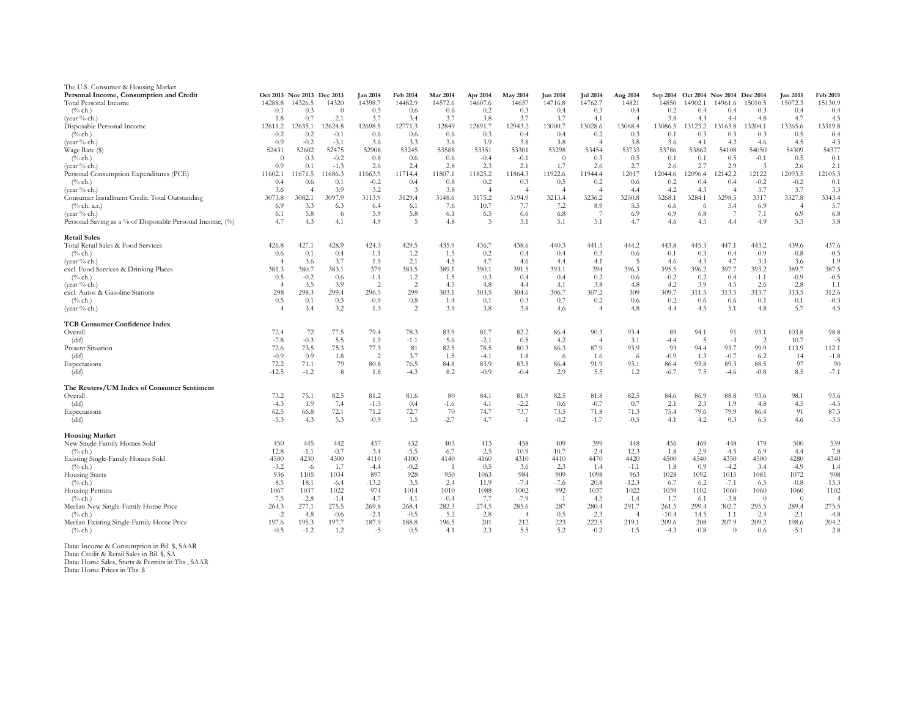The U.S. Consumer & Housing Market

| Personal Income, Consumption and Credit | Oct 2013 | Nov 2013 | Dec 2013 | Jan 2014 | Feb 2014 | Mar 2014 | Apr 2014 | May 2014 | Jun 2014 | Jul 2014 | Aug 2014 | Sep 2014 | Oct 2014 | Nov 2014 | Dec 2014 | Jan 2015 | Feb 2015 |
|---|---|---|---|---|---|---|---|---|---|---|---|---|---|---|---|---|---|
| Total Personal Income | 14288.8 | 14326.5 | 14320 | 14398.7 | 14482.9 | 14572.6 | 14607.6 | 14657 | 14716.8 | 14762.7 | 14821 | 14850 | 14902.1 | 14961.6 | 15010.5 | 15072.3 | 15130.9 |
| (% ch.) | -0.1 | 0.3 | 0 | 0.5 | 0.6 | 0.6 | 0.2 | 0.3 | 0.4 | 0.3 | 0.4 | 0.2 | 0.4 | 0.4 | 0.3 | 0.4 | 0.4 |
| (year % ch.) | 1.8 | 0.7 | -2.1 | 3.7 | 3.4 | 3.7 | 3.8 | 3.7 | 3.7 | 4.1 | 4 | 3.8 | 4.3 | 4.4 | 4.8 | 4.7 | 4.5 |
| Disposable Personal Income | 12611.2 | 12635.1 | 12624.8 | 12698.5 | 12771.3 | 12849 | 12891.7 | 12943.2 | 13000.7 | 13028.6 | 13068.4 | 13086.5 | 13123.2 | 13163.8 | 13204.1 | 13265.6 | 13319.8 |
| (% ch.) | -0.2 | 0.2 | -0.1 | 0.6 | 0.6 | 0.6 | 0.3 | 0.4 | 0.4 | 0.2 | 0.3 | 0.1 | 0.3 | 0.3 | 0.3 | 0.5 | 0.4 |
| (year % ch.) | 0.9 | -0.2 | -3.1 | 3.6 | 3.3 | 3.6 | 3.9 | 3.8 | 3.8 | 4 | 3.8 | 3.6 | 4.1 | 4.2 | 4.6 | 4.5 | 4.3 |
| Wage Rate ($) | 52431 | 52602 | 52475 | 52908 | 53245 | 53588 | 53351 | 53301 | 53298 | 53454 | 53733 | 53786 | 53862 | 54108 | 54050 | 54309 | 54377 |
| (% ch.) | 0 | 0.3 | -0.2 | 0.8 | 0.6 | 0.6 | -0.4 | -0.1 | 0 | 0.3 | 0.5 | 0.1 | 0.1 | 0.5 | -0.1 | 0.5 | 0.1 |
| (year % ch.) | 0.9 | 0.1 | -1.3 | 2.6 | 2.4 | 2.8 | 2.3 | 2.1 | 1.7 | 2.6 | 2.7 | 2.6 | 2.7 | 2.9 | 3 | 2.6 | 2.1 |
| Personal Consumption Expenditures (PCE) | 11602.1 | 11671.5 | 11686.3 | 11663.9 | 11714.4 | 11807.1 | 11825.2 | 11864.3 | 11922.6 | 11944.4 | 12017 | 12044.6 | 12096.4 | 12142.2 | 12122 | 12093.5 | 12105.3 |
| (% ch.) | 0.4 | 0.6 | 0.1 | -0.2 | 0.4 | 0.8 | 0.2 | 0.3 | 0.5 | 0.2 | 0.6 | 0.2 | 0.4 | 0.4 | -0.2 | -0.2 | 0.1 |
| (year % ch.) | 3.6 | 4 | 3.9 | 3.2 | 3 | 3.8 | 4 | 4 | 4 | 4 | 4.4 | 4.2 | 4.3 | 4 | 3.7 | 3.7 | 3.3 |
| Consumer Installment Credit: Total Outstanding | 3073.8 | 3082.1 | 3097.9 | 3113.9 | 3129.4 | 3148.6 | 3175.2 | 3194.9 | 3213.4 | 3236.2 | 3250.8 | 3268.1 | 3284.1 | 3298.5 | 3317 | 3327.8 | 3343.4 |
| (% ch. a.r.) | 6.9 | 3.3 | 6.3 | 6.4 | 6.1 | 7.6 | 10.7 | 7.7 | 7.2 | 8.9 | 5.5 | 6.6 | 6 | 5.4 | 6.9 | 4 | 5.7 |
| (year % ch.) | 6.1 | 5.8 | 6 | 5.9 | 5.8 | 6.1 | 6.5 | 6.6 | 6.8 | 7 | 6.9 | 6.9 | 6.8 | 7 | 7.1 | 6.9 | 6.8 |
| Personal Saving as a % of Disposable Personal Income, (%) | 4.7 | 4.3 | 4.1 | 4.9 | 5 | 4.8 | 5 | 5.1 | 5.1 | 5.1 | 4.7 | 4.6 | 4.5 | 4.4 | 4.9 | 5.5 | 5.8 |
| **Retail Sales** | | | | | | | | | | | | | | | | | |
| Total Retail Sales & Food Services | 426.8 | 427.1 | 428.9 | 424.3 | 429.5 | 435.9 | 436.7 | 438.6 | 440.3 | 441.5 | 444.2 | 443.8 | 445.3 | 447.1 | 443.2 | 439.6 | 437.6 |
| (% ch.) | 0.6 | 0.1 | 0.4 | -1.1 | 1.2 | 1.5 | 0.2 | 0.4 | 0.4 | 0.3 | 0.6 | -0.1 | 0.3 | 0.4 | -0.9 | -0.8 | -0.5 |
| (year % ch.) | 4 | 3.6 | 3.7 | 1.9 | 2.1 | 4.5 | 4.7 | 4.6 | 4.4 | 4.1 | 5 | 4.6 | 4.3 | 4.7 | 3.3 | 3.6 | 1.9 |
| excl. Food Services & Drinking Places | 381.3 | 380.7 | 383.1 | 379 | 383.5 | 389.1 | 390.1 | 391.5 | 393.1 | 394 | 396.3 | 395.5 | 396.2 | 397.7 | 393.2 | 389.7 | 387.5 |
| (% ch.) | 0.5 | -0.2 | 0.6 | -1.1 | 1.2 | 1.5 | 0.3 | 0.4 | 0.4 | 0.2 | 0.6 | -0.2 | 0.2 | 0.4 | -1.1 | -0.9 | -0.5 |
| (year % ch.) | 4 | 3.5 | 3.9 | 2 | 2 | 4.5 | 4.8 | 4.4 | 4.1 | 3.8 | 4.8 | 4.2 | 3.9 | 4.5 | 2.6 | 2.8 | 1.1 |
| excl. Autos & Gasoline Stations | 298 | 298.3 | 299.4 | 296.5 | 299 | 303.1 | 303.5 | 304.6 | 306.7 | 307.2 | 309 | 309.7 | 311.5 | 313.5 | 313.7 | 313.5 | 312.6 |
| (% ch.) | 0.5 | 0.1 | 0.3 | -0.9 | 0.8 | 1.4 | 0.1 | 0.3 | 0.7 | 0.2 | 0.6 | 0.2 | 0.6 | 0.6 | 0.1 | -0.1 | -0.3 |
| (year % ch.) | 4 | 3.4 | 3.2 | 1.3 | 2 | 3.9 | 3.8 | 3.8 | 4.6 | 4 | 4.8 | 4.4 | 4.5 | 5.1 | 4.8 | 5.7 | 4.5 |
| **TCB Consumer Confidence Index** | | | | | | | | | | | | | | | | | |
| Overall | 72.4 | 72 | 77.5 | 79.4 | 78.3 | 83.9 | 81.7 | 82.2 | 86.4 | 90.3 | 93.4 | 89 | 94.1 | 91 | 93.1 | 103.8 | 98.8 |
| (dif) | -7.8 | -0.3 | 5.5 | 1.9 | -1.1 | 5.6 | -2.1 | 0.5 | 4.2 | 4 | 3.1 | -4.4 | 5 | -3 | 2 | 10.7 | -5 |
| Present Situation | 72.6 | 73.5 | 75.3 | 77.3 | 81 | 82.5 | 78.5 | 80.3 | 86.3 | 87.9 | 93.9 | 93 | 94.4 | 93.7 | 99.9 | 113.9 | 112.1 |
| (dif) | -0.9 | 0.9 | 1.8 | 2 | 3.7 | 1.5 | -4.1 | 1.8 | 6 | 1.6 | 6 | -0.9 | 1.3 | -0.7 | 6.2 | 14 | -1.8 |
| Expectations | 72.2 | 71.1 | 79 | 80.8 | 76.5 | 84.8 | 83.9 | 83.5 | 86.4 | 91.9 | 93.1 | 86.4 | 93.8 | 89.3 | 88.5 | 97 | 90 |
| (dif) | -12.5 | -1.2 | 8 | 1.8 | -4.3 | 8.2 | -0.9 | -0.4 | 2.9 | 5.5 | 1.2 | -6.7 | 7.5 | -4.6 | -0.8 | 8.5 | -7.1 |
| **The Reuters/UM Index of Consumer Sentiment** | | | | | | | | | | | | | | | | | |
| Overall | 73.2 | 75.1 | 82.5 | 81.2 | 81.6 | 80 | 84.1 | 81.9 | 82.5 | 81.8 | 82.5 | 84.6 | 86.9 | 88.8 | 93.6 | 98.1 | 93.6 |
| (dif) | -4.3 | 1.9 | 7.4 | -1.3 | 0.4 | -1.6 | 4.1 | -2.2 | 0.6 | -0.7 | 0.7 | 2.1 | 2.3 | 1.9 | 4.8 | 4.5 | -4.5 |
| Expectations | 62.5 | 66.8 | 72.1 | 71.2 | 72.7 | 70 | 74.7 | 73.7 | 73.5 | 71.8 | 71.3 | 75.4 | 79.6 | 79.9 | 86.4 | 91 | 87.5 |
| (dif) | -5.3 | 4.3 | 5.3 | -0.9 | 1.5 | -2.7 | 4.7 | -1 | -0.2 | -1.7 | -0.5 | 4.1 | 4.2 | 0.3 | 6.5 | 4.6 | -3.5 |
| **Housing Market** | | | | | | | | | | | | | | | | | |
| New Single-Family Homes Sold | 450 | 445 | 442 | 457 | 432 | 403 | 413 | 458 | 409 | 399 | 448 | 456 | 469 | 448 | 479 | 500 | 539 |
| (% ch.) | 12.8 | -1.1 | -0.7 | 3.4 | -5.5 | -6.7 | 2.5 | 10.9 | -10.7 | -2.4 | 12.3 | 1.8 | 2.9 | -4.5 | 6.9 | 4.4 | 7.8 |
| Existing Single-Family Homes Sold | 4500 | 4230 | 4300 | 4110 | 4100 | 4140 | 4160 | 4310 | 4410 | 4470 | 4420 | 4500 | 4540 | 4350 | 4500 | 4280 | 4340 |
| (% ch.) | -3.2 | -6 | 1.7 | -4.4 | -0.2 | 1 | 0.5 | 3.6 | 2.3 | 1.4 | -1.1 | 1.8 | 0.9 | -4.2 | 3.4 | -4.9 | 1.4 |
| Housing Starts | 936 | 1105 | 1034 | 897 | 928 | 950 | 1063 | 984 | 909 | 1098 | 963 | 1028 | 1092 | 1015 | 1081 | 1072 | 908 |
| (% ch.) | 8.5 | 18.1 | -6.4 | -13.2 | 3.5 | 2.4 | 11.9 | -7.4 | -7.6 | 20.8 | -12.3 | 6.7 | 6.2 | -7.1 | 6.5 | -0.8 | -15.3 |
| Housing Permits | 1067 | 1037 | 1022 | 974 | 1014 | 1010 | 1088 | 1002 | 992 | 1037 | 1022 | 1039 | 1102 | 1060 | 1060 | 1060 | 1102 |
| (% ch.) | 7.5 | -2.8 | -1.4 | -4.7 | 4.1 | -0.4 | 7.7 | -7.9 | -1 | 4.5 | -1.4 | 1.7 | 6.1 | -3.8 | 0 | 0 | 4 |
| Median New Single-Family Home Price | 264.3 | 277.1 | 275.5 | 269.8 | 268.4 | 282.3 | 274.5 | 285.6 | 287 | 280.4 | 291.7 | 261.5 | 299.4 | 302.7 | 295.5 | 289.4 | 275.5 |
| (% ch.) | -2 | 4.8 | -0.6 | -2.1 | -0.5 | 5.2 | -2.8 | 4 | 0.5 | -2.3 | 4 | -10.4 | 14.5 | 1.1 | -2.4 | -2.1 | -4.8 |
| Median Existing Single-Family Home Price | 197.6 | 195.3 | 197.7 | 187.9 | 188.8 | 196.5 | 201 | 212 | 223 | 222.5 | 219.1 | 209.6 | 208 | 207.9 | 209.2 | 198.6 | 204.2 |
| (% ch.) | -0.5 | -1.2 | 1.2 | -5 | 0.5 | 4.1 | 2.3 | 5.5 | 5.2 | -0.2 | -1.5 | -4.3 | -0.8 | 0 | 0.6 | -5.1 | 2.8 |

Data: Income & Consumption in Bil. $, SAAR
Data: Credit & Retail Sales in Bil. $, SA
Data: Home Sales, Starts & Permits in Ths., SAAR
Data: Home Prices in Ths. $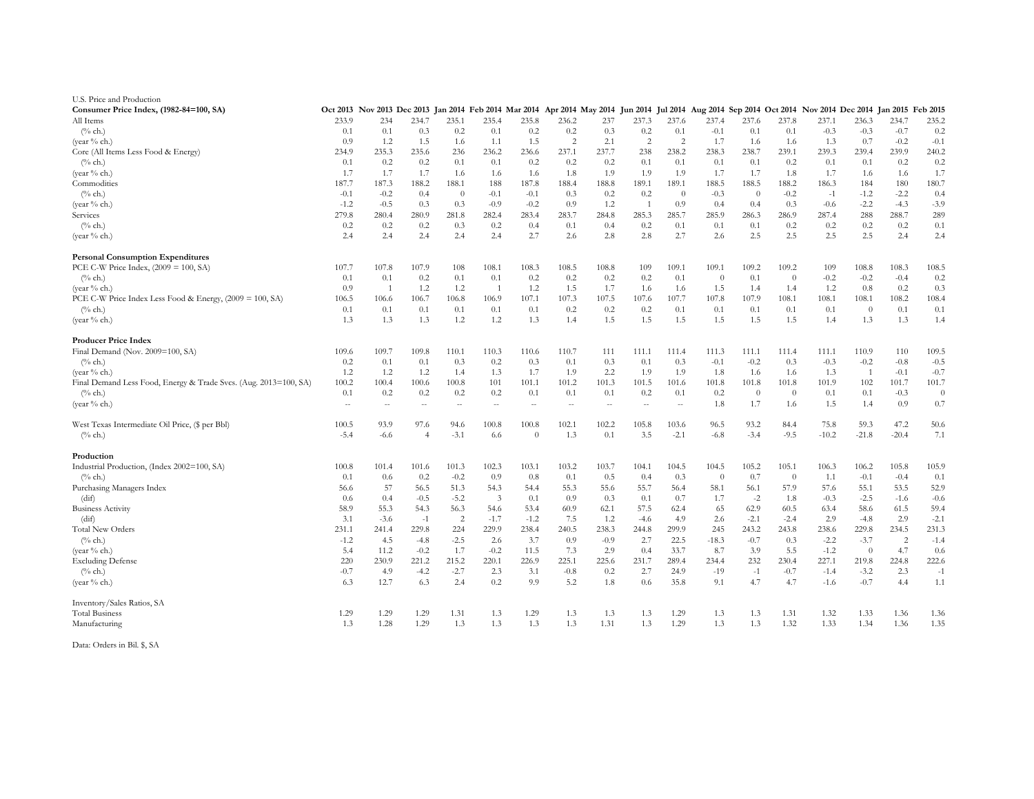U.S. Price and Production

| Consumer Price Index, (1982-84=100, SA) | Oct 2013 | Nov 2013 | Dec 2013 | Jan 2014 | Feb 2014 | Mar 2014 | Apr 2014 | May 2014 | Jun 2014 | Jul 2014 | Aug 2014 | Sep 2014 | Oct 2014 | Nov 2014 | Dec 2014 | Jan 2015 | Feb 2015 |
|---|---|---|---|---|---|---|---|---|---|---|---|---|---|---|---|---|---|
| All Items | 233.9 | 234 | 234.7 | 235.1 | 235.4 | 235.8 | 236.2 | 237 | 237.3 | 237.6 | 237.4 | 237.6 | 237.8 | 237.1 | 236.3 | 234.7 | 235.2 |
| (% ch.) | 0.1 | 0.1 | 0.3 | 0.2 | 0.1 | 0.2 | 0.2 | 0.3 | 0.2 | 0.1 | -0.1 | 0.1 | 0.1 | -0.3 | -0.3 | -0.7 | 0.2 |
| (year % ch.) | 0.9 | 1.2 | 1.5 | 1.6 | 1.1 | 1.5 | 2 | 2.1 | 2 | 2 | 1.7 | 1.6 | 1.6 | 1.3 | 0.7 | -0.2 | -0.1 |
| Core (All Items Less Food & Energy) | 234.9 | 235.3 | 235.6 | 236 | 236.2 | 236.6 | 237.1 | 237.7 | 238 | 238.2 | 238.3 | 238.7 | 239.1 | 239.3 | 239.4 | 239.9 | 240.2 |
| (% ch.) | 0.1 | 0.2 | 0.2 | 0.1 | 0.1 | 0.2 | 0.2 | 0.2 | 0.1 | 0.1 | 0.1 | 0.1 | 0.2 | 0.1 | 0.1 | 0.2 | 0.2 |
| (year % ch.) | 1.7 | 1.7 | 1.7 | 1.6 | 1.6 | 1.6 | 1.8 | 1.9 | 1.9 | 1.9 | 1.7 | 1.7 | 1.8 | 1.7 | 1.6 | 1.6 | 1.7 |
| Commodities | 187.7 | 187.3 | 188.2 | 188.1 | 188 | 187.8 | 188.4 | 188.8 | 189.1 | 189.1 | 188.5 | 188.5 | 188.2 | 186.3 | 184 | 180 | 180.7 |
| (% ch.) | -0.1 | -0.2 | 0.4 | 0 | -0.1 | -0.1 | 0.3 | 0.2 | 0.2 | 0 | -0.3 | 0 | -0.2 | -1 | -1.2 | -2.2 | 0.4 |
| (year % ch.) | -1.2 | -0.5 | 0.3 | 0.3 | -0.9 | -0.2 | 0.9 | 1.2 | 1 | 0.9 | 0.4 | 0.4 | 0.3 | -0.6 | -2.2 | -4.3 | -3.9 |
| Services | 279.8 | 280.4 | 280.9 | 281.8 | 282.4 | 283.4 | 283.7 | 284.8 | 285.3 | 285.7 | 285.9 | 286.3 | 286.9 | 287.4 | 288 | 288.7 | 289 |
| (% ch.) | 0.2 | 0.2 | 0.2 | 0.3 | 0.2 | 0.4 | 0.1 | 0.4 | 0.2 | 0.1 | 0.1 | 0.1 | 0.2 | 0.2 | 0.2 | 0.2 | 0.1 |
| (year % ch.) | 2.4 | 2.4 | 2.4 | 2.4 | 2.4 | 2.7 | 2.6 | 2.8 | 2.8 | 2.7 | 2.6 | 2.5 | 2.5 | 2.5 | 2.5 | 2.4 | 2.4 |
| **Personal Consumption Expenditures** | | | | | | | | | | | | | | | | | |
| PCE C-W Price Index, (2009 = 100, SA) | 107.7 | 107.8 | 107.9 | 108 | 108.1 | 108.3 | 108.5 | 108.8 | 109 | 109.1 | 109.1 | 109.2 | 109.2 | 109 | 108.8 | 108.3 | 108.5 |
| (% ch.) | 0.1 | 0.1 | 0.2 | 0.1 | 0.1 | 0.2 | 0.2 | 0.2 | 0.2 | 0.1 | 0 | 0.1 | 0 | -0.2 | -0.2 | -0.4 | 0.2 |
| (year % ch.) | 0.9 | 1 | 1.2 | 1.2 | 1 | 1.2 | 1.5 | 1.7 | 1.6 | 1.6 | 1.5 | 1.4 | 1.4 | 1.2 | 0.8 | 0.2 | 0.3 |
| PCE C-W Price Index Less Food & Energy, (2009 = 100, SA) | 106.5 | 106.6 | 106.7 | 106.8 | 106.9 | 107.1 | 107.3 | 107.5 | 107.6 | 107.7 | 107.8 | 107.9 | 108.1 | 108.1 | 108.1 | 108.2 | 108.4 |
| (% ch.) | 0.1 | 0.1 | 0.1 | 0.1 | 0.1 | 0.1 | 0.2 | 0.2 | 0.2 | 0.1 | 0.1 | 0.1 | 0.1 | 0.1 | 0 | 0.1 | 0.1 |
| (year % ch.) | 1.3 | 1.3 | 1.3 | 1.2 | 1.2 | 1.3 | 1.4 | 1.5 | 1.5 | 1.5 | 1.5 | 1.5 | 1.5 | 1.4 | 1.3 | 1.3 | 1.4 |
| **Producer Price Index** | | | | | | | | | | | | | | | | | |
| Final Demand (Nov. 2009=100, SA) | 109.6 | 109.7 | 109.8 | 110.1 | 110.3 | 110.6 | 110.7 | 111 | 111.1 | 111.4 | 111.3 | 111.1 | 111.4 | 111.1 | 110.9 | 110 | 109.5 |
| (% ch.) | 0.2 | 0.1 | 0.1 | 0.3 | 0.2 | 0.3 | 0.1 | 0.3 | 0.1 | 0.3 | -0.1 | -0.2 | 0.3 | -0.3 | -0.2 | -0.8 | -0.5 |
| (year % ch.) | 1.2 | 1.2 | 1.2 | 1.4 | 1.3 | 1.7 | 1.9 | 2.2 | 1.9 | 1.9 | 1.8 | 1.6 | 1.6 | 1.3 | 1 | -0.1 | -0.7 |
| Final Demand Less Food, Energy & Trade Svcs. (Aug. 2013=100, SA) | 100.2 | 100.4 | 100.6 | 100.8 | 101 | 101.1 | 101.2 | 101.3 | 101.5 | 101.6 | 101.8 | 101.8 | 101.8 | 101.9 | 102 | 101.7 | 101.7 |
| (% ch.) | 0.1 | 0.2 | 0.2 | 0.2 | 0.2 | 0.1 | 0.1 | 0.1 | 0.2 | 0.1 | 0.2 | 0 | 0 | 0.1 | 0.1 | -0.3 | 0 |
| (year % ch.) | -- | -- | -- | -- | -- | -- | -- | -- | -- | -- | 1.8 | 1.7 | 1.6 | 1.5 | 1.4 | 0.9 | 0.7 |
| West Texas Intermediate Oil Price, ($ per Bbl) | 100.5 | 93.9 | 97.6 | 94.6 | 100.8 | 100.8 | 102.1 | 102.2 | 105.8 | 103.6 | 96.5 | 93.2 | 84.4 | 75.8 | 59.3 | 47.2 | 50.6 |
| (% ch.) | -5.4 | -6.6 | 4 | -3.1 | 6.6 | 0 | 1.3 | 0.1 | 3.5 | -2.1 | -6.8 | -3.4 | -9.5 | -10.2 | -21.8 | -20.4 | 7.1 |
| **Production** | | | | | | | | | | | | | | | | | |
| Industrial Production, (Index 2002=100, SA) | 100.8 | 101.4 | 101.6 | 101.3 | 102.3 | 103.1 | 103.2 | 103.7 | 104.1 | 104.5 | 104.5 | 105.2 | 105.1 | 106.3 | 106.2 | 105.8 | 105.9 |
| (% ch.) | 0.1 | 0.6 | 0.2 | -0.2 | 0.9 | 0.8 | 0.1 | 0.5 | 0.4 | 0.3 | 0 | 0.7 | 0 | 1.1 | -0.1 | -0.4 | 0.1 |
| Purchasing Managers Index | 56.6 | 57 | 56.5 | 51.3 | 54.3 | 54.4 | 55.3 | 55.6 | 55.7 | 56.4 | 58.1 | 56.1 | 57.9 | 57.6 | 55.1 | 53.5 | 52.9 |
| (dif) | 0.6 | 0.4 | -0.5 | -5.2 | 3 | 0.1 | 0.9 | 0.3 | 0.1 | 0.7 | 1.7 | -2 | 1.8 | -0.3 | -2.5 | -1.6 | -0.6 |
| Business Activity | 58.9 | 55.3 | 54.3 | 56.3 | 54.6 | 53.4 | 60.9 | 62.1 | 57.5 | 62.4 | 65 | 62.9 | 60.5 | 63.4 | 58.6 | 61.5 | 59.4 |
| (dif) | 3.1 | -3.6 | -1 | 2 | -1.7 | -1.2 | 7.5 | 1.2 | -4.6 | 4.9 | 2.6 | -2.1 | -2.4 | 2.9 | -4.8 | 2.9 | -2.1 |
| Total New Orders | 231.1 | 241.4 | 229.8 | 224 | 229.9 | 238.4 | 240.5 | 238.3 | 244.8 | 299.9 | 245 | 243.2 | 243.8 | 238.6 | 229.8 | 234.5 | 231.3 |
| (% ch.) | -1.2 | 4.5 | -4.8 | -2.5 | 2.6 | 3.7 | 0.9 | -0.9 | 2.7 | 22.5 | -18.3 | -0.7 | 0.3 | -2.2 | -3.7 | 2 | -1.4 |
| (year % ch.) | 5.4 | 11.2 | -0.2 | 1.7 | -0.2 | 11.5 | 7.3 | 2.9 | 0.4 | 33.7 | 8.7 | 3.9 | 5.5 | -1.2 | 0 | 4.7 | 0.6 |
| Excluding Defense | 220 | 230.9 | 221.2 | 215.2 | 220.1 | 226.9 | 225.1 | 225.6 | 231.7 | 289.4 | 234.4 | 232 | 230.4 | 227.1 | 219.8 | 224.8 | 222.6 |
| (% ch.) | -0.7 | 4.9 | -4.2 | -2.7 | 2.3 | 3.1 | -0.8 | 0.2 | 2.7 | 24.9 | -19 | -1 | -0.7 | -1.4 | -3.2 | 2.3 | -1 |
| (year % ch.) | 6.3 | 12.7 | 6.3 | 2.4 | 0.2 | 9.9 | 5.2 | 1.8 | 0.6 | 35.8 | 9.1 | 4.7 | 4.7 | -1.6 | -0.7 | 4.4 | 1.1 |
| Inventory/Sales Ratios, SA | | | | | | | | | | | | | | | | | |
| Total Business | 1.29 | 1.29 | 1.29 | 1.31 | 1.3 | 1.29 | 1.3 | 1.3 | 1.3 | 1.29 | 1.3 | 1.3 | 1.31 | 1.32 | 1.33 | 1.36 | 1.36 |
| Manufacturing | 1.3 | 1.28 | 1.29 | 1.3 | 1.3 | 1.3 | 1.3 | 1.31 | 1.3 | 1.29 | 1.3 | 1.3 | 1.32 | 1.33 | 1.34 | 1.36 | 1.35 |

Data: Orders in Bil. $, SA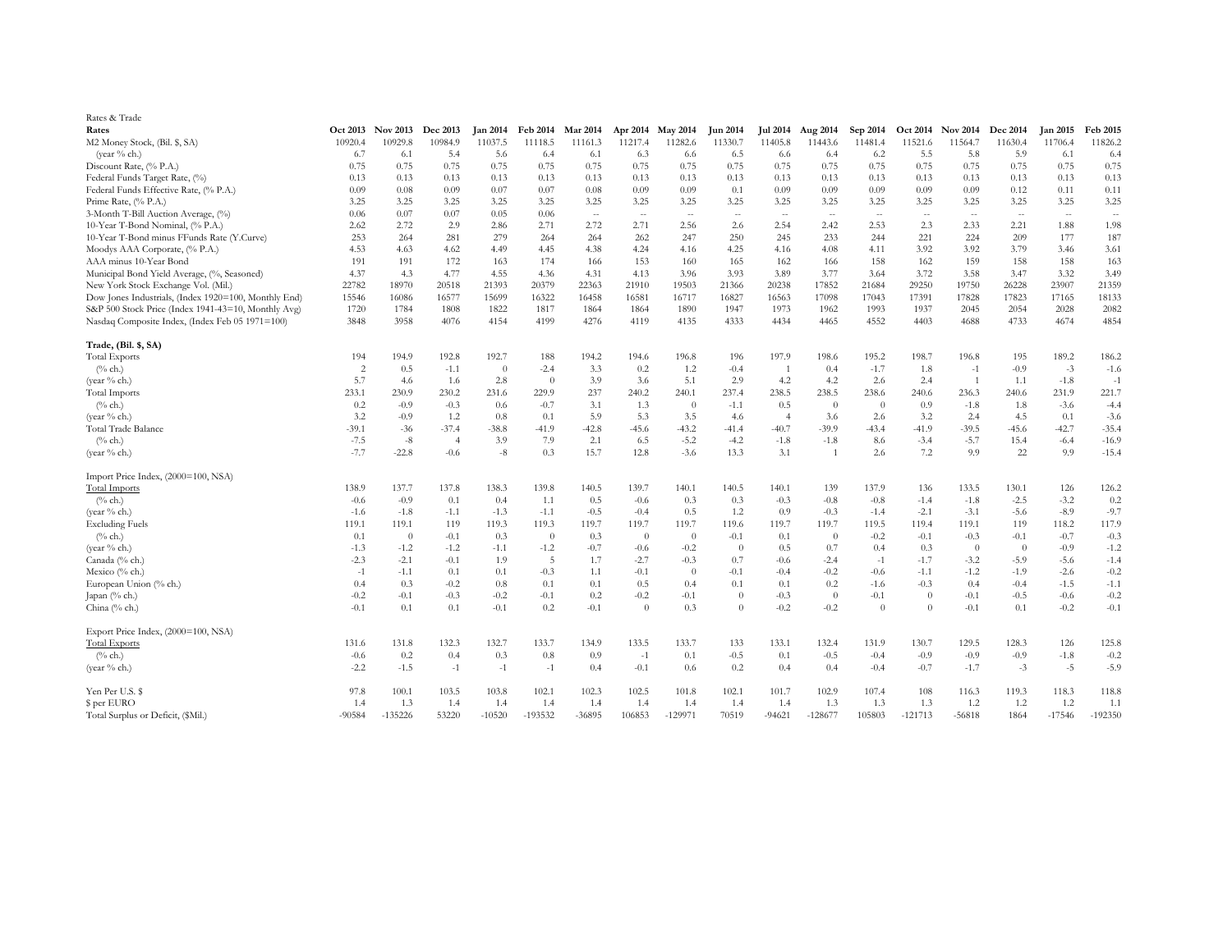Rates & Trade

| Rates | Oct 2013 | Nov 2013 | Dec 2013 | Jan 2014 | Feb 2014 | Mar 2014 | Apr 2014 | May 2014 | Jun 2014 | Jul 2014 | Aug 2014 | Sep 2014 | Oct 2014 | Nov 2014 | Dec 2014 | Jan 2015 | Feb 2015 |
|---|---|---|---|---|---|---|---|---|---|---|---|---|---|---|---|---|---|
| M2 Money Stock, (Bil. $, SA) | 10920.4 | 10929.8 | 10984.9 | 11037.5 | 11118.5 | 11161.3 | 11217.4 | 11282.6 | 11330.7 | 11405.8 | 11443.6 | 11481.4 | 11521.6 | 11564.7 | 11630.4 | 11706.4 | 11826.2 |
| (year % ch.) | 6.7 | 6.1 | 5.4 | 5.6 | 6.4 | 6.1 | 6.3 | 6.6 | 6.5 | 6.6 | 6.4 | 6.2 | 5.5 | 5.8 | 5.9 | 6.1 | 6.4 |
| Discount Rate, (% P.A.) | 0.75 | 0.75 | 0.75 | 0.75 | 0.75 | 0.75 | 0.75 | 0.75 | 0.75 | 0.75 | 0.75 | 0.75 | 0.75 | 0.75 | 0.75 | 0.75 | 0.75 |
| Federal Funds Target Rate, (%) | 0.13 | 0.13 | 0.13 | 0.13 | 0.13 | 0.13 | 0.13 | 0.13 | 0.13 | 0.13 | 0.13 | 0.13 | 0.13 | 0.13 | 0.13 | 0.13 | 0.13 |
| Federal Funds Effective Rate, (% P.A.) | 0.09 | 0.08 | 0.09 | 0.07 | 0.07 | 0.08 | 0.09 | 0.09 | 0.1 | 0.09 | 0.09 | 0.09 | 0.09 | 0.09 | 0.12 | 0.11 | 0.11 |
| Prime Rate, (% P.A.) | 3.25 | 3.25 | 3.25 | 3.25 | 3.25 | 3.25 | 3.25 | 3.25 | 3.25 | 3.25 | 3.25 | 3.25 | 3.25 | 3.25 | 3.25 | 3.25 | 3.25 |
| 3-Month T-Bill Auction Average, (%) | 0.06 | 0.07 | 0.07 | 0.05 | 0.06 | -- | -- | -- | -- | -- | -- | -- | -- | -- | -- | -- | -- |
| 10-Year T-Bond Nominal, (% P.A.) | 2.62 | 2.72 | 2.9 | 2.86 | 2.71 | 2.72 | 2.71 | 2.56 | 2.6 | 2.54 | 2.42 | 2.53 | 2.3 | 2.33 | 2.21 | 1.88 | 1.98 |
| 10-Year T-Bond minus FFunds Rate (Y.Curve) | 253 | 264 | 281 | 279 | 264 | 264 | 262 | 247 | 250 | 245 | 233 | 244 | 221 | 224 | 209 | 177 | 187 |
| Moodys AAA Corporate, (% P.A.) | 4.53 | 4.63 | 4.62 | 4.49 | 4.45 | 4.38 | 4.24 | 4.16 | 4.25 | 4.16 | 4.08 | 4.11 | 3.92 | 3.92 | 3.79 | 3.46 | 3.61 |
| AAA minus 10-Year Bond | 191 | 191 | 172 | 163 | 174 | 166 | 153 | 160 | 165 | 162 | 166 | 158 | 162 | 159 | 158 | 158 | 163 |
| Municipal Bond Yield Average, (%, Seasoned) | 4.37 | 4.3 | 4.77 | 4.55 | 4.36 | 4.31 | 4.13 | 3.96 | 3.93 | 3.89 | 3.77 | 3.64 | 3.72 | 3.58 | 3.47 | 3.32 | 3.49 |
| New York Stock Exchange Vol. (Mil.) | 22782 | 18970 | 20518 | 21393 | 20379 | 22363 | 21910 | 19503 | 21366 | 20238 | 17852 | 21684 | 29250 | 19750 | 26228 | 23907 | 21359 |
| Dow Jones Industrials, (Index 1920=100, Monthly End) | 15546 | 16086 | 16577 | 15699 | 16322 | 16458 | 16581 | 16717 | 16827 | 16563 | 17098 | 17043 | 17391 | 17828 | 17823 | 17165 | 18133 |
| S&P 500 Stock Price (Index 1941-43=10, Monthly Avg) | 1720 | 1784 | 1808 | 1822 | 1817 | 1864 | 1864 | 1890 | 1947 | 1973 | 1962 | 1993 | 1937 | 2045 | 2054 | 2028 | 2082 |
| Nasdaq Composite Index, (Index Feb 05 1971=100) | 3848 | 3958 | 4076 | 4154 | 4199 | 4276 | 4119 | 4135 | 4333 | 4434 | 4465 | 4552 | 4403 | 4688 | 4733 | 4674 | 4854 |
| **Trade, (Bil. $, SA)** | | | | | | | | | | | | | | | | | |
| Total Exports | 194 | 194.9 | 192.8 | 192.7 | 188 | 194.2 | 194.6 | 196.8 | 196 | 197.9 | 198.6 | 195.2 | 198.7 | 196.8 | 195 | 189.2 | 186.2 |
| (% ch.) | 2 | 0.5 | -1.1 | 0 | -2.4 | 3.3 | 0.2 | 1.2 | -0.4 | 1 | 0.4 | -1.7 | 1.8 | -1 | -0.9 | -3 | -1.6 |
| (year % ch.) | 5.7 | 4.6 | 1.6 | 2.8 | 0 | 3.9 | 3.6 | 5.1 | 2.9 | 4.2 | 4.2 | 2.6 | 2.4 | 1 | 1.1 | -1.8 | -1 |
| Total Imports | 233.1 | 230.9 | 230.2 | 231.6 | 229.9 | 237 | 240.2 | 240.1 | 237.4 | 238.5 | 238.5 | 238.6 | 240.6 | 236.3 | 240.6 | 231.9 | 221.7 |
| (% ch.) | 0.2 | -0.9 | -0.3 | 0.6 | -0.7 | 3.1 | 1.3 | 0 | -1.1 | 0.5 | 0 | 0 | 0.9 | -1.8 | 1.8 | -3.6 | -4.4 |
| (year % ch.) | 3.2 | -0.9 | 1.2 | 0.8 | 0.1 | 5.9 | 5.3 | 3.5 | 4.6 | 4 | 3.6 | 2.6 | 3.2 | 2.4 | 4.5 | 0.1 | -3.6 |
| Total Trade Balance | -39.1 | -36 | -37.4 | -38.8 | -41.9 | -42.8 | -45.6 | -43.2 | -41.4 | -40.7 | -39.9 | -43.4 | -41.9 | -39.5 | -45.6 | -42.7 | -35.4 |
| (% ch.) | -7.5 | -8 | 4 | 3.9 | 7.9 | 2.1 | 6.5 | -5.2 | -4.2 | -1.8 | -1.8 | 8.6 | -3.4 | -5.7 | 15.4 | -6.4 | -16.9 |
| (year % ch.) | -7.7 | -22.8 | -0.6 | -8 | 0.3 | 15.7 | 12.8 | -3.6 | 13.3 | 3.1 | 1 | 2.6 | 7.2 | 9.9 | 22 | 9.9 | -15.4 |
| Import Price Index, (2000=100, NSA) | | | | | | | | | | | | | | | | | |
| Total Imports | 138.9 | 137.7 | 137.8 | 138.3 | 139.8 | 140.5 | 139.7 | 140.1 | 140.5 | 140.1 | 139 | 137.9 | 136 | 133.5 | 130.1 | 126 | 126.2 |
| (% ch.) | -0.6 | -0.9 | 0.1 | 0.4 | 1.1 | 0.5 | -0.6 | 0.3 | 0.3 | -0.3 | -0.8 | -0.8 | -1.4 | -1.8 | -2.5 | -3.2 | 0.2 |
| (year % ch.) | -1.6 | -1.8 | -1.1 | -1.3 | -1.1 | -0.5 | -0.4 | 0.5 | 1.2 | 0.9 | -0.3 | -1.4 | -2.1 | -3.1 | -5.6 | -8.9 | -9.7 |
| Excluding Fuels | 119.1 | 119.1 | 119 | 119.3 | 119.3 | 119.7 | 119.7 | 119.7 | 119.6 | 119.7 | 119.7 | 119.5 | 119.4 | 119.1 | 119 | 118.2 | 117.9 |
| (% ch.) | 0.1 | 0 | -0.1 | 0.3 | 0 | 0.3 | 0 | 0 | -0.1 | 0.1 | 0 | -0.2 | -0.1 | -0.3 | -0.1 | -0.7 | -0.3 |
| (year % ch.) | -1.3 | -1.2 | -1.2 | -1.1 | -1.2 | -0.7 | -0.6 | -0.2 | 0 | 0.5 | 0.7 | 0.4 | 0.3 | 0 | 0 | -0.9 | -1.2 |
| Canada (% ch.) | -2.3 | -2.1 | -0.1 | 1.9 | 5 | 1.7 | -2.7 | -0.3 | 0.7 | -0.6 | -2.4 | -1 | -1.7 | -3.2 | -5.9 | -5.6 | -1.4 |
| Mexico (% ch.) | -1 | -1.1 | 0.1 | 0.1 | -0.3 | 1.1 | -0.1 | 0 | -0.1 | -0.4 | -0.2 | -0.6 | -1.1 | -1.2 | -1.9 | -2.6 | -0.2 |
| European Union (% ch.) | 0.4 | 0.3 | -0.2 | 0.8 | 0.1 | 0.1 | 0.5 | 0.4 | 0.1 | 0.1 | 0.2 | -1.6 | -0.3 | 0.4 | -0.4 | -1.5 | -1.1 |
| Japan (% ch.) | -0.2 | -0.1 | -0.3 | -0.2 | -0.1 | 0.2 | -0.2 | -0.1 | 0 | -0.3 | 0 | -0.1 | 0 | -0.1 | -0.5 | -0.6 | -0.2 |
| China (% ch.) | -0.1 | 0.1 | 0.1 | -0.1 | 0.2 | -0.1 | 0 | 0.3 | 0 | -0.2 | -0.2 | 0 | 0 | -0.1 | 0.1 | -0.2 | -0.1 |
| Export Price Index, (2000=100, NSA) | | | | | | | | | | | | | | | | | |
| Total Exports | 131.6 | 131.8 | 132.3 | 132.7 | 133.7 | 134.9 | 133.5 | 133.7 | 133 | 133.1 | 132.4 | 131.9 | 130.7 | 129.5 | 128.3 | 126 | 125.8 |
| (% ch.) | -0.6 | 0.2 | 0.4 | 0.3 | 0.8 | 0.9 | -1 | 0.1 | -0.5 | 0.1 | -0.5 | -0.4 | -0.9 | -0.9 | -0.9 | -1.8 | -0.2 |
| (year % ch.) | -2.2 | -1.5 | -1 | -1 | 0.4 | -0.1 | 0.6 | 0.2 | 0.4 | 0.4 | -0.4 | -0.7 | -1.7 | -3 | -5 | -5.9 | |
| Yen Per U.S. $ | 97.8 | 100.1 | 103.5 | 103.8 | 102.1 | 102.3 | 102.5 | 101.8 | 102.1 | 101.7 | 102.9 | 107.4 | 108 | 116.3 | 119.3 | 118.3 | 118.8 |
| $ per EURO | 1.4 | 1.3 | 1.4 | 1.4 | 1.4 | 1.4 | 1.4 | 1.4 | 1.4 | 1.4 | 1.3 | 1.3 | 1.3 | 1.2 | 1.2 | 1.2 | 1.1 |
| Total Surplus or Deficit, ($Mil.) | -90584 | -135226 | 53220 | -10520 | -193532 | -36895 | 106853 | -129971 | 70519 | -94621 | -128677 | 105803 | -121713 | -56818 | 1864 | -17546 | -192350 |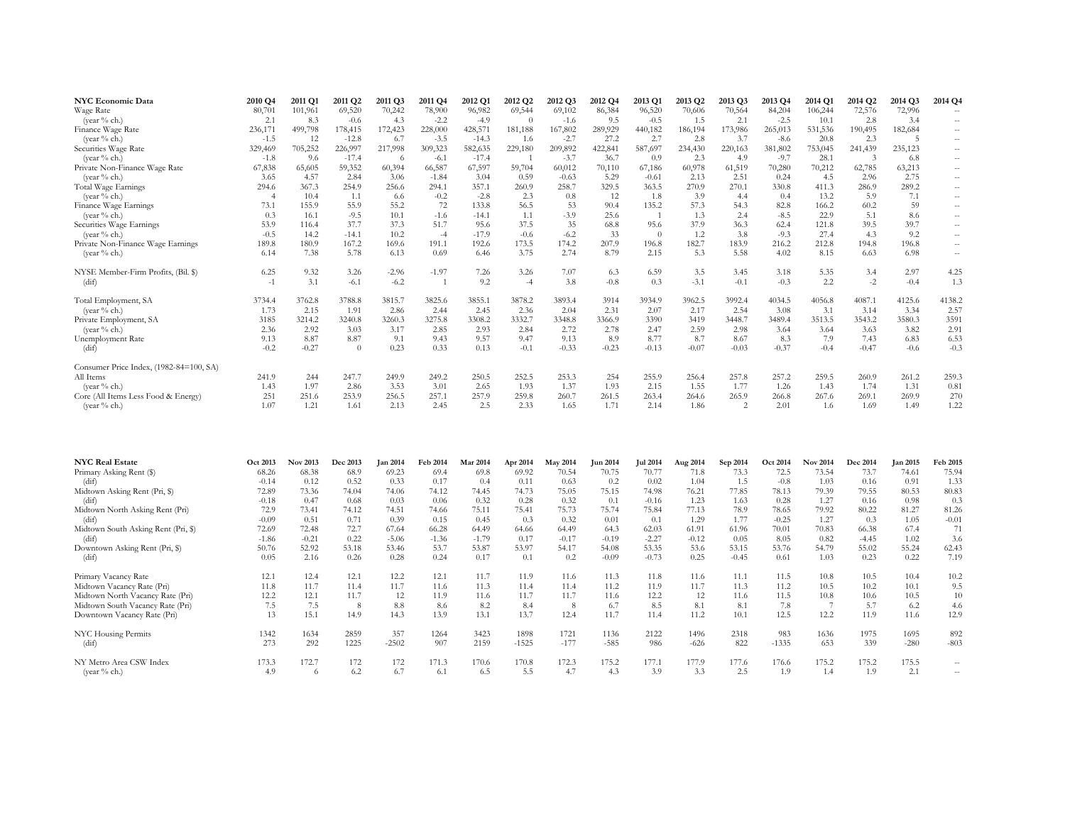| NYC Economic Data | 2010 Q4 | 2011 Q1 | 2011 Q2 | 2011 Q3 | 2011 Q4 | 2012 Q1 | 2012 Q2 | 2012 Q3 | 2012 Q4 | 2013 Q1 | 2013 Q2 | 2013 Q3 | 2013 Q4 | 2014 Q1 | 2014 Q2 | 2014 Q3 | 2014 Q4 |
|---|---|---|---|---|---|---|---|---|---|---|---|---|---|---|---|---|---|
| Wage Rate | 80,701 | 101,961 | 69,520 | 70,242 | 78,900 | 96,982 | 69,544 | 69,102 | 86,384 | 96,520 | 70,606 | 70,564 | 84,204 | 106,244 | 72,576 | 72,996 | -- |
| (year % ch.) | 2.1 | 8.3 | -0.6 | 4.3 | -2.2 | -4.9 | 0 | -1.6 | 9.5 | -0.5 | 1.5 | 2.1 | -2.5 | 10.1 | 2.8 | 3.4 | -- |
| Finance Wage Rate | 236,171 | 499,798 | 178,415 | 172,423 | 228,000 | 428,571 | 181,188 | 167,802 | 289,929 | 440,182 | 186,194 | 173,986 | 265,013 | 531,536 | 190,495 | 182,684 | -- |
| (year % ch.) | -1.5 | 12 | -12.8 | 6.7 | -3.5 | -14.3 | 1.6 | -2.7 | 27.2 | 2.7 | 2.8 | 3.7 | -8.6 | 20.8 | 2.3 | 5 | -- |
| Securities Wage Rate | 329,469 | 705,252 | 226,997 | 217,998 | 309,323 | 582,635 | 229,180 | 209,892 | 422,841 | 587,697 | 234,430 | 220,163 | 381,802 | 753,045 | 241,439 | 235,123 | -- |
| (year % ch.) | -1.8 | 9.6 | -17.4 | 6 | -6.1 | -17.4 | 1 | -3.7 | 36.7 | 0.9 | 2.3 | 4.9 | -9.7 | 28.1 | 3 | 6.8 | -- |
| Private Non-Finance Wage Rate | 67,838 | 65,605 | 59,352 | 60,394 | 66,587 | 67,597 | 59,704 | 60,012 | 70,110 | 67,186 | 60,978 | 61,519 | 70,280 | 70,212 | 62,785 | 63,213 | -- |
| (year % ch.) | 3.65 | 4.57 | 2.84 | 3.06 | -1.84 | 3.04 | 0.59 | -0.63 | 5.29 | -0.61 | 2.13 | 2.51 | 0.24 | 4.5 | 2.96 | 2.75 | -- |
| Total Wage Earnings | 294.6 | 367.3 | 254.9 | 256.6 | 294.1 | 357.1 | 260.9 | 258.7 | 329.5 | 363.5 | 270.9 | 270.1 | 330.8 | 411.3 | 286.9 | 289.2 | -- |
| (year % ch.) | 4 | 10.4 | 1.1 | 6.6 | -0.2 | -2.8 | 2.3 | 0.8 | 12 | 1.8 | 3.9 | 4.4 | 0.4 | 13.2 | 5.9 | 7.1 | -- |
| Finance Wage Earnings | 73.1 | 155.9 | 55.9 | 55.2 | 72 | 133.8 | 56.5 | 53 | 90.4 | 135.2 | 57.3 | 54.3 | 82.8 | 166.2 | 60.2 | 59 | -- |
| (year % ch.) | 0.3 | 16.1 | -9.5 | 10.1 | -1.6 | -14.1 | 1.1 | -3.9 | 25.6 | 1 | 1.3 | 2.4 | -8.5 | 22.9 | 5.1 | 8.6 | -- |
| Securities Wage Earnings | 53.9 | 116.4 | 37.7 | 37.3 | 51.7 | 95.6 | 37.5 | 35 | 68.8 | 95.6 | 37.9 | 36.3 | 62.4 | 121.8 | 39.5 | 39.7 | -- |
| (year % ch.) | -0.5 | 14.2 | -14.1 | 10.2 | -4 | -17.9 | -0.6 | -6.2 | 33 | 0 | 1.2 | 3.8 | -9.3 | 27.4 | 4.3 | 9.2 | -- |
| Private Non-Finance Wage Earnings | 189.8 | 180.9 | 167.2 | 169.6 | 191.1 | 192.6 | 173.5 | 174.2 | 207.9 | 196.8 | 182.7 | 183.9 | 216.2 | 212.8 | 194.8 | 196.8 | -- |
| (year % ch.) | 6.14 | 7.38 | 5.78 | 6.13 | 0.69 | 6.46 | 3.75 | 2.74 | 8.79 | 2.15 | 5.3 | 5.58 | 4.02 | 8.15 | 6.63 | 6.98 | -- |
| | | | | | | | | | | | | | | | | | |
| NYSE Member-Firm Profits, (Bil. $) | 6.25 | 9.32 | 3.26 | -2.96 | -1.97 | 7.26 | 3.26 | 7.07 | 6.3 | 6.59 | 3.5 | 3.45 | 3.18 | 5.35 | 3.4 | 2.97 | 4.25 |
| (dif) | -1 | 3.1 | -6.1 | -6.2 | 1 | 9.2 | -4 | 3.8 | -0.8 | 0.3 | -3.1 | -0.1 | -0.3 | 2.2 | -2 | -0.4 | 1.3 |
| | | | | | | | | | | | | | | | | | |
| Total Employment, SA | 3734.4 | 3762.8 | 3788.8 | 3815.7 | 3825.6 | 3855.1 | 3878.2 | 3893.4 | 3914 | 3934.9 | 3962.5 | 3992.4 | 4034.5 | 4056.8 | 4087.1 | 4125.6 | 4138.2 |
| (year % ch.) | 1.73 | 2.15 | 1.91 | 2.86 | 2.44 | 2.45 | 2.36 | 2.04 | 2.31 | 2.07 | 2.17 | 2.54 | 3.08 | 3.1 | 3.14 | 3.34 | 2.57 |
| Private Employment, SA | 3185 | 3214.2 | 3240.8 | 3260.3 | 3275.8 | 3308.2 | 3332.7 | 3348.8 | 3366.9 | 3390 | 3419 | 3448.7 | 3489.4 | 3513.5 | 3543.2 | 3580.3 | 3591 |
| (year % ch.) | 2.36 | 2.92 | 3.03 | 3.17 | 2.85 | 2.93 | 2.84 | 2.72 | 2.78 | 2.47 | 2.59 | 2.98 | 3.64 | 3.64 | 3.63 | 3.82 | 2.91 |
| Unemployment Rate | 9.13 | 8.87 | 8.87 | 9.1 | 9.43 | 9.57 | 9.47 | 9.13 | 8.9 | 8.77 | 8.7 | 8.67 | 8.3 | 7.9 | 7.43 | 6.83 | 6.53 |
| (dif) | -0.2 | -0.27 | 0 | 0.23 | 0.33 | 0.13 | -0.1 | -0.33 | -0.23 | -0.13 | -0.07 | -0.03 | -0.37 | -0.4 | -0.47 | -0.6 | -0.3 |
| | | | | | | | | | | | | | | | | | |
| Consumer Price Index, (1982-84=100, SA) | | | | | | | | | | | | | | | | | |
| All Items | 241.9 | 244 | 247.7 | 249.9 | 249.2 | 250.5 | 252.5 | 253.3 | 254 | 255.9 | 256.4 | 257.8 | 257.2 | 259.5 | 260.9 | 261.2 | 259.3 |
| (year % ch.) | 1.43 | 1.97 | 2.86 | 3.53 | 3.01 | 2.65 | 1.93 | 1.37 | 1.93 | 2.15 | 1.55 | 1.77 | 1.26 | 1.43 | 1.74 | 1.31 | 0.81 |
| Core (All Items Less Food & Energy) | 251 | 251.6 | 253.9 | 256.5 | 257.1 | 257.9 | 259.8 | 260.7 | 261.5 | 263.4 | 264.6 | 265.9 | 266.8 | 267.6 | 269.1 | 269.9 | 270 |
| (year % ch.) | 1.07 | 1.21 | 1.61 | 2.13 | 2.45 | 2.5 | 2.33 | 1.65 | 1.71 | 2.14 | 1.86 | 2 | 2.01 | 1.6 | 1.69 | 1.49 | 1.22 |

| NYC Real Estate | Oct 2013 | Nov 2013 | Dec 2013 | Jan 2014 | Feb 2014 | Mar 2014 | Apr 2014 | May 2014 | Jun 2014 | Jul 2014 | Aug 2014 | Sep 2014 | Oct 2014 | Nov 2014 | Dec 2014 | Jan 2015 | Feb 2015 |
|---|---|---|---|---|---|---|---|---|---|---|---|---|---|---|---|---|---|
| Primary Asking Rent ($) | 68.26 | 68.38 | 68.9 | 69.23 | 69.4 | 69.8 | 69.92 | 70.54 | 70.75 | 70.77 | 71.8 | 73.3 | 72.5 | 73.54 | 73.7 | 74.61 | 75.94 |
| (dif) | -0.14 | 0.12 | 0.52 | 0.33 | 0.17 | 0.4 | 0.11 | 0.63 | 0.2 | 0.02 | 1.04 | 1.5 | -0.8 | 1.03 | 0.16 | 0.91 | 1.33 |
| Midtown Asking Rent (Pri, $) | 72.89 | 73.36 | 74.04 | 74.06 | 74.12 | 74.45 | 74.73 | 75.05 | 75.15 | 74.98 | 76.21 | 77.85 | 78.13 | 79.39 | 79.55 | 80.53 | 80.83 |
| (dif) | -0.18 | 0.47 | 0.68 | 0.03 | 0.06 | 0.32 | 0.28 | 0.32 | 0.1 | -0.16 | 1.23 | 1.63 | 0.28 | 1.27 | 0.16 | 0.98 | 0.3 |
| Midtown North Asking Rent (Pri) | 72.9 | 73.41 | 74.12 | 74.51 | 74.66 | 75.11 | 75.41 | 75.73 | 75.74 | 75.84 | 77.13 | 78.9 | 78.65 | 79.92 | 80.22 | 81.27 | 81.26 |
| (dif) | -0.09 | 0.51 | 0.71 | 0.39 | 0.15 | 0.45 | 0.3 | 0.32 | 0.01 | 0.1 | 1.29 | 1.77 | -0.25 | 1.27 | 0.3 | 1.05 | -0.01 |
| Midtown South Asking Rent (Pri, $) | 72.69 | 72.48 | 72.7 | 67.64 | 66.28 | 64.49 | 64.66 | 64.49 | 64.3 | 62.03 | 61.91 | 61.96 | 70.01 | 70.83 | 66.38 | 67.4 | 71 |
| (dif) | -1.86 | -0.21 | 0.22 | -5.06 | -1.36 | -1.79 | 0.17 | -0.17 | -0.19 | -2.27 | -0.12 | 0.05 | 8.05 | 0.82 | -4.45 | 1.02 | 3.6 |
| Downtown Asking Rent (Pri, $) | 50.76 | 52.92 | 53.18 | 53.46 | 53.7 | 53.87 | 53.97 | 54.17 | 54.08 | 53.35 | 53.6 | 53.15 | 53.76 | 54.79 | 55.02 | 55.24 | 62.43 |
| (dif) | 0.05 | 2.16 | 0.26 | 0.28 | 0.24 | 0.17 | 0.1 | 0.2 | -0.09 | -0.73 | 0.25 | -0.45 | 0.61 | 1.03 | 0.23 | 0.22 | 7.19 |
| | | | | | | | | | | | | | | | | | |
| Primary Vacancy Rate | 12.1 | 12.4 | 12.1 | 12.2 | 12.1 | 11.7 | 11.9 | 11.6 | 11.3 | 11.8 | 11.6 | 11.1 | 11.5 | 10.8 | 10.5 | 10.4 | 10.2 |
| Midtown Vacancy Rate (Pri) | 11.8 | 11.7 | 11.4 | 11.7 | 11.6 | 11.3 | 11.4 | 11.4 | 11.2 | 11.9 | 11.7 | 11.3 | 11.2 | 10.5 | 10.2 | 10.1 | 9.5 |
| Midtown North Vacancy Rate (Pri) | 12.2 | 12.1 | 11.7 | 12 | 11.9 | 11.6 | 11.7 | 11.7 | 11.6 | 12.2 | 12 | 11.6 | 11.5 | 10.8 | 10.6 | 10.5 | 10 |
| Midtown South Vacancy Rate (Pri) | 7.5 | 7.5 | 8 | 8.8 | 8.6 | 8.2 | 8.4 | 8 | 6.7 | 8.5 | 8.1 | 8.1 | 7.8 | 7 | 5.7 | 6.2 | 4.6 |
| Downtown Vacancy Rate (Pri) | 13 | 15.1 | 14.9 | 14.3 | 13.9 | 13.1 | 13.7 | 12.4 | 11.7 | 11.4 | 11.2 | 10.1 | 12.5 | 12.2 | 11.9 | 11.6 | 12.9 |
| | | | | | | | | | | | | | | | | | |
| NYC Housing Permits | 1342 | 1634 | 2859 | 357 | 1264 | 3423 | 1898 | 1721 | 1136 | 2122 | 1496 | 2318 | 983 | 1636 | 1975 | 1695 | 892 |
| (dif) | 273 | 292 | 1225 | -2502 | 907 | 2159 | -1525 | -177 | -585 | 986 | -626 | 822 | -1335 | 653 | 339 | -280 | -803 |
| | | | | | | | | | | | | | | | | | |
| NY Metro Area CSW Index | 173.3 | 172.7 | 172 | 172 | 171.3 | 170.6 | 170.8 | 172.3 | 175.2 | 177.1 | 177.9 | 177.6 | 176.6 | 175.2 | 175.2 | 175.5 | -- |
| (year % ch.) | 4.9 | 6 | 6.2 | 6.7 | 6.1 | 6.5 | 5.5 | 4.7 | 4.3 | 3.9 | 3.3 | 2.5 | 1.9 | 1.4 | 1.9 | 2.1 | -- |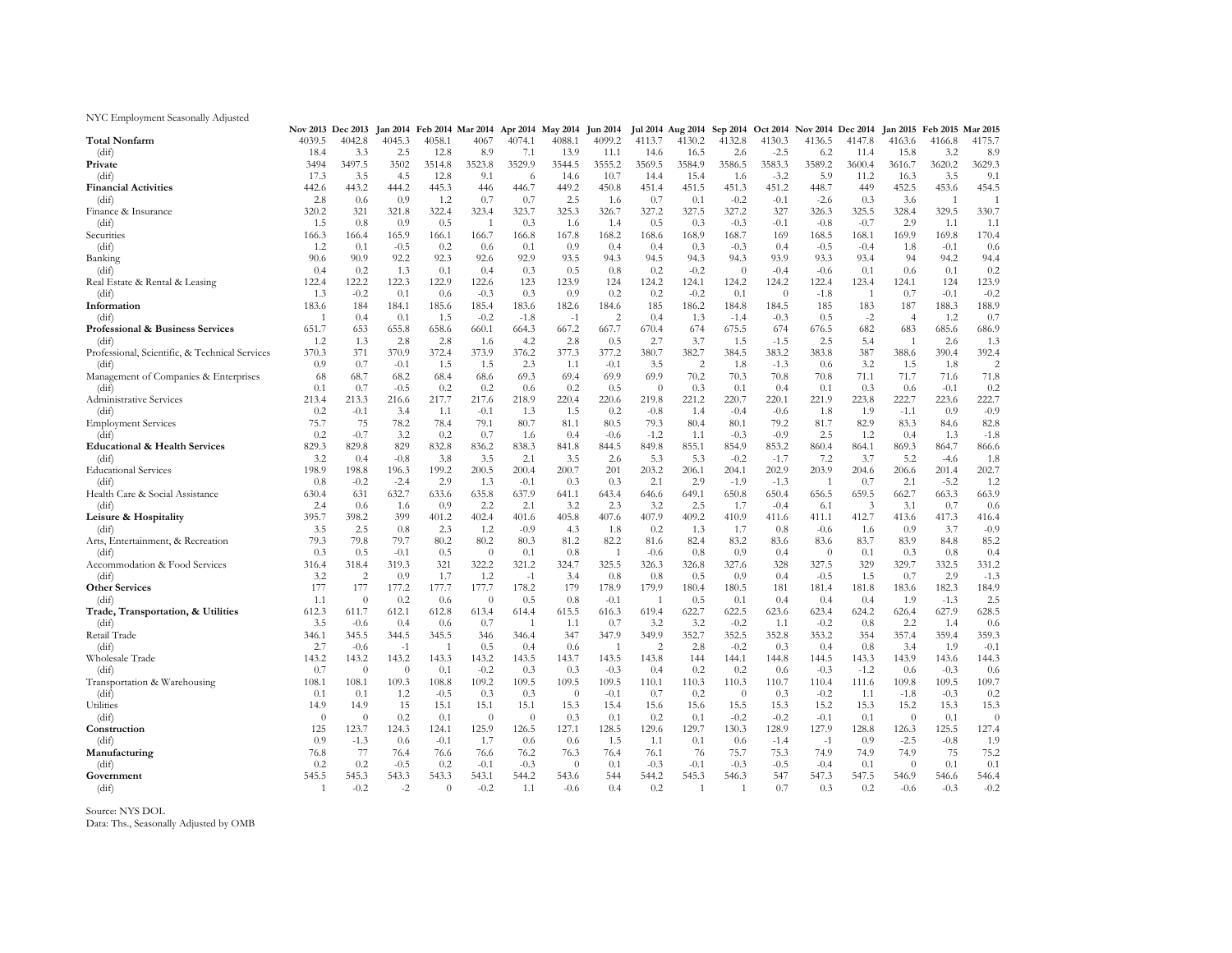NYC Employment Seasonally Adjusted

| | Nov 2013 | Dec 2013 | Jan 2014 | Feb 2014 | Mar 2014 | Apr 2014 | May 2014 | Jun 2014 | Jul 2014 | Aug 2014 | Sep 2014 | Oct 2014 | Nov 2014 | Dec 2014 | Jan 2015 | Feb 2015 | Mar 2015 |
|---|---|---|---|---|---|---|---|---|---|---|---|---|---|---|---|---|---|
| **Total Nonfarm** | 4039.5 | 4042.8 | 4045.3 | 4058.1 | 4067 | 4074.1 | 4088.1 | 4099.2 | 4113.7 | 4130.2 | 4132.8 | 4130.3 | 4136.5 | 4147.8 | 4163.6 | 4166.8 | 4175.7 |
| (dif) | 18.4 | 3.3 | 2.5 | 12.8 | 8.9 | 7.1 | 13.9 | 11.1 | 14.6 | 16.5 | 2.6 | -2.5 | 6.2 | 11.4 | 15.8 | 3.2 | 8.9 |
| **Private** | 3494 | 3497.5 | 3502 | 3514.8 | 3523.8 | 3529.9 | 3544.5 | 3555.2 | 3569.5 | 3584.9 | 3586.5 | 3583.3 | 3589.2 | 3600.4 | 3616.7 | 3620.2 | 3629.3 |
| (dif) | 17.3 | 3.5 | 4.5 | 12.8 | 9.1 | 6 | 14.6 | 10.7 | 14.4 | 15.4 | 1.6 | -3.2 | 5.9 | 11.2 | 16.3 | 3.5 | 9.1 |
| **Financial Activities** | 442.6 | 443.2 | 444.2 | 445.3 | 446 | 446.7 | 449.2 | 450.8 | 451.4 | 451.5 | 451.3 | 451.2 | 448.7 | 449 | 452.5 | 453.6 | 454.5 |
| (dif) | 2.8 | 0.6 | 0.9 | 1.2 | 0.7 | 0.7 | 2.5 | 1.6 | 0.7 | 0.1 | -0.2 | -0.1 | -2.6 | 0.3 | 3.6 | 1 | 1 |
| Finance & Insurance | 320.2 | 321 | 321.8 | 322.4 | 323.4 | 323.7 | 325.3 | 326.7 | 327.2 | 327.5 | 327.2 | 327 | 326.3 | 325.5 | 328.4 | 329.5 | 330.7 |
| (dif) | 1.5 | 0.8 | 0.9 | 0.5 | 1 | 0.3 | 1.6 | 1.4 | 0.5 | 0.3 | -0.3 | -0.1 | -0.8 | -0.7 | 2.9 | 1.1 | 1.1 |
| Securities | 166.3 | 166.4 | 165.9 | 166.1 | 166.7 | 166.8 | 167.8 | 168.2 | 168.6 | 168.9 | 168.7 | 169 | 168.5 | 168.1 | 169.9 | 169.8 | 170.4 |
| (dif) | 1.2 | 0.1 | -0.5 | 0.2 | 0.6 | 0.1 | 0.9 | 0.4 | 0.4 | 0.3 | -0.3 | 0.4 | -0.5 | -0.4 | 1.8 | -0.1 | 0.6 |
| Banking | 90.6 | 90.9 | 92.2 | 92.3 | 92.6 | 92.9 | 93.5 | 94.3 | 94.5 | 94.3 | 94.3 | 93.9 | 93.3 | 93.4 | 94 | 94.2 | 94.4 |
| (dif) | 0.4 | 0.2 | 1.3 | 0.1 | 0.4 | 0.3 | 0.5 | 0.8 | 0.2 | -0.2 | 0 | -0.4 | -0.6 | 0.1 | 0.6 | 0.1 | 0.2 |
| Real Estate & Rental & Leasing | 122.4 | 122.2 | 122.3 | 122.9 | 122.6 | 123 | 123.9 | 124 | 124.2 | 124.1 | 124.2 | 124.2 | 122.4 | 123.4 | 124.1 | 124 | 123.9 |
| (dif) | 1.3 | -0.2 | 0.1 | 0.6 | -0.3 | 0.3 | 0.9 | 0.2 | 0.2 | -0.2 | 0.1 | 0 | -1.8 | 1 | 0.7 | -0.1 | -0.2 |
| **Information** | 183.6 | 184 | 184.1 | 185.6 | 185.4 | 183.6 | 182.6 | 184.6 | 185 | 186.2 | 184.8 | 184.5 | 185 | 183 | 187 | 188.3 | 188.9 |
| (dif) | 1 | 0.4 | 0.1 | 1.5 | -0.2 | -1.8 | -1 | 2 | 0.4 | 1.3 | -1.4 | -0.3 | 0.5 | -2 | 4 | 1.2 | 0.7 |
| **Professional & Business Services** | 651.7 | 653 | 655.8 | 658.6 | 660.1 | 664.3 | 667.2 | 667.7 | 670.4 | 674 | 675.5 | 674 | 676.5 | 682 | 683 | 685.6 | 686.9 |
| (dif) | 1.2 | 1.3 | 2.8 | 2.8 | 1.6 | 4.2 | 2.8 | 0.5 | 2.7 | 3.7 | 1.5 | -1.5 | 2.5 | 5.4 | 1 | 2.6 | 1.3 |
| Professional, Scientific, & Technical Services | 370.3 | 371 | 370.9 | 372.4 | 373.9 | 376.2 | 377.3 | 377.2 | 380.7 | 382.7 | 384.5 | 383.2 | 383.8 | 387 | 388.6 | 390.4 | 392.4 |
| (dif) | 0.9 | 0.7 | -0.1 | 1.5 | 1.5 | 2.3 | 1.1 | -0.1 | 3.5 | 2 | 1.8 | -1.3 | 0.6 | 3.2 | 1.5 | 1.8 | 2 |
| Management of Companies & Enterprises | 68 | 68.7 | 68.2 | 68.4 | 68.6 | 69.3 | 69.4 | 69.9 | 69.9 | 70.2 | 70.3 | 70.8 | 70.8 | 71.1 | 71.7 | 71.6 | 71.8 |
| (dif) | 0.1 | 0.7 | -0.5 | 0.2 | 0.2 | 0.6 | 0.2 | 0.5 | 0 | 0.3 | 0.1 | 0.4 | 0.1 | 0.3 | 0.6 | -0.1 | 0.2 |
| Administrative Services | 213.4 | 213.3 | 216.6 | 217.7 | 217.6 | 218.9 | 220.4 | 220.6 | 219.8 | 221.2 | 220.7 | 220.1 | 221.9 | 223.8 | 222.7 | 223.6 | 222.7 |
| (dif) | 0.2 | -0.1 | 3.4 | 1.1 | -0.1 | 1.3 | 1.5 | 0.2 | -0.8 | 1.4 | -0.4 | -0.6 | 1.8 | 1.9 | -1.1 | 0.9 | -0.9 |
| Employment Services | 75.7 | 75 | 78.2 | 78.4 | 79.1 | 80.7 | 81.1 | 80.5 | 79.3 | 80.4 | 80.1 | 79.2 | 81.7 | 82.9 | 83.3 | 84.6 | 82.8 |
| (dif) | 0.2 | -0.7 | 3.2 | 0.2 | 0.7 | 1.6 | 0.4 | -0.6 | -1.2 | 1.1 | -0.3 | -0.9 | 2.5 | 1.2 | 0.4 | 1.3 | -1.8 |
| **Educational & Health Services** | 829.3 | 829.8 | 829 | 832.8 | 836.2 | 838.3 | 841.8 | 844.5 | 849.8 | 855.1 | 854.9 | 853.2 | 860.4 | 864.1 | 869.3 | 864.7 | 866.6 |
| (dif) | 3.2 | 0.4 | -0.8 | 3.8 | 3.5 | 2.1 | 3.5 | 2.6 | 5.3 | 5.3 | -0.2 | -1.7 | 7.2 | 3.7 | 5.2 | -4.6 | 1.8 |
| Educational Services | 198.9 | 198.8 | 196.3 | 199.2 | 200.5 | 200.4 | 200.7 | 201 | 203.2 | 206.1 | 204.1 | 202.9 | 203.9 | 204.6 | 206.6 | 201.4 | 202.7 |
| (dif) | 0.8 | -0.2 | -2.4 | 2.9 | 1.3 | -0.1 | 0.3 | 0.3 | 2.1 | 2.9 | -1.9 | -1.3 | 1 | 0.7 | 2.1 | -5.2 | 1.2 |
| Health Care & Social Assistance | 630.4 | 631 | 632.7 | 633.6 | 635.8 | 637.9 | 641.1 | 643.4 | 646.6 | 649.1 | 650.8 | 650.4 | 656.5 | 659.5 | 662.7 | 663.3 | 663.9 |
| (dif) | 2.4 | 0.6 | 1.6 | 0.9 | 2.2 | 2.1 | 3.2 | 2.3 | 3.2 | 2.5 | 1.7 | -0.4 | 6.1 | 3 | 3.1 | 0.7 | 0.6 |
| **Leisure & Hospitality** | 395.7 | 398.2 | 399 | 401.2 | 402.4 | 401.6 | 405.8 | 407.6 | 407.9 | 409.2 | 410.9 | 411.6 | 411.1 | 412.7 | 413.6 | 417.3 | 416.4 |
| (dif) | 3.5 | 2.5 | 0.8 | 2.3 | 1.2 | -0.9 | 4.3 | 1.8 | 0.2 | 1.3 | 1.7 | 0.8 | -0.6 | 1.6 | 0.9 | 3.7 | -0.9 |
| Arts, Entertainment, & Recreation | 79.3 | 79.8 | 79.7 | 80.2 | 80.2 | 80.3 | 81.2 | 82.2 | 81.6 | 82.4 | 83.2 | 83.6 | 83.6 | 83.7 | 83.9 | 84.8 | 85.2 |
| (dif) | 0.3 | 0.5 | -0.1 | 0.5 | 0 | 0.1 | 0.8 | 1 | -0.6 | 0.8 | 0.9 | 0.4 | 0 | 0.1 | 0.3 | 0.8 | 0.4 |
| Accommodation & Food Services | 316.4 | 318.4 | 319.3 | 321 | 322.2 | 321.2 | 324.7 | 325.5 | 326.3 | 326.8 | 327.6 | 328 | 327.5 | 329 | 329.7 | 332.5 | 331.2 |
| (dif) | 3.2 | 2 | 0.9 | 1.7 | 1.2 | -1 | 3.4 | 0.8 | 0.8 | 0.5 | 0.9 | 0.4 | -0.5 | 1.5 | 0.7 | 2.9 | -1.3 |
| **Other Services** | 177 | 177 | 177.2 | 177.7 | 177.7 | 178.2 | 179 | 178.9 | 179.9 | 180.4 | 180.5 | 181 | 181.4 | 181.8 | 183.6 | 182.3 | 184.9 |
| (dif) | 1.1 | 0 | 0.2 | 0.6 | 0 | 0.5 | 0.8 | -0.1 | 1 | 0.5 | 0.1 | 0.4 | 0.4 | 0.4 | 1.9 | -1.3 | 2.5 |
| **Trade, Transportation, & Utilities** | 612.3 | 611.7 | 612.1 | 612.8 | 613.4 | 614.4 | 615.5 | 616.3 | 619.4 | 622.7 | 622.5 | 623.6 | 623.4 | 624.2 | 626.4 | 627.9 | 628.5 |
| (dif) | 3.5 | -0.6 | 0.4 | 0.6 | 0.7 | 1 | 1.1 | 0.7 | 3.2 | 3.2 | -0.2 | 1.1 | -0.2 | 0.8 | 2.2 | 1.4 | 0.6 |
| Retail Trade | 346.1 | 345.5 | 344.5 | 345.5 | 346 | 346.4 | 347 | 347.9 | 349.9 | 352.7 | 352.5 | 352.8 | 353.2 | 354 | 357.4 | 359.4 | 359.3 |
| (dif) | 2.7 | -0.6 | -1 | 1 | 0.5 | 0.4 | 0.6 | 1 | 2 | 2.8 | -0.2 | 0.3 | 0.4 | 0.8 | 3.4 | 1.9 | -0.1 |
| Wholesale Trade | 143.2 | 143.2 | 143.2 | 143.3 | 143.2 | 143.5 | 143.7 | 143.5 | 143.8 | 144 | 144.1 | 144.8 | 144.5 | 143.3 | 143.9 | 143.6 | 144.3 |
| (dif) | 0.7 | 0 | 0 | 0.1 | -0.2 | 0.3 | 0.3 | -0.3 | 0.4 | 0.2 | 0.2 | 0.6 | -0.3 | -1.2 | 0.6 | -0.3 | 0.6 |
| Transportation & Warehousing | 108.1 | 108.1 | 109.3 | 108.8 | 109.2 | 109.5 | 109.5 | 109.5 | 110.1 | 110.3 | 110.3 | 110.7 | 110.4 | 111.6 | 109.8 | 109.5 | 109.7 |
| (dif) | 0.1 | 0.1 | 1.2 | -0.5 | 0.3 | 0.3 | 0 | -0.1 | 0.7 | 0.2 | 0 | 0.3 | -0.2 | 1.1 | -1.8 | -0.3 | 0.2 |
| Utilities | 14.9 | 14.9 | 15 | 15.1 | 15.1 | 15.1 | 15.3 | 15.4 | 15.6 | 15.6 | 15.5 | 15.3 | 15.2 | 15.3 | 15.2 | 15.3 | 15.3 |
| (dif) | 0 | 0 | 0.2 | 0.1 | 0 | 0 | 0.3 | 0.1 | 0.2 | 0.1 | -0.2 | -0.2 | -0.1 | 0.1 | 0 | 0.1 | 0 |
| **Construction** | 125 | 123.7 | 124.3 | 124.1 | 125.9 | 126.5 | 127.1 | 128.5 | 129.6 | 129.7 | 130.3 | 128.9 | 127.9 | 128.8 | 126.3 | 125.5 | 127.4 |
| (dif) | 0.9 | -1.3 | 0.6 | -0.1 | 1.7 | 0.6 | 0.6 | 1.5 | 1.1 | 0.1 | 0.6 | -1.4 | -1 | 0.9 | -2.5 | -0.8 | 1.9 |
| **Manufacturing** | 76.8 | 77 | 76.4 | 76.6 | 76.6 | 76.2 | 76.3 | 76.4 | 76.1 | 76 | 75.7 | 75.3 | 74.9 | 74.9 | 74.9 | 75 | 75.2 |
| (dif) | 0.2 | 0.2 | -0.5 | 0.2 | -0.1 | -0.3 | 0 | 0.1 | -0.3 | -0.1 | -0.3 | -0.5 | -0.4 | 0.1 | 0 | 0.1 | 0.1 |
| **Government** | 545.5 | 545.3 | 543.3 | 543.3 | 543.1 | 544.2 | 543.6 | 544 | 544.2 | 545.3 | 546.3 | 547 | 547.3 | 547.5 | 546.9 | 546.6 | 546.4 |
| (dif) | 1 | -0.2 | -2 | 0 | -0.2 | 1.1 | -0.6 | 0.4 | 0.2 | 1 | 1 | 0.7 | 0.3 | 0.2 | -0.6 | -0.3 | -0.2 |

Source: NYS DOL
Data: Ths., Seasonally Adjusted by OMB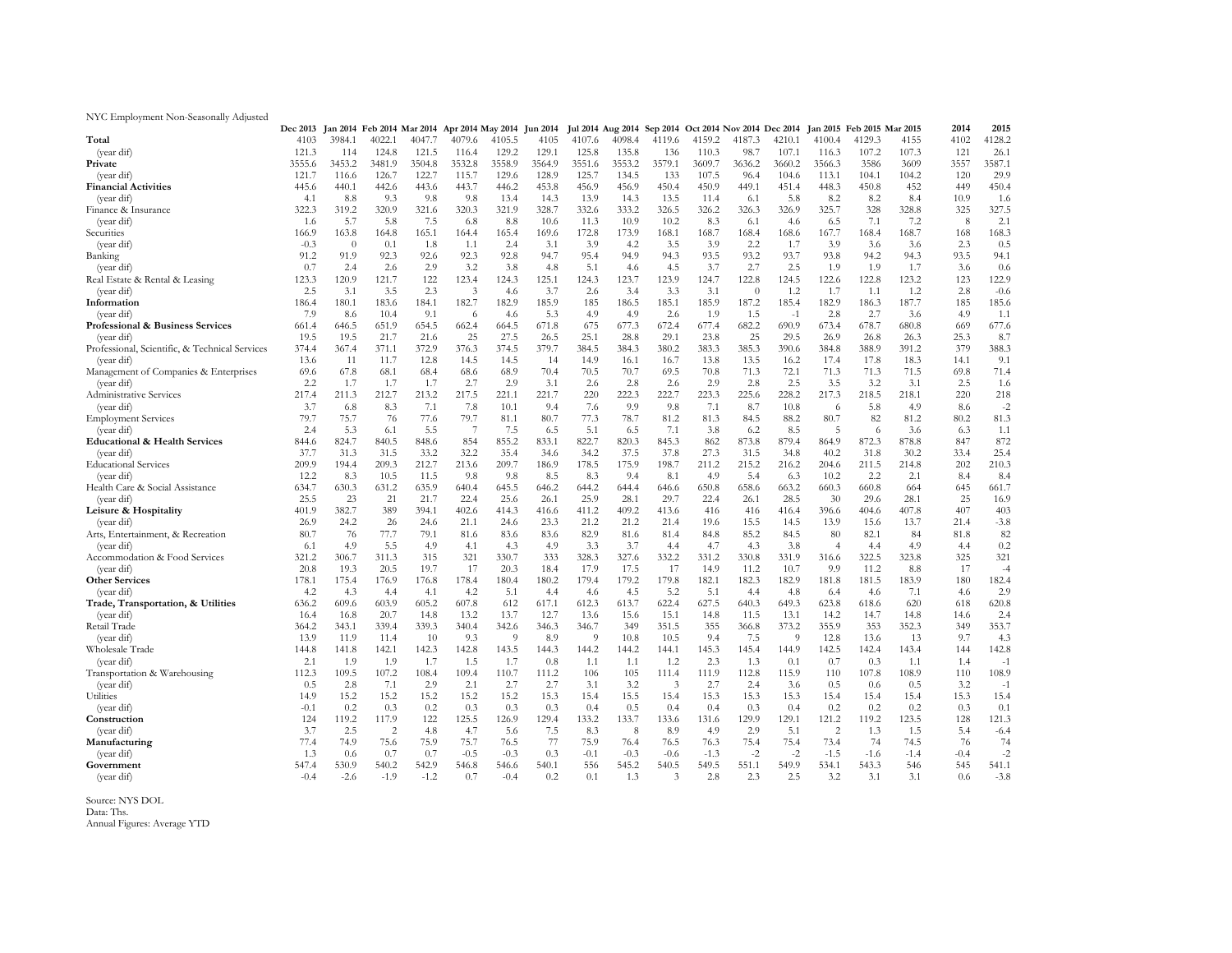NYC Employment Non-Seasonally Adjusted

| | Dec 2013 | Jan 2014 | Feb 2014 | Mar 2014 | Apr 2014 | May 2014 | Jun 2014 | Jul 2014 | Aug 2014 | Sep 2014 | Oct 2014 | Nov 2014 | Dec 2014 | Jan 2015 | Feb 2015 | Mar 2015 | 2014 | 2015 |
|---|---|---|---|---|---|---|---|---|---|---|---|---|---|---|---|---|---|---|
| **Total** | 4103 | 3984.1 | 4022.1 | 4047.7 | 4079.6 | 4105.5 | 4105 | 4107.6 | 4098.4 | 4119.6 | 4159.2 | 4187.3 | 4210.1 | 4100.4 | 4129.3 | 4155 | 4102 | 4128.2 |
| (year dif) | 121.3 | 114 | 124.8 | 121.5 | 116.4 | 129.2 | 129.1 | 125.8 | 135.8 | 136 | 110.3 | 98.7 | 107.1 | 116.3 | 107.2 | 107.3 | 121 | 26.1 |
| **Private** | 3555.6 | 3453.2 | 3481.9 | 3504.8 | 3532.8 | 3558.9 | 3564.9 | 3551.6 | 3553.2 | 3579.1 | 3609.7 | 3636.2 | 3660.2 | 3566.3 | 3586 | 3609 | 3557 | 3587.1 |
| (year dif) | 121.7 | 116.6 | 126.7 | 122.7 | 115.7 | 129.6 | 128.9 | 125.7 | 134.5 | 133 | 107.5 | 96.4 | 104.6 | 113.1 | 104.1 | 104.2 | 120 | 29.9 |
| **Financial Activities** | 445.6 | 440.1 | 442.6 | 443.6 | 443.7 | 446.2 | 453.8 | 456.9 | 456.9 | 450.4 | 450.9 | 449.1 | 451.4 | 448.3 | 450.8 | 452 | 449 | 450.4 |
| (year dif) | 4.1 | 8.8 | 9.3 | 9.8 | 9.8 | 13.4 | 14.3 | 13.9 | 14.3 | 13.5 | 11.4 | 6.1 | 5.8 | 8.2 | 8.2 | 8.4 | 10.9 | 1.6 |
| Finance & Insurance | 322.3 | 319.2 | 320.9 | 321.6 | 320.3 | 321.9 | 328.7 | 332.6 | 333.2 | 326.5 | 326.2 | 326.3 | 326.9 | 325.7 | 328 | 328.8 | 325 | 327.5 |
| (year dif) | 1.6 | 5.7 | 5.8 | 7.5 | 6.8 | 8.8 | 10.6 | 11.3 | 10.9 | 10.2 | 8.3 | 6.1 | 4.6 | 6.5 | 7.1 | 7.2 | 8 | 2.1 |
| Securities | 166.9 | 163.8 | 164.8 | 165.1 | 164.4 | 165.4 | 169.6 | 172.8 | 173.9 | 168.1 | 168.7 | 168.4 | 168.6 | 167.7 | 168.4 | 168.7 | 168 | 168.3 |
| (year dif) | -0.3 | 0 | 0.1 | 1.8 | 1.1 | 2.4 | 3.1 | 3.9 | 4.2 | 3.5 | 3.9 | 2.2 | 1.7 | 3.9 | 3.6 | 3.6 | 2.3 | 0.5 |
| Banking | 91.2 | 91.9 | 92.3 | 92.6 | 92.3 | 92.8 | 94.7 | 95.4 | 94.9 | 94.3 | 93.5 | 93.2 | 93.7 | 93.8 | 94.2 | 94.3 | 93.5 | 94.1 |
| (year dif) | 0.7 | 2.4 | 2.6 | 2.9 | 3.2 | 3.8 | 4.8 | 5.1 | 4.6 | 4.5 | 3.7 | 2.7 | 2.5 | 1.9 | 1.9 | 1.7 | 3.6 | 0.6 |
| Real Estate & Rental & Leasing | 123.3 | 120.9 | 121.7 | 122 | 123.4 | 124.3 | 125.1 | 124.3 | 123.7 | 123.9 | 124.7 | 122.8 | 124.5 | 122.6 | 122.8 | 123.2 | 123 | 122.9 |
| (year dif) | 2.5 | 3.1 | 3.5 | 2.3 | 3 | 4.6 | 3.7 | 2.6 | 3.4 | 3.3 | 3.1 | 0 | 1.2 | 1.7 | 1.1 | 1.2 | 2.8 | -0.6 |
| **Information** | 186.4 | 180.1 | 183.6 | 184.1 | 182.7 | 182.9 | 185.9 | 185 | 186.5 | 185.1 | 185.9 | 187.2 | 185.4 | 182.9 | 186.3 | 187.7 | 185 | 185.6 |
| (year dif) | 7.9 | 8.6 | 10.4 | 9.1 | 6 | 4.6 | 5.3 | 4.9 | 4.9 | 2.6 | 1.9 | 1.5 | -1 | 2.8 | 2.7 | 3.6 | 4.9 | 1.1 |
| **Professional & Business Services** | 661.4 | 646.5 | 651.9 | 654.5 | 662.4 | 664.5 | 671.8 | 675 | 677.3 | 672.4 | 677.4 | 682.2 | 690.9 | 673.4 | 678.7 | 680.8 | 669 | 677.6 |
| (year dif) | 19.5 | 19.5 | 21.7 | 21.6 | 25 | 27.5 | 26.5 | 25.1 | 28.8 | 29.1 | 23.8 | 25 | 29.5 | 26.9 | 26.8 | 26.3 | 25.3 | 8.7 |
| Professional, Scientific, & Technical Services | 374.4 | 367.4 | 371.1 | 372.9 | 376.3 | 374.5 | 379.7 | 384.5 | 384.3 | 380.2 | 383.3 | 385.3 | 390.6 | 384.8 | 388.9 | 391.2 | 379 | 388.3 |
| (year dif) | 13.6 | 11 | 11.7 | 12.8 | 14.5 | 14.5 | 14 | 14.9 | 16.1 | 16.7 | 13.8 | 13.5 | 16.2 | 17.4 | 17.8 | 18.3 | 14.1 | 9.1 |
| Management of Companies & Enterprises | 69.6 | 67.8 | 68.1 | 68.4 | 68.6 | 68.9 | 70.4 | 70.5 | 70.7 | 69.5 | 70.8 | 71.3 | 72.1 | 71.3 | 71.3 | 71.5 | 69.8 | 71.4 |
| (year dif) | 2.2 | 1.7 | 1.7 | 1.7 | 2.7 | 2.9 | 3.1 | 2.6 | 2.8 | 2.6 | 2.9 | 2.8 | 2.5 | 3.5 | 3.2 | 3.1 | 2.5 | 1.6 |
| Administrative Services | 217.4 | 211.3 | 212.7 | 213.2 | 217.5 | 221.1 | 221.7 | 220 | 222.3 | 222.7 | 223.3 | 225.6 | 228.2 | 217.3 | 218.5 | 218.1 | 220 | 218 |
| (year dif) | 3.7 | 6.8 | 8.3 | 7.1 | 7.8 | 10.1 | 9.4 | 7.6 | 9.9 | 9.8 | 7.1 | 8.7 | 10.8 | 6 | 5.8 | 4.9 | 8.6 | -2 |
| Employment Services | 79.7 | 75.7 | 76 | 77.6 | 79.7 | 81.1 | 80.7 | 77.3 | 78.7 | 81.2 | 81.3 | 84.5 | 88.2 | 80.7 | 82 | 81.2 | 80.2 | 81.3 |
| (year dif) | 2.4 | 5.3 | 6.1 | 5.5 | 7 | 7.5 | 6.5 | 5.1 | 6.5 | 7.1 | 3.8 | 6.2 | 8.5 | 5 | 6 | 3.6 | 6.3 | 1.1 |
| **Educational & Health Services** | 844.6 | 824.7 | 840.5 | 848.6 | 854 | 855.2 | 833.1 | 822.7 | 820.3 | 845.3 | 862 | 873.8 | 879.4 | 864.9 | 872.3 | 878.8 | 847 | 872 |
| (year dif) | 37.7 | 31.3 | 31.5 | 33.2 | 32.2 | 35.4 | 34.6 | 34.2 | 37.5 | 37.8 | 27.3 | 31.5 | 34.8 | 40.2 | 31.8 | 30.2 | 33.4 | 25.4 |
| Educational Services | 209.9 | 194.4 | 209.3 | 212.7 | 213.6 | 209.7 | 186.9 | 178.5 | 175.9 | 198.7 | 211.2 | 215.2 | 216.2 | 204.6 | 211.5 | 214.8 | 202 | 210.3 |
| (year dif) | 12.2 | 8.3 | 10.5 | 11.5 | 9.8 | 9.8 | 8.5 | 8.3 | 9.4 | 8.1 | 4.9 | 5.4 | 6.3 | 10.2 | 2.2 | 2.1 | 8.4 | 8.4 |
| Health Care & Social Assistance | 634.7 | 630.3 | 631.2 | 635.9 | 640.4 | 645.5 | 646.2 | 644.2 | 644.4 | 646.6 | 650.8 | 658.6 | 663.2 | 660.3 | 660.8 | 664 | 645 | 661.7 |
| (year dif) | 25.5 | 23 | 21 | 21.7 | 22.4 | 25.6 | 26.1 | 25.9 | 28.1 | 29.7 | 22.4 | 26.1 | 28.5 | 30 | 29.6 | 28.1 | 25 | 16.9 |
| **Leisure & Hospitality** | 401.9 | 382.7 | 389 | 394.1 | 402.6 | 414.3 | 416.6 | 411.2 | 409.2 | 413.6 | 416 | 416 | 416.4 | 396.6 | 404.6 | 407.8 | 407 | 403 |
| (year dif) | 26.9 | 24.2 | 26 | 24.6 | 21.1 | 24.6 | 23.3 | 21.2 | 21.2 | 21.4 | 19.6 | 15.5 | 14.5 | 13.9 | 15.6 | 13.7 | 21.4 | -3.8 |
| Arts, Entertainment, & Recreation | 80.7 | 76 | 77.7 | 79.1 | 81.6 | 83.6 | 83.6 | 82.9 | 81.6 | 81.4 | 84.8 | 85.2 | 84.5 | 80 | 82.1 | 84 | 81.8 | 82 |
| (year dif) | 6.1 | 4.9 | 5.5 | 4.9 | 4.1 | 4.3 | 4.9 | 3.3 | 3.7 | 4.4 | 4.7 | 4.3 | 3.8 | 4 | 4.4 | 4.9 | 4.4 | 0.2 |
| Accommodation & Food Services | 321.2 | 306.7 | 311.3 | 315 | 321 | 330.7 | 333 | 328.3 | 327.6 | 332.2 | 331.2 | 330.8 | 331.9 | 316.6 | 322.5 | 323.8 | 325 | 321 |
| (year dif) | 20.8 | 19.3 | 20.5 | 19.7 | 17 | 20.3 | 18.4 | 17.9 | 17.5 | 17 | 14.9 | 11.2 | 10.7 | 9.9 | 11.2 | 8.8 | 17 | -4 |
| **Other Services** | 178.1 | 175.4 | 176.9 | 176.8 | 178.4 | 180.4 | 180.2 | 179.4 | 179.2 | 179.8 | 182.1 | 182.3 | 182.9 | 181.8 | 181.5 | 183.9 | 180 | 182.4 |
| (year dif) | 4.2 | 4.3 | 4.4 | 4.1 | 4.2 | 5.1 | 4.4 | 4.6 | 4.5 | 5.2 | 5.1 | 4.4 | 4.8 | 6.4 | 4.6 | 7.1 | 4.6 | 2.9 |
| **Trade, Transportation, & Utilities** | 636.2 | 609.6 | 603.9 | 605.2 | 607.8 | 612 | 617.1 | 612.3 | 613.7 | 622.4 | 627.5 | 640.3 | 649.3 | 623.8 | 618.6 | 620 | 618 | 620.8 |
| (year dif) | 16.4 | 16.8 | 20.7 | 14.8 | 13.2 | 13.7 | 12.7 | 13.6 | 15.6 | 15.1 | 14.8 | 11.5 | 13.1 | 14.2 | 14.7 | 14.8 | 14.6 | 2.4 |
| Retail Trade | 364.2 | 343.1 | 339.4 | 339.3 | 340.4 | 342.6 | 346.3 | 346.7 | 349 | 351.5 | 355 | 366.8 | 373.2 | 355.9 | 353 | 352.3 | 349 | 353.7 |
| (year dif) | 13.9 | 11.9 | 11.4 | 10 | 9.3 | 9 | 8.9 | 9 | 10.8 | 10.5 | 9.4 | 7.5 | 9 | 12.8 | 13.6 | 13 | 9.7 | 4.3 |
| Wholesale Trade | 144.8 | 141.8 | 142.1 | 142.3 | 142.8 | 143.5 | 144.3 | 144.2 | 144.2 | 144.1 | 145.3 | 145.4 | 144.9 | 142.5 | 142.4 | 143.4 | 144 | 142.8 |
| (year dif) | 2.1 | 1.9 | 1.9 | 1.7 | 1.5 | 1.7 | 0.8 | 1.1 | 1.1 | 1.2 | 2.3 | 1.3 | 0.1 | 0.7 | 0.3 | 1.1 | 1.4 | -1 |
| Transportation & Warehousing | 112.3 | 109.5 | 107.2 | 108.4 | 109.4 | 110.7 | 111.2 | 106 | 105 | 111.4 | 111.9 | 112.8 | 115.9 | 110 | 107.8 | 108.9 | 110 | 108.9 |
| (year dif) | 0.5 | 2.8 | 7.1 | 2.9 | 2.1 | 2.7 | 2.7 | 3.1 | 3.2 | 3 | 2.7 | 2.4 | 3.6 | 0.5 | 0.6 | 0.5 | 3.2 | -1 |
| Utilities | 14.9 | 15.2 | 15.2 | 15.2 | 15.2 | 15.2 | 15.3 | 15.4 | 15.5 | 15.4 | 15.3 | 15.3 | 15.3 | 15.4 | 15.4 | 15.4 | 15.3 | 15.4 |
| (year dif) | -0.1 | 0.2 | 0.3 | 0.2 | 0.3 | 0.3 | 0.3 | 0.4 | 0.5 | 0.4 | 0.4 | 0.3 | 0.4 | 0.2 | 0.2 | 0.2 | 0.3 | 0.1 |
| **Construction** | 124 | 119.2 | 117.9 | 122 | 125.5 | 126.9 | 129.4 | 133.2 | 133.7 | 133.6 | 131.6 | 129.9 | 129.1 | 121.2 | 119.2 | 123.5 | 128 | 121.3 |
| (year dif) | 3.7 | 2.5 | 2 | 4.8 | 4.7 | 5.6 | 7.5 | 8.3 | 8 | 8.9 | 4.9 | 2.9 | 5.1 | 2 | 1.3 | 1.5 | 5.4 | -6.4 |
| **Manufacturing** | 77.4 | 74.9 | 75.6 | 75.9 | 75.7 | 76.5 | 77 | 75.9 | 76.4 | 76.5 | 76.3 | 75.4 | 75.4 | 73.4 | 74 | 74.5 | 76 | 74 |
| (year dif) | 1.3 | 0.6 | 0.7 | 0.7 | -0.5 | -0.3 | 0.3 | -0.1 | -0.3 | -0.6 | -1.3 | -2 | -2 | -1.5 | -1.6 | -1.4 | -0.4 | -2 |
| **Government** | 547.4 | 530.9 | 540.2 | 542.9 | 546.8 | 546.6 | 540.1 | 556 | 545.2 | 540.5 | 549.5 | 551.1 | 549.9 | 534.1 | 543.3 | 546 | 545 | 541.1 |
| (year dif) | -0.4 | -2.6 | -1.9 | -1.2 | 0.7 | -0.4 | 0.2 | 0.1 | 1.3 | 3 | 2.8 | 2.3 | 2.5 | 3.2 | 3.1 | 3.1 | 0.6 | -3.8 |

Source: NYS DOL
Data: Ths.
Annual Figures: Average YTD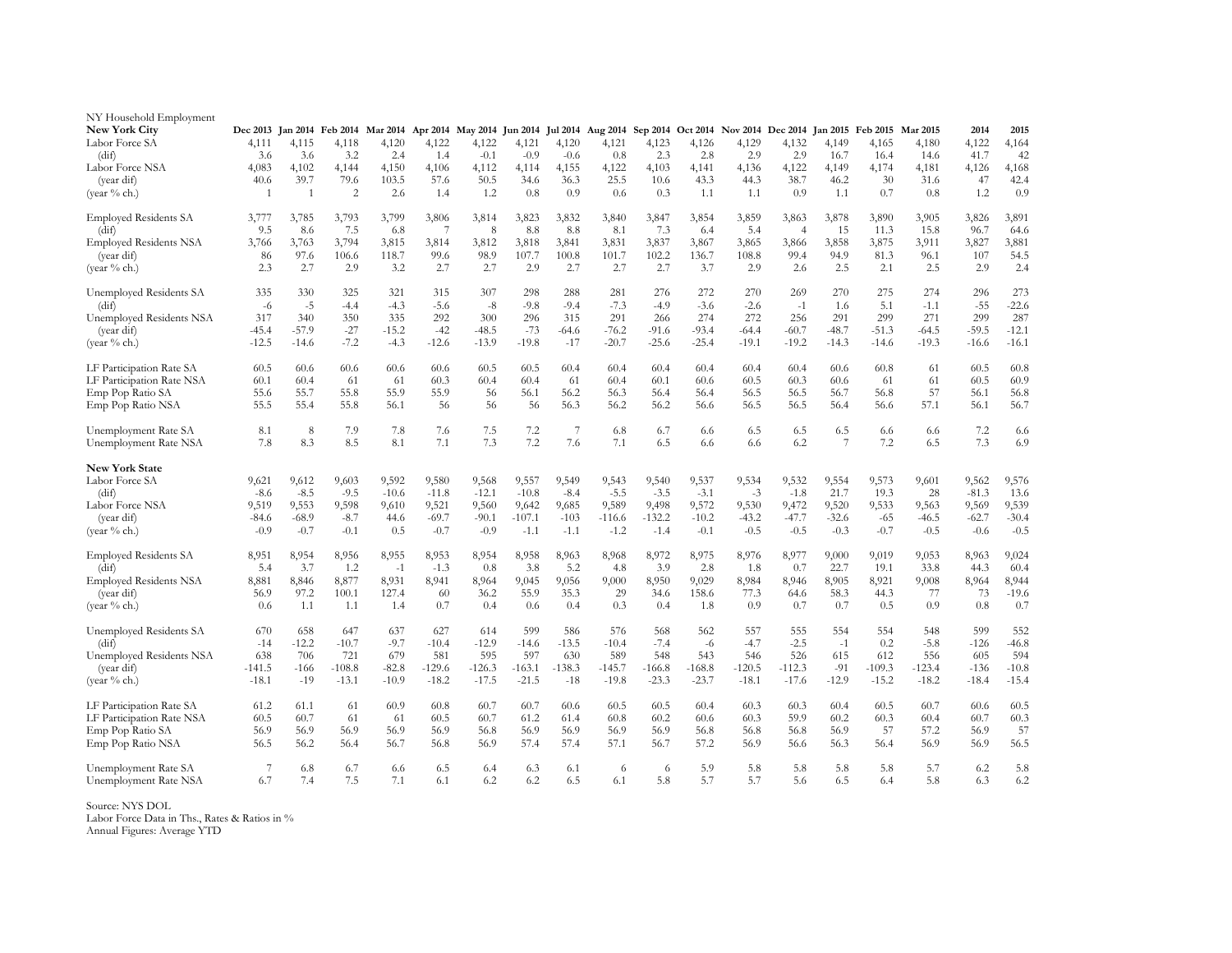NY Household Employment

| New York City | Dec 2013 | Jan 2014 | Feb 2014 | Mar 2014 | Apr 2014 | May 2014 | Jun 2014 | Jul 2014 | Aug 2014 | Sep 2014 | Oct 2014 | Nov 2014 | Dec 2014 | Jan 2015 | Feb 2015 | Mar 2015 | 2014 | 2015 |
|---|---|---|---|---|---|---|---|---|---|---|---|---|---|---|---|---|---|---|
| Labor Force SA | 4,111 | 4,115 | 4,118 | 4,120 | 4,122 | 4,122 | 4,121 | 4,120 | 4,121 | 4,123 | 4,126 | 4,129 | 4,132 | 4,149 | 4,165 | 4,180 | 4,122 | 4,164 |
| (dif) | 3.6 | 3.6 | 3.2 | 2.4 | 1.4 | -0.1 | -0.9 | -0.6 | 0.8 | 2.3 | 2.8 | 2.9 | 2.9 | 16.7 | 16.4 | 14.6 | 41.7 | 42 |
| Labor Force NSA | 4,083 | 4,102 | 4,144 | 4,150 | 4,106 | 4,112 | 4,114 | 4,155 | 4,122 | 4,103 | 4,141 | 4,136 | 4,122 | 4,149 | 4,174 | 4,181 | 4,126 | 4,168 |
| (year dif) | 40.6 | 39.7 | 79.6 | 103.5 | 57.6 | 50.5 | 34.6 | 36.3 | 25.5 | 10.6 | 43.3 | 44.3 | 38.7 | 46.2 | 30 | 31.6 | 47 | 42.4 |
| (year % ch.) | 1 | 1 | 2 | 2.6 | 1.4 | 1.2 | 0.8 | 0.9 | 0.6 | 0.3 | 1.1 | 1.1 | 0.9 | 1.1 | 0.7 | 0.8 | 1.2 | 0.9 |
| Employed Residents SA | 3,777 | 3,785 | 3,793 | 3,799 | 3,806 | 3,814 | 3,823 | 3,832 | 3,840 | 3,847 | 3,854 | 3,859 | 3,863 | 3,878 | 3,890 | 3,905 | 3,826 | 3,891 |
| (dif) | 9.5 | 8.6 | 7.5 | 6.8 | 7 | 8 | 8.8 | 8.8 | 8.1 | 7.3 | 6.4 | 5.4 | 4 | 15 | 11.3 | 15.8 | 96.7 | 64.6 |
| Employed Residents NSA | 3,766 | 3,763 | 3,794 | 3,815 | 3,814 | 3,812 | 3,818 | 3,841 | 3,831 | 3,837 | 3,867 | 3,865 | 3,866 | 3,858 | 3,875 | 3,911 | 3,827 | 3,881 |
| (year dif) | 86 | 97.6 | 106.6 | 118.7 | 99.6 | 98.9 | 107.7 | 100.8 | 101.7 | 102.2 | 136.7 | 108.8 | 99.4 | 94.9 | 81.3 | 96.1 | 107 | 54.5 |
| (year % ch.) | 2.3 | 2.7 | 2.9 | 3.2 | 2.7 | 2.7 | 2.9 | 2.7 | 2.7 | 2.7 | 3.7 | 2.9 | 2.6 | 2.5 | 2.1 | 2.5 | 2.9 | 2.4 |
| Unemployed Residents SA | 335 | 330 | 325 | 321 | 315 | 307 | 298 | 288 | 281 | 276 | 272 | 270 | 269 | 270 | 275 | 274 | 296 | 273 |
| (dif) | -6 | -5 | -4.4 | -4.3 | -5.6 | -8 | -9.8 | -9.4 | -7.3 | -4.9 | -3.6 | -2.6 | -1 | 1.6 | 5.1 | -1.1 | -55 | -22.6 |
| Unemployed Residents NSA | 317 | 340 | 350 | 335 | 292 | 300 | 296 | 315 | 291 | 266 | 274 | 272 | 256 | 291 | 299 | 271 | 299 | 287 |
| (year dif) | -45.4 | -57.9 | -27 | -15.2 | -42 | -48.5 | -73 | -64.6 | -76.2 | -91.6 | -93.4 | -64.4 | -60.7 | -48.7 | -51.3 | -64.5 | -59.5 | -12.1 |
| (year % ch.) | -12.5 | -14.6 | -7.2 | -4.3 | -12.6 | -13.9 | -19.8 | -17 | -20.7 | -25.6 | -25.4 | -19.1 | -19.2 | -14.3 | -14.6 | -19.3 | -16.6 | -16.1 |
| LF Participation Rate SA | 60.5 | 60.6 | 60.6 | 60.6 | 60.6 | 60.5 | 60.5 | 60.4 | 60.4 | 60.4 | 60.4 | 60.4 | 60.4 | 60.6 | 60.8 | 61 | 60.5 | 60.8 |
| LF Participation Rate NSA | 60.1 | 60.4 | 61 | 61 | 60.3 | 60.4 | 60.4 | 61 | 60.4 | 60.1 | 60.6 | 60.5 | 60.3 | 60.6 | 61 | 61 | 60.5 | 60.9 |
| Emp Pop Ratio SA | 55.6 | 55.7 | 55.8 | 55.9 | 55.9 | 56 | 56.1 | 56.2 | 56.3 | 56.4 | 56.4 | 56.5 | 56.5 | 56.7 | 56.8 | 57 | 56.1 | 56.8 |
| Emp Pop Ratio NSA | 55.5 | 55.4 | 55.8 | 56.1 | 56 | 56 | 56 | 56.3 | 56.2 | 56.2 | 56.6 | 56.5 | 56.5 | 56.4 | 56.6 | 57.1 | 56.1 | 56.7 |
| Unemployment Rate SA | 8.1 | 8 | 7.9 | 7.8 | 7.6 | 7.5 | 7.2 | 7 | 6.8 | 6.7 | 6.6 | 6.5 | 6.5 | 6.5 | 6.6 | 6.6 | 7.2 | 6.6 |
| Unemployment Rate NSA | 7.8 | 8.3 | 8.5 | 8.1 | 7.1 | 7.3 | 7.2 | 7.6 | 7.1 | 6.5 | 6.6 | 6.6 | 6.2 | 7 | 7.2 | 6.5 | 7.3 | 6.9 |
| **New York State** | | | | | | | | | | | | | | | | | | |
| Labor Force SA | 9,621 | 9,612 | 9,603 | 9,592 | 9,580 | 9,568 | 9,557 | 9,549 | 9,543 | 9,540 | 9,537 | 9,534 | 9,532 | 9,554 | 9,573 | 9,601 | 9,562 | 9,576 |
| (dif) | -8.6 | -8.5 | -9.5 | -10.6 | -11.8 | -12.1 | -10.8 | -8.4 | -5.5 | -3.5 | -3.1 | -3 | -1.8 | 21.7 | 19.3 | 28 | -81.3 | 13.6 |
| Labor Force NSA | 9,519 | 9,553 | 9,598 | 9,610 | 9,521 | 9,560 | 9,642 | 9,685 | 9,589 | 9,498 | 9,572 | 9,530 | 9,472 | 9,520 | 9,533 | 9,563 | 9,569 | 9,539 |
| (year dif) | -84.6 | -68.9 | -8.7 | 44.6 | -69.7 | -90.1 | -107.1 | -103 | -116.6 | -132.2 | -10.2 | -43.2 | -47.7 | -32.6 | -65 | -46.5 | -62.7 | -30.4 |
| (year % ch.) | -0.9 | -0.7 | -0.1 | 0.5 | -0.7 | -0.9 | -1.1 | -1.1 | -1.2 | -1.4 | -0.1 | -0.5 | -0.5 | -0.3 | -0.7 | -0.5 | -0.6 | -0.5 |
| Employed Residents SA | 8,951 | 8,954 | 8,956 | 8,955 | 8,953 | 8,954 | 8,958 | 8,963 | 8,968 | 8,972 | 8,975 | 8,976 | 8,977 | 9,000 | 9,019 | 9,053 | 8,963 | 9,024 |
| (dif) | 5.4 | 3.7 | 1.2 | -1 | -1.3 | 0.8 | 3.8 | 5.2 | 4.8 | 3.9 | 2.8 | 1.8 | 0.7 | 22.7 | 19.1 | 33.8 | 44.3 | 60.4 |
| Employed Residents NSA | 8,881 | 8,846 | 8,877 | 8,931 | 8,941 | 8,964 | 9,045 | 9,056 | 9,000 | 8,950 | 9,029 | 8,984 | 8,946 | 8,905 | 8,921 | 9,008 | 8,964 | 8,944 |
| (year dif) | 56.9 | 97.2 | 100.1 | 127.4 | 60 | 36.2 | 55.9 | 35.3 | 29 | 34.6 | 158.6 | 77.3 | 64.6 | 58.3 | 44.3 | 77 | 73 | -19.6 |
| (year % ch.) | 0.6 | 1.1 | 1.1 | 1.4 | 0.7 | 0.4 | 0.6 | 0.4 | 0.3 | 0.4 | 1.8 | 0.9 | 0.7 | 0.7 | 0.5 | 0.9 | 0.8 | 0.7 |
| Unemployed Residents SA | 670 | 658 | 647 | 637 | 627 | 614 | 599 | 586 | 576 | 568 | 562 | 557 | 555 | 554 | 554 | 548 | 599 | 552 |
| (dif) | -14 | -12.2 | -10.7 | -9.7 | -10.4 | -12.9 | -14.6 | -13.5 | -10.4 | -7.4 | -6 | -4.7 | -2.5 | -1 | 0.2 | -5.8 | -126 | -46.8 |
| Unemployed Residents NSA | 638 | 706 | 721 | 679 | 581 | 595 | 597 | 630 | 589 | 548 | 543 | 546 | 526 | 615 | 612 | 556 | 605 | 594 |
| (year dif) | -141.5 | -166 | -108.8 | -82.8 | -129.6 | -126.3 | -163.1 | -138.3 | -145.7 | -166.8 | -168.8 | -120.5 | -112.3 | -91 | -109.3 | -123.4 | -136 | -10.8 |
| (year % ch.) | -18.1 | -19 | -13.1 | -10.9 | -18.2 | -17.5 | -21.5 | -18 | -19.8 | -23.3 | -23.7 | -18.1 | -17.6 | -12.9 | -15.2 | -18.2 | -18.4 | -15.4 |
| LF Participation Rate SA | 61.2 | 61.1 | 61 | 60.9 | 60.8 | 60.7 | 60.7 | 60.6 | 60.5 | 60.5 | 60.4 | 60.3 | 60.3 | 60.4 | 60.5 | 60.7 | 60.6 | 60.5 |
| LF Participation Rate NSA | 60.5 | 60.7 | 61 | 61 | 60.5 | 60.7 | 61.2 | 61.4 | 60.8 | 60.2 | 60.6 | 60.3 | 59.9 | 60.2 | 60.3 | 60.4 | 60.7 | 60.3 |
| Emp Pop Ratio SA | 56.9 | 56.9 | 56.9 | 56.9 | 56.9 | 56.8 | 56.9 | 56.9 | 56.9 | 56.9 | 56.8 | 56.8 | 56.8 | 56.9 | 57 | 57.2 | 56.9 | 57 |
| Emp Pop Ratio NSA | 56.5 | 56.2 | 56.4 | 56.7 | 56.8 | 56.9 | 57.4 | 57.4 | 57.1 | 56.7 | 57.2 | 56.9 | 56.6 | 56.3 | 56.4 | 56.9 | 56.9 | 56.5 |
| Unemployment Rate SA | 7 | 6.8 | 6.7 | 6.6 | 6.5 | 6.4 | 6.3 | 6.1 | 6 | 6 | 5.9 | 5.8 | 5.8 | 5.8 | 5.8 | 5.7 | 6.2 | 5.8 |
| Unemployment Rate NSA | 6.7 | 7.4 | 7.5 | 7.1 | 6.1 | 6.2 | 6.2 | 6.5 | 6.1 | 5.8 | 5.7 | 5.7 | 5.6 | 6.5 | 6.4 | 5.8 | 6.3 | 6.2 |

Source: NYS DOL
Labor Force Data in Ths., Rates & Ratios in %
Annual Figures: Average YTD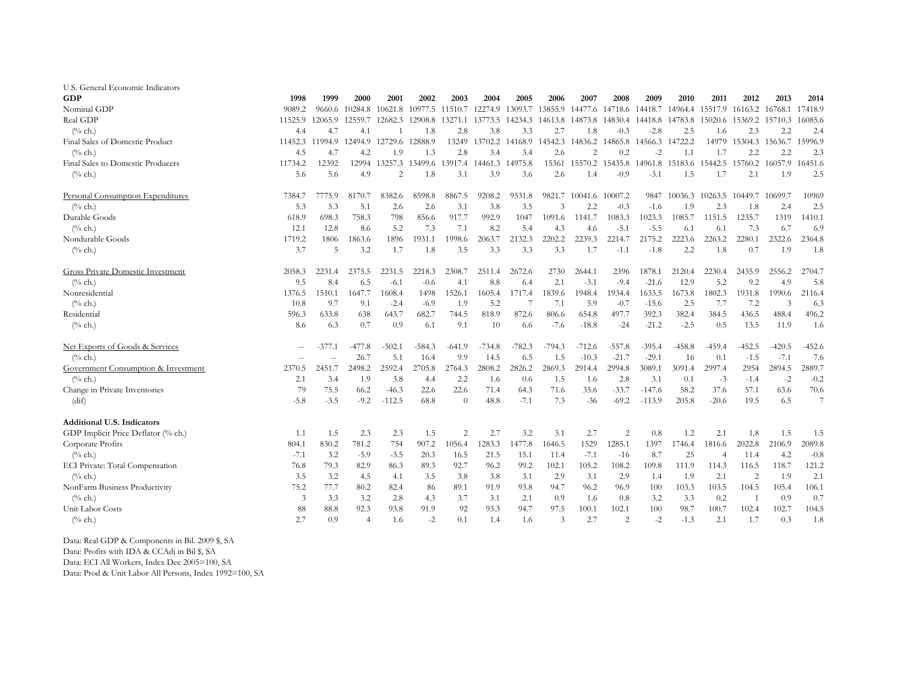U.S. General Economic Indicators

| GDP | 1998 | 1999 | 2000 | 2001 | 2002 | 2003 | 2004 | 2005 | 2006 | 2007 | 2008 | 2009 | 2010 | 2011 | 2012 | 2013 | 2014 |
|---|---|---|---|---|---|---|---|---|---|---|---|---|---|---|---|---|---|
| Nominal GDP | 9089.2 | 9660.6 | 10284.8 | 10621.8 | 10977.5 | 11510.7 | 12274.9 | 13093.7 | 13855.9 | 14477.6 | 14718.6 | 14418.7 | 14964.4 | 15517.9 | 16163.2 | 16768.1 | 17418.9 |
| Real GDP | 11525.9 | 12065.9 | 12559.7 | 12682.3 | 12908.8 | 13271.1 | 13773.5 | 14234.3 | 14613.8 | 14873.8 | 14830.4 | 14418.8 | 14783.8 | 15020.6 | 15369.2 | 15710.3 | 16085.6 |
| (% ch.) | 4.4 | 4.7 | 4.1 | 1 | 1.8 | 2.8 | 3.8 | 3.3 | 2.7 | 1.8 | -0.3 | -2.8 | 2.5 | 1.6 | 2.3 | 2.2 | 2.4 |
| Final Sales of Domestic Product | 11452.3 | 11994.9 | 12494.9 | 12729.6 | 12888.9 | 13249 | 13702.2 | 14168.9 | 14542.3 | 14836.2 | 14865.8 | 14566.3 | 14722.2 | 14979 | 15304.3 | 15636.7 | 15996.9 |
| (% ch.) | 4.5 | 4.7 | 4.2 | 1.9 | 1.3 | 2.8 | 3.4 | 3.4 | 2.6 | 2 | 0.2 | -2 | 1.1 | 1.7 | 2.2 | 2.2 | 2.3 |
| Final Sales to Domestic Producers | 11734.2 | 12392 | 12994 | 13257.3 | 13499.6 | 13917.4 | 14461.3 | 14975.8 | 15361 | 15570.2 | 15435.8 | 14961.8 | 15183.6 | 15442.5 | 15760.2 | 16057.9 | 16451.6 |
| (% ch.) | 5.6 | 5.6 | 4.9 | 2 | 1.8 | 3.1 | 3.9 | 3.6 | 2.6 | 1.4 | -0.9 | -3.1 | 1.5 | 1.7 | 2.1 | 1.9 | 2.5 |
| Personal Consumption Expenditures | 7384.7 | 7775.9 | 8170.7 | 8382.6 | 8598.8 | 8867.5 | 9208.2 | 9531.8 | 9821.7 | 10041.6 | 10007.2 | 9847 | 10036.3 | 10263.5 | 10449.7 | 10699.7 | 10969 |
| (% ch.) | 5.3 | 5.3 | 5.1 | 2.6 | 2.6 | 3.1 | 3.8 | 3.5 | 3 | 2.2 | -0.3 | -1.6 | 1.9 | 2.3 | 1.8 | 2.4 | 2.5 |
| Durable Goods | 618.9 | 698.3 | 758.3 | 798 | 856.6 | 917.7 | 992.9 | 1047 | 1091.6 | 1141.7 | 1083.3 | 1023.3 | 1085.7 | 1151.5 | 1235.7 | 1319 | 1410.1 |
| (% ch.) | 12.1 | 12.8 | 8.6 | 5.2 | 7.3 | 7.1 | 8.2 | 5.4 | 4.3 | 4.6 | -5.1 | -5.5 | 6.1 | 6.1 | 7.3 | 6.7 | 6.9 |
| Nondurable Goods | 1719.2 | 1806 | 1863.6 | 1896 | 1931.1 | 1998.6 | 2063.7 | 2132.3 | 2202.2 | 2239.3 | 2214.7 | 2175.2 | 2223.6 | 2263.2 | 2280.1 | 2322.6 | 2364.8 |
| (% ch.) | 3.7 | 5 | 3.2 | 1.7 | 1.8 | 3.5 | 3.3 | 3.3 | 3.3 | 1.7 | -1.1 | -1.8 | 2.2 | 1.8 | 0.7 | 1.9 | 1.8 |
| Gross Private Domestic Investment | 2058.3 | 2231.4 | 2375.5 | 2231.5 | 2218.3 | 2308.7 | 2511.4 | 2672.6 | 2730 | 2644.1 | 2396 | 1878.1 | 2120.4 | 2230.4 | 2435.9 | 2556.2 | 2704.7 |
| (% ch.) | 9.5 | 8.4 | 6.5 | -6.1 | -0.6 | 4.1 | 8.8 | 6.4 | 2.1 | -3.1 | -9.4 | -21.6 | 12.9 | 5.2 | 9.2 | 4.9 | 5.8 |
| Nonresidential | 1376.5 | 1510.1 | 1647.7 | 1608.4 | 1498 | 1526.1 | 1605.4 | 1717.4 | 1839.6 | 1948.4 | 1934.4 | 1633.5 | 1673.8 | 1802.3 | 1931.8 | 1990.6 | 2116.4 |
| (% ch.) | 10.8 | 9.7 | 9.1 | -2.4 | -6.9 | 1.9 | 5.2 | 7 | 7.1 | 5.9 | -0.7 | -15.6 | 2.5 | 7.7 | 7.2 | 3 | 6.3 |
| Residential | 596.3 | 633.8 | 638 | 643.7 | 682.7 | 744.5 | 818.9 | 872.6 | 806.6 | 654.8 | 497.7 | 392.3 | 382.4 | 384.5 | 436.5 | 488.4 | 496.2 |
| (% ch.) | 8.6 | 6.3 | 0.7 | 0.9 | 6.1 | 9.1 | 10 | 6.6 | -7.6 | -18.8 | -24 | -21.2 | -2.5 | 0.5 | 13.5 | 11.9 | 1.6 |
| Net Exports of Goods & Services | -- | -377.1 | -477.8 | -502.1 | -584.3 | -641.9 | -734.8 | -782.3 | -794.3 | -712.6 | -557.8 | -395.4 | -458.8 | -459.4 | -452.5 | -420.5 | -452.6 |
| (% ch.) | -- | -- | 26.7 | 5.1 | 16.4 | 9.9 | 14.5 | 6.5 | 1.5 | -10.3 | -21.7 | -29.1 | 16 | 0.1 | -1.5 | -7.1 | 7.6 |
| Government Consumption & Investment | 2370.5 | 2451.7 | 2498.2 | 2592.4 | 2705.8 | 2764.3 | 2808.2 | 2826.2 | 2869.3 | 2914.4 | 2994.8 | 3089.1 | 3091.4 | 2997.4 | 2954 | 2894.5 | 2889.7 |
| (% ch.) | 2.1 | 3.4 | 1.9 | 3.8 | 4.4 | 2.2 | 1.6 | 0.6 | 1.5 | 1.6 | 2.8 | 3.1 | 0.1 | -3 | -1.4 | -2 | -0.2 |
| Change in Private Inventories | 79 | 75.5 | 66.2 | -46.3 | 22.6 | 22.6 | 71.4 | 64.3 | 71.6 | 35.6 | -33.7 | -147.6 | 58.2 | 37.6 | 57.1 | 63.6 | 70.6 |
| (dif) | -5.8 | -3.5 | -9.2 | -112.5 | 68.8 | 0 | 48.8 | -7.1 | 7.3 | -36 | -69.2 | -113.9 | 205.8 | -20.6 | 19.5 | 6.5 | 7 |
| **Additional U.S. Indicators** | | | | | | | | | | | | | | | | | |
| GDP Implicit Price Deflator (% ch.) | 1.1 | 1.5 | 2.3 | 2.3 | 1.5 | 2 | 2.7 | 3.2 | 3.1 | 2.7 | 2 | 0.8 | 1.2 | 2.1 | 1.8 | 1.5 | 1.5 |
| Corporate Profits | 804.1 | 830.2 | 781.2 | 754 | 907.2 | 1056.4 | 1283.3 | 1477.8 | 1646.5 | 1529 | 1285.1 | 1397 | 1746.4 | 1816.6 | 2022.8 | 2106.9 | 2089.8 |
| (% ch.) | -7.1 | 3.2 | -5.9 | -3.5 | 20.3 | 16.5 | 21.5 | 15.1 | 11.4 | -7.1 | -16 | 8.7 | 25 | 4 | 11.4 | 4.2 | -0.8 |
| ECI Private: Total Compensation | 76.8 | 79.3 | 82.9 | 86.3 | 89.3 | 92.7 | 96.2 | 99.2 | 102.1 | 105.2 | 108.2 | 109.8 | 111.9 | 114.3 | 116.5 | 118.7 | 121.2 |
| (% ch.) | 3.5 | 3.2 | 4.5 | 4.1 | 3.5 | 3.8 | 3.8 | 3.1 | 2.9 | 3.1 | 2.9 | 1.4 | 1.9 | 2.1 | 2 | 1.9 | 2.1 |
| NonFarm Business Productivity | 75.2 | 77.7 | 80.2 | 82.4 | 86 | 89.1 | 91.9 | 93.8 | 94.7 | 96.2 | 96.9 | 100 | 103.3 | 103.5 | 104.5 | 105.4 | 106.1 |
| (% ch.) | 3 | 3.3 | 3.2 | 2.8 | 4.3 | 3.7 | 3.1 | 2.1 | 0.9 | 1.6 | 0.8 | 3.2 | 3.3 | 0.2 | 1 | 0.9 | 0.7 |
| Unit Labor Costs | 88 | 88.8 | 92.3 | 93.8 | 91.9 | 92 | 93.3 | 94.7 | 97.5 | 100.1 | 102.1 | 100 | 98.7 | 100.7 | 102.4 | 102.7 | 104.5 |
| (% ch.) | 2.7 | 0.9 | 4 | 1.6 | -2 | 0.1 | 1.4 | 1.6 | 3 | 2.7 | 2 | -2 | -1.3 | 2.1 | 1.7 | 0.3 | 1.8 |

Data: Real GDP & Components in Bil. 2009 $, SA

Data: Profits with IDA & CCAdj in Bil $, SA

Data: ECI All Workers, Index Dec 2005=100, SA

Data: Prod & Unit Labor All Persons, Index 1992=100, SA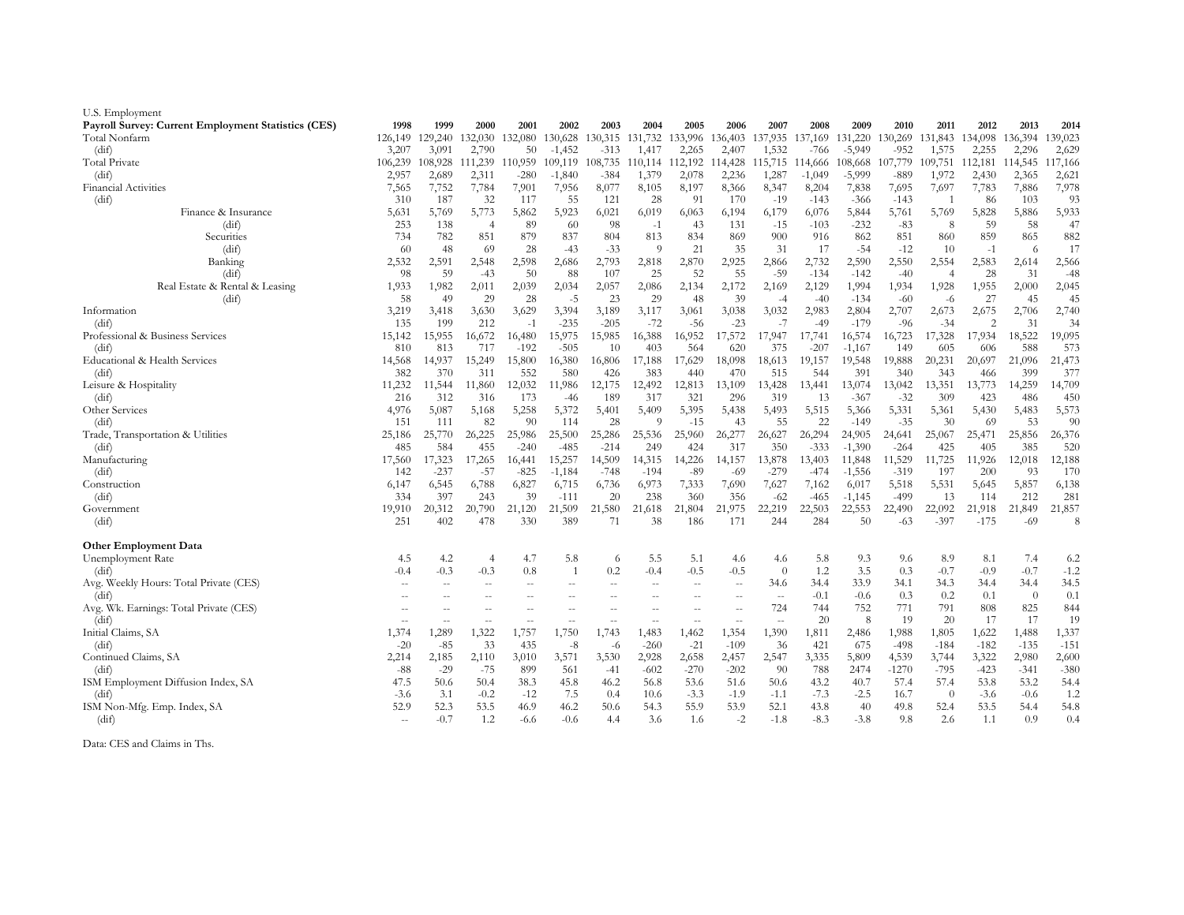U.S. Employment

| Payroll Survey: Current Employment Statistics (CES) | 1998 | 1999 | 2000 | 2001 | 2002 | 2003 | 2004 | 2005 | 2006 | 2007 | 2008 | 2009 | 2010 | 2011 | 2012 | 2013 | 2014 |
|---|---|---|---|---|---|---|---|---|---|---|---|---|---|---|---|---|---|
| Total Nonfarm | 126,149 | 129,240 | 132,030 | 132,080 | 130,628 | 130,315 | 131,732 | 133,996 | 136,403 | 137,935 | 137,169 | 131,220 | 130,269 | 131,843 | 134,098 | 136,394 | 139,023 |
| (dif) | 3,207 | 3,091 | 2,790 | 50 | -1,452 | -313 | 1,417 | 2,265 | 2,407 | 1,532 | -766 | -5,949 | -952 | 1,575 | 2,255 | 2,296 | 2,629 |
| Total Private | 106,239 | 108,928 | 111,239 | 110,959 | 109,119 | 108,735 | 110,114 | 112,192 | 114,428 | 115,715 | 114,666 | 108,668 | 107,779 | 109,751 | 112,181 | 114,545 | 117,166 |
| (dif) | 2,957 | 2,689 | 2,311 | -280 | -1,840 | -384 | 1,379 | 2,078 | 2,236 | 1,287 | -1,049 | -5,999 | -889 | 1,972 | 2,430 | 2,365 | 2,621 |
| Financial Activities | 7,565 | 7,752 | 7,784 | 7,901 | 7,956 | 8,077 | 8,105 | 8,197 | 8,366 | 8,347 | 8,204 | 7,838 | 7,695 | 7,697 | 7,783 | 7,886 | 7,978 |
| (dif) | 310 | 187 | 32 | 117 | 55 | 121 | 28 | 91 | 170 | -19 | -143 | -366 | -143 | 1 | 86 | 103 | 93 |
| Finance & Insurance | 5,631 | 5,769 | 5,773 | 5,862 | 5,923 | 6,021 | 6,019 | 6,063 | 6,194 | 6,179 | 6,076 | 5,844 | 5,761 | 5,769 | 5,828 | 5,886 | 5,933 |
| (dif) | 253 | 138 | 4 | 89 | 60 | 98 | -1 | 43 | 131 | -15 | -103 | -232 | -83 | 8 | 59 | 58 | 47 |
| Securities | 734 | 782 | 851 | 879 | 837 | 804 | 813 | 834 | 869 | 900 | 916 | 862 | 851 | 860 | 859 | 865 | 882 |
| (dif) | 60 | 48 | 69 | 28 | -43 | -33 | 9 | 21 | 35 | 31 | 17 | -54 | -12 | 10 | -1 | 6 | 17 |
| Banking | 2,532 | 2,591 | 2,548 | 2,598 | 2,686 | 2,793 | 2,818 | 2,870 | 2,925 | 2,866 | 2,732 | 2,590 | 2,550 | 2,554 | 2,583 | 2,614 | 2,566 |
| (dif) | 98 | 59 | -43 | 50 | 88 | 107 | 25 | 52 | 55 | -59 | -134 | -142 | -40 | 4 | 28 | 31 | -48 |
| Real Estate & Rental & Leasing | 1,933 | 1,982 | 2,011 | 2,039 | 2,034 | 2,057 | 2,086 | 2,134 | 2,172 | 2,169 | 2,129 | 1,994 | 1,934 | 1,928 | 1,955 | 2,000 | 2,045 |
| (dif) | 58 | 49 | 29 | 28 | -5 | 23 | 29 | 48 | 39 | -4 | -40 | -134 | -60 | -6 | 27 | 45 | 45 |
| Information | 3,219 | 3,418 | 3,630 | 3,629 | 3,394 | 3,189 | 3,117 | 3,061 | 3,038 | 3,032 | 2,983 | 2,804 | 2,707 | 2,673 | 2,675 | 2,706 | 2,740 |
| (dif) | 135 | 199 | 212 | -1 | -235 | -205 | -72 | -56 | -23 | -7 | -49 | -179 | -96 | -34 | 2 | 31 | 34 |
| Professional & Business Services | 15,142 | 15,955 | 16,672 | 16,480 | 15,975 | 15,985 | 16,388 | 16,952 | 17,572 | 17,947 | 17,741 | 16,574 | 16,723 | 17,328 | 17,934 | 18,522 | 19,095 |
| (dif) | 810 | 813 | 717 | -192 | -505 | 10 | 403 | 564 | 620 | 375 | -207 | -1,167 | 149 | 605 | 606 | 588 | 573 |
| Educational & Health Services | 14,568 | 14,937 | 15,249 | 15,800 | 16,380 | 16,806 | 17,188 | 17,629 | 18,098 | 18,613 | 19,157 | 19,548 | 19,888 | 20,231 | 20,697 | 21,096 | 21,473 |
| (dif) | 382 | 370 | 311 | 552 | 580 | 426 | 383 | 440 | 470 | 515 | 544 | 391 | 340 | 343 | 466 | 399 | 377 |
| Leisure & Hospitality | 11,232 | 11,544 | 11,860 | 12,032 | 11,986 | 12,175 | 12,492 | 12,813 | 13,109 | 13,428 | 13,441 | 13,074 | 13,042 | 13,351 | 13,773 | 14,259 | 14,709 |
| (dif) | 216 | 312 | 316 | 173 | -46 | 189 | 317 | 321 | 296 | 319 | 13 | -367 | -32 | 309 | 423 | 486 | 450 |
| Other Services | 4,976 | 5,087 | 5,168 | 5,258 | 5,372 | 5,401 | 5,409 | 5,395 | 5,438 | 5,493 | 5,515 | 5,366 | 5,331 | 5,361 | 5,430 | 5,483 | 5,573 |
| (dif) | 151 | 111 | 82 | 90 | 114 | 28 | 9 | -15 | 43 | 55 | 22 | -149 | -35 | 30 | 69 | 53 | 90 |
| Trade, Transportation & Utilities | 25,186 | 25,770 | 26,225 | 25,986 | 25,500 | 25,286 | 25,536 | 25,960 | 26,277 | 26,627 | 26,294 | 24,905 | 24,641 | 25,067 | 25,471 | 25,856 | 26,376 |
| (dif) | 485 | 584 | 455 | -240 | -485 | -214 | 249 | 424 | 317 | 350 | -333 | -1,390 | -264 | 425 | 405 | 385 | 520 |
| Manufacturing | 17,560 | 17,323 | 17,265 | 16,441 | 15,257 | 14,509 | 14,315 | 14,226 | 14,157 | 13,878 | 13,403 | 11,848 | 11,529 | 11,725 | 11,926 | 12,018 | 12,188 |
| (dif) | 142 | -237 | -57 | -825 | -1,184 | -748 | -194 | -89 | -69 | -279 | -474 | -1,556 | -319 | 197 | 200 | 93 | 170 |
| Construction | 6,147 | 6,545 | 6,788 | 6,827 | 6,715 | 6,736 | 6,973 | 7,333 | 7,690 | 7,627 | 7,162 | 6,017 | 5,518 | 5,531 | 5,645 | 5,857 | 6,138 |
| (dif) | 334 | 397 | 243 | 39 | -111 | 20 | 238 | 360 | 356 | -62 | -465 | -1,145 | -499 | 13 | 114 | 212 | 281 |
| Government | 19,910 | 20,312 | 20,790 | 21,120 | 21,509 | 21,580 | 21,618 | 21,804 | 21,975 | 22,219 | 22,503 | 22,553 | 22,490 | 22,092 | 21,918 | 21,849 | 21,857 |
| (dif) | 251 | 402 | 478 | 330 | 389 | 71 | 38 | 186 | 171 | 244 | 284 | 50 | -63 | -397 | -175 | -69 | 8 |
| **Other Employment Data** | | | | | | | | | | | | | | | | | |
| Unemployment Rate | 4.5 | 4.2 | 4 | 4.7 | 5.8 | 6 | 5.5 | 5.1 | 4.6 | 4.6 | 5.8 | 9.3 | 9.6 | 8.9 | 8.1 | 7.4 | 6.2 |
| (dif) | -0.4 | -0.3 | -0.3 | 0.8 | 1 | 0.2 | -0.4 | -0.5 | -0.5 | 0 | 1.2 | 3.5 | 0.3 | -0.7 | -0.9 | -0.7 | -1.2 |
| Avg. Weekly Hours: Total Private (CES) | -- | -- | -- | -- | -- | -- | -- | -- | -- | 34.6 | 34.4 | 33.9 | 34.1 | 34.3 | 34.4 | 34.4 | 34.5 |
| (dif) | -- | -- | -- | -- | -- | -- | -- | -- | -- | -- | -0.1 | -0.6 | 0.3 | 0.2 | 0.1 | 0 | 0.1 |
| Avg. Wk. Earnings: Total Private (CES) | -- | -- | -- | -- | -- | -- | -- | -- | -- | 724 | 744 | 752 | 771 | 791 | 808 | 825 | 844 |
| (dif) | -- | -- | -- | -- | -- | -- | -- | -- | -- | -- | 20 | 8 | 19 | 20 | 17 | 17 | 19 |
| Initial Claims, SA | 1,374 | 1,289 | 1,322 | 1,757 | 1,750 | 1,743 | 1,483 | 1,462 | 1,354 | 1,390 | 1,811 | 2,486 | 1,988 | 1,805 | 1,622 | 1,488 | 1,337 |
| (dif) | -20 | -85 | 33 | 435 | -8 | -6 | -260 | -21 | -109 | 36 | 421 | 675 | -498 | -184 | -182 | -135 | -151 |
| Continued Claims, SA | 2,214 | 2,185 | 2,110 | 3,010 | 3,571 | 3,530 | 2,928 | 2,658 | 2,457 | 2,547 | 3,335 | 5,809 | 4,539 | 3,744 | 3,322 | 2,980 | 2,600 |
| (dif) | -88 | -29 | -75 | 899 | 561 | -41 | -602 | -270 | -202 | 90 | 788 | 2474 | -1270 | -795 | -423 | -341 | -380 |
| ISM Employment Diffusion Index, SA | 47.5 | 50.6 | 50.4 | 38.3 | 45.8 | 46.2 | 56.8 | 53.6 | 51.6 | 50.6 | 43.2 | 40.7 | 57.4 | 57.4 | 53.8 | 53.2 | 54.4 |
| (dif) | -3.6 | 3.1 | -0.2 | -12 | 7.5 | 0.4 | 10.6 | -3.3 | -1.9 | -1.1 | -7.3 | -2.5 | 16.7 | 0 | -3.6 | -0.6 | 1.2 |
| ISM Non-Mfg. Emp. Index, SA | 52.9 | 52.3 | 53.5 | 46.9 | 46.2 | 50.6 | 54.3 | 55.9 | 53.9 | 52.1 | 43.8 | 40 | 49.8 | 52.4 | 53.5 | 54.4 | 54.8 |
| (dif) | -- | -0.7 | 1.2 | -6.6 | -0.6 | 4.4 | 3.6 | 1.6 | -2 | -1.8 | -8.3 | -3.8 | 9.8 | 2.6 | 1.1 | 0.9 | 0.4 |

Data: CES and Claims in Ths.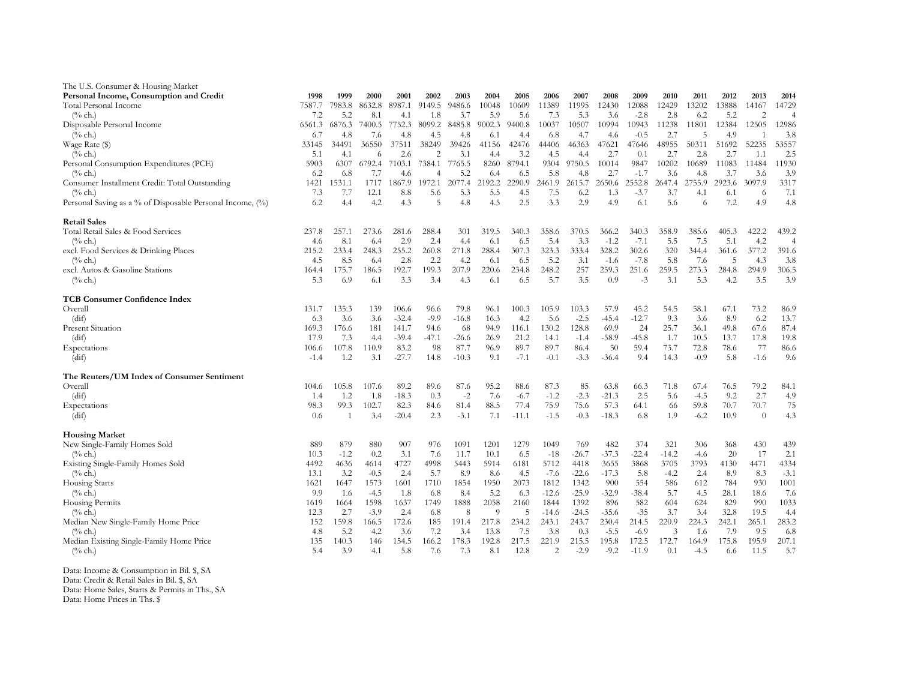The U.S. Consumer & Housing Market

| Personal Income, Consumption and Credit | 1998 | 1999 | 2000 | 2001 | 2002 | 2003 | 2004 | 2005 | 2006 | 2007 | 2008 | 2009 | 2010 | 2011 | 2012 | 2013 | 2014 |
|---|---|---|---|---|---|---|---|---|---|---|---|---|---|---|---|---|---|
| Total Personal Income | 7587.7 | 7983.8 | 8632.8 | 8987.1 | 9149.5 | 9486.6 | 10048 | 10609 | 11389 | 11995 | 12430 | 12088 | 12429 | 13202 | 13888 | 14167 | 14729 |
| (% ch.) | 7.2 | 5.2 | 8.1 | 4.1 | 1.8 | 3.7 | 5.9 | 5.6 | 7.3 | 5.3 | 3.6 | -2.8 | 2.8 | 6.2 | 5.2 | 2 | 4 |
| Disposable Personal Income | 6561.3 | 6876.3 | 7400.5 | 7752.3 | 8099.2 | 8485.8 | 9002.3 | 9400.8 | 10037 | 10507 | 10994 | 10943 | 11238 | 11801 | 12384 | 12505 | 12986 |
| (% ch.) | 6.7 | 4.8 | 7.6 | 4.8 | 4.5 | 4.8 | 6.1 | 4.4 | 6.8 | 4.7 | 4.6 | -0.5 | 2.7 | 5 | 4.9 | 1 | 3.8 |
| Wage Rate ($) | 33145 | 34491 | 36550 | 37511 | 38249 | 39426 | 41156 | 42476 | 44406 | 46363 | 47621 | 47646 | 48955 | 50311 | 51692 | 52235 | 53557 |
| (% ch.) | 5.1 | 4.1 | 6 | 2.6 | 2 | 3.1 | 4.4 | 3.2 | 4.5 | 4.4 | 2.7 | 0.1 | 2.7 | 2.8 | 2.7 | 1.1 | 2.5 |
| Personal Consumption Expenditures (PCE) | 5903 | 6307 | 6792.4 | 7103.1 | 7384.1 | 7765.5 | 8260 | 8794.1 | 9304 | 9750.5 | 10014 | 9847 | 10202 | 10689 | 11083 | 11484 | 11930 |
| (% ch.) | 6.2 | 6.8 | 7.7 | 4.6 | 4 | 5.2 | 6.4 | 6.5 | 5.8 | 4.8 | 2.7 | -1.7 | 3.6 | 4.8 | 3.7 | 3.6 | 3.9 |
| Consumer Installment Credit: Total Outstanding | 1421 | 1531.1 | 1717 | 1867.9 | 1972.1 | 2077.4 | 2192.2 | 2290.9 | 2461.9 | 2615.7 | 2650.6 | 2552.8 | 2647.4 | 2755.9 | 2923.6 | 3097.9 | 3317 |
| (% ch.) | 7.3 | 7.7 | 12.1 | 8.8 | 5.6 | 5.3 | 5.5 | 4.5 | 7.5 | 6.2 | 1.3 | -3.7 | 3.7 | 4.1 | 6.1 | 6 | 7.1 |
| Personal Saving as a % of Disposable Personal Income, (%) | 6.2 | 4.4 | 4.2 | 4.3 | 5 | 4.8 | 4.5 | 2.5 | 3.3 | 2.9 | 4.9 | 6.1 | 5.6 | 6 | 7.2 | 4.9 | 4.8 |
| **Retail Sales** | | | | | | | | | | | | | | | | | |
| Total Retail Sales & Food Services | 237.8 | 257.1 | 273.6 | 281.6 | 288.4 | 301 | 319.5 | 340.3 | 358.6 | 370.5 | 366.2 | 340.3 | 358.9 | 385.6 | 405.3 | 422.2 | 439.2 |
| (% ch.) | 4.6 | 8.1 | 6.4 | 2.9 | 2.4 | 4.4 | 6.1 | 6.5 | 5.4 | 3.3 | -1.2 | -7.1 | 5.5 | 7.5 | 5.1 | 4.2 | 4 |
| excl. Food Services & Drinking Places | 215.2 | 233.4 | 248.3 | 255.2 | 260.8 | 271.8 | 288.4 | 307.3 | 323.3 | 333.4 | 328.2 | 302.6 | 320 | 344.4 | 361.6 | 377.2 | 391.6 |
| (% ch.) | 4.5 | 8.5 | 6.4 | 2.8 | 2.2 | 4.2 | 6.1 | 6.5 | 5.2 | 3.1 | -1.6 | -7.8 | 5.8 | 7.6 | 5 | 4.3 | 3.8 |
| excl. Autos & Gasoline Stations | 164.4 | 175.7 | 186.5 | 192.7 | 199.3 | 207.9 | 220.6 | 234.8 | 248.2 | 257 | 259.3 | 251.6 | 259.5 | 273.3 | 284.8 | 294.9 | 306.5 |
| (% ch.) | 5.3 | 6.9 | 6.1 | 3.3 | 3.4 | 4.3 | 6.1 | 6.5 | 5.7 | 3.5 | 0.9 | -3 | 3.1 | 5.3 | 4.2 | 3.5 | 3.9 |
| **TCB Consumer Confidence Index** | | | | | | | | | | | | | | | | | |
| Overall | 131.7 | 135.3 | 139 | 106.6 | 96.6 | 79.8 | 96.1 | 100.3 | 105.9 | 103.3 | 57.9 | 45.2 | 54.5 | 58.1 | 67.1 | 73.2 | 86.9 |
| (dif) | 6.3 | 3.6 | 3.6 | -32.4 | -9.9 | -16.8 | 16.3 | 4.2 | 5.6 | -2.5 | -45.4 | -12.7 | 9.3 | 3.6 | 8.9 | 6.2 | 13.7 |
| Present Situation | 169.3 | 176.6 | 181 | 141.7 | 94.6 | 68 | 94.9 | 116.1 | 130.2 | 128.8 | 69.9 | 24 | 25.7 | 36.1 | 49.8 | 67.6 | 87.4 |
| (dif) | 17.9 | 7.3 | 4.4 | -39.4 | -47.1 | -26.6 | 26.9 | 21.2 | 14.1 | -1.4 | -58.9 | -45.8 | 1.7 | 10.5 | 13.7 | 17.8 | 19.8 |
| Expectations | 106.6 | 107.8 | 110.9 | 83.2 | 98 | 87.7 | 96.9 | 89.7 | 89.7 | 86.4 | 50 | 59.4 | 73.7 | 72.8 | 78.6 | 77 | 86.6 |
| (dif) | -1.4 | 1.2 | 3.1 | -27.7 | 14.8 | -10.3 | 9.1 | -7.1 | -0.1 | -3.3 | -36.4 | 9.4 | 14.3 | -0.9 | 5.8 | -1.6 | 9.6 |
| **The Reuters/UM Index of Consumer Sentiment** | | | | | | | | | | | | | | | | | |
| Overall | 104.6 | 105.8 | 107.6 | 89.2 | 89.6 | 87.6 | 95.2 | 88.6 | 87.3 | 85 | 63.8 | 66.3 | 71.8 | 67.4 | 76.5 | 79.2 | 84.1 |
| (dif) | 1.4 | 1.2 | 1.8 | -18.3 | 0.3 | -2 | 7.6 | -6.7 | -1.2 | -2.3 | -21.3 | 2.5 | 5.6 | -4.5 | 9.2 | 2.7 | 4.9 |
| Expectations | 98.3 | 99.3 | 102.7 | 82.3 | 84.6 | 81.4 | 88.5 | 77.4 | 75.9 | 75.6 | 57.3 | 64.1 | 66 | 59.8 | 70.7 | 70.7 | 75 |
| (dif) | 0.6 | 1 | 3.4 | -20.4 | 2.3 | -3.1 | 7.1 | -11.1 | -1.5 | -0.3 | -18.3 | 6.8 | 1.9 | -6.2 | 10.9 | 0 | 4.3 |
| **Housing Market** | | | | | | | | | | | | | | | | | |
| New Single-Family Homes Sold | 889 | 879 | 880 | 907 | 976 | 1091 | 1201 | 1279 | 1049 | 769 | 482 | 374 | 321 | 306 | 368 | 430 | 439 |
| (% ch.) | 10.3 | -1.2 | 0.2 | 3.1 | 7.6 | 11.7 | 10.1 | 6.5 | -18 | -26.7 | -37.3 | -22.4 | -14.2 | -4.6 | 20 | 17 | 2.1 |
| Existing Single-Family Homes Sold | 4492 | 4636 | 4614 | 4727 | 4998 | 5443 | 5914 | 6181 | 5712 | 4418 | 3655 | 3868 | 3705 | 3793 | 4130 | 4471 | 4334 |
| (% ch.) | 13.1 | 3.2 | -0.5 | 2.4 | 5.7 | 8.9 | 8.6 | 4.5 | -7.6 | -22.6 | -17.3 | 5.8 | -4.2 | 2.4 | 8.9 | 8.3 | -3.1 |
| Housing Starts | 1621 | 1647 | 1573 | 1601 | 1710 | 1854 | 1950 | 2073 | 1812 | 1342 | 900 | 554 | 586 | 612 | 784 | 930 | 1001 |
| (% ch.) | 9.9 | 1.6 | -4.5 | 1.8 | 6.8 | 8.4 | 5.2 | 6.3 | -12.6 | -25.9 | -32.9 | -38.4 | 5.7 | 4.5 | 28.1 | 18.6 | 7.6 |
| Housing Permits | 1619 | 1664 | 1598 | 1637 | 1749 | 1888 | 2058 | 2160 | 1844 | 1392 | 896 | 582 | 604 | 624 | 829 | 990 | 1033 |
| (% ch.) | 12.3 | 2.7 | -3.9 | 2.4 | 6.8 | 8 | 9 | 5 | -14.6 | -24.5 | -35.6 | -35 | 3.7 | 3.4 | 32.8 | 19.5 | 4.4 |
| Median New Single-Family Home Price | 152 | 159.8 | 166.5 | 172.6 | 185 | 191.4 | 217.8 | 234.2 | 243.1 | 243.7 | 230.4 | 214.5 | 220.9 | 224.3 | 242.1 | 265.1 | 283.2 |
| (% ch.) | 4.8 | 5.2 | 4.2 | 3.6 | 7.2 | 3.4 | 13.8 | 7.5 | 3.8 | 0.3 | -5.5 | -6.9 | 3 | 1.6 | 7.9 | 9.5 | 6.8 |
| Median Existing Single-Family Home Price | 135 | 140.3 | 146 | 154.5 | 166.2 | 178.3 | 192.8 | 217.5 | 221.9 | 215.5 | 195.8 | 172.5 | 172.7 | 164.9 | 175.8 | 195.9 | 207.1 |
| (% ch.) | 5.4 | 3.9 | 4.1 | 5.8 | 7.6 | 7.3 | 8.1 | 12.8 | 2 | -2.9 | -9.2 | -11.9 | 0.1 | -4.5 | 6.6 | 11.5 | 5.7 |

Data: Income & Consumption in Bil. $, SA
Data: Credit & Retail Sales in Bil. $, SA
Data: Home Sales, Starts & Permits in Ths., SA
Data: Home Prices in Ths. $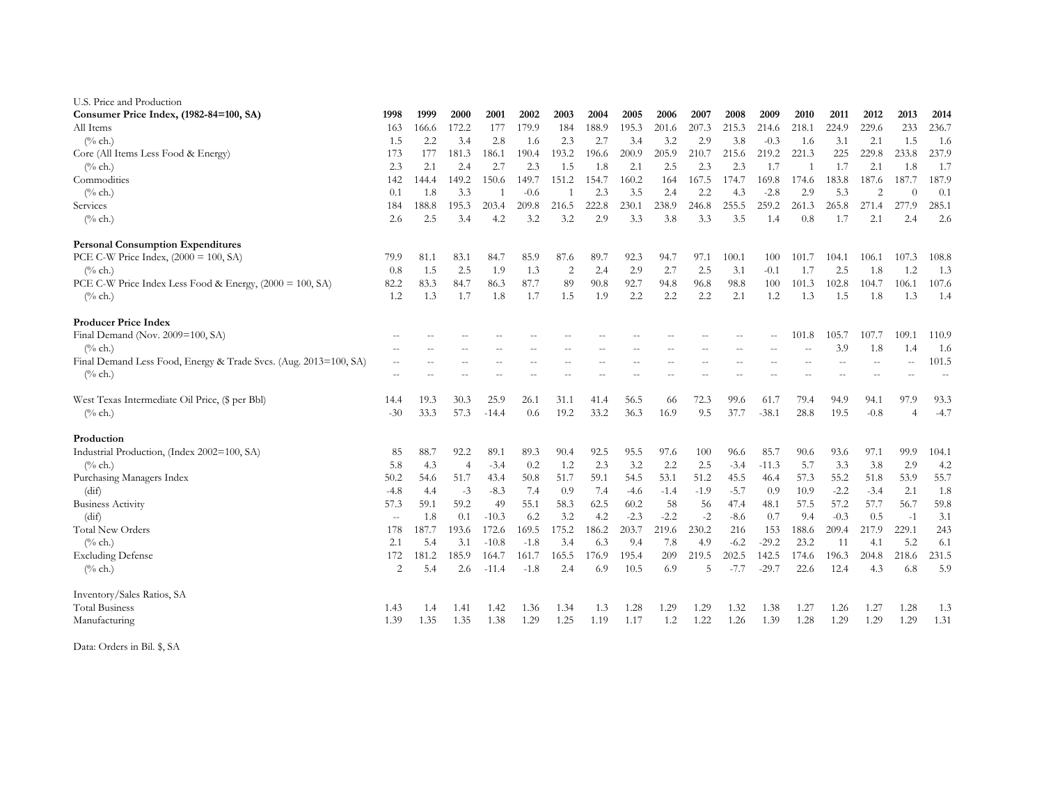U.S. Price and Production

| Consumer Price Index, (1982-84=100, SA) | 1998 | 1999 | 2000 | 2001 | 2002 | 2003 | 2004 | 2005 | 2006 | 2007 | 2008 | 2009 | 2010 | 2011 | 2012 | 2013 | 2014 |
|---|---|---|---|---|---|---|---|---|---|---|---|---|---|---|---|---|---|
| All Items | 163 | 166.6 | 172.2 | 177 | 179.9 | 184 | 188.9 | 195.3 | 201.6 | 207.3 | 215.3 | 214.6 | 218.1 | 224.9 | 229.6 | 233 | 236.7 |
| (% ch.) | 1.5 | 2.2 | 3.4 | 2.8 | 1.6 | 2.3 | 2.7 | 3.4 | 3.2 | 2.9 | 3.8 | -0.3 | 1.6 | 3.1 | 2.1 | 1.5 | 1.6 |
| Core (All Items Less Food & Energy) | 173 | 177 | 181.3 | 186.1 | 190.4 | 193.2 | 196.6 | 200.9 | 205.9 | 210.7 | 215.6 | 219.2 | 221.3 | 225 | 229.8 | 233.8 | 237.9 |
| (% ch.) | 2.3 | 2.1 | 2.4 | 2.7 | 2.3 | 1.5 | 1.8 | 2.1 | 2.5 | 2.3 | 2.3 | 1.7 | 1 | 1.7 | 2.1 | 1.8 | 1.7 |
| Commodities | 142 | 144.4 | 149.2 | 150.6 | 149.7 | 151.2 | 154.7 | 160.2 | 164 | 167.5 | 174.7 | 169.8 | 174.6 | 183.8 | 187.6 | 187.7 | 187.9 |
| (% ch.) | 0.1 | 1.8 | 3.3 | 1 | -0.6 | 1 | 2.3 | 3.5 | 2.4 | 2.2 | 4.3 | -2.8 | 2.9 | 5.3 | 2 | 0 | 0.1 |
| Services | 184 | 188.8 | 195.3 | 203.4 | 209.8 | 216.5 | 222.8 | 230.1 | 238.9 | 246.8 | 255.5 | 259.2 | 261.3 | 265.8 | 271.4 | 277.9 | 285.1 |
| (% ch.) | 2.6 | 2.5 | 3.4 | 4.2 | 3.2 | 3.2 | 2.9 | 3.3 | 3.8 | 3.3 | 3.5 | 1.4 | 0.8 | 1.7 | 2.1 | 2.4 | 2.6 |
| **Personal Consumption Expenditures** | | | | | | | | | | | | | | | | | |
| PCE C-W Price Index, (2000 = 100, SA) | 79.9 | 81.1 | 83.1 | 84.7 | 85.9 | 87.6 | 89.7 | 92.3 | 94.7 | 97.1 | 100.1 | 100 | 101.7 | 104.1 | 106.1 | 107.3 | 108.8 |
| (% ch.) | 0.8 | 1.5 | 2.5 | 1.9 | 1.3 | 2 | 2.4 | 2.9 | 2.7 | 2.5 | 3.1 | -0.1 | 1.7 | 2.5 | 1.8 | 1.2 | 1.3 |
| PCE C-W Price Index Less Food & Energy, (2000 = 100, SA) | 82.2 | 83.3 | 84.7 | 86.3 | 87.7 | 89 | 90.8 | 92.7 | 94.8 | 96.8 | 98.8 | 100 | 101.3 | 102.8 | 104.7 | 106.1 | 107.6 |
| (% ch.) | 1.2 | 1.3 | 1.7 | 1.8 | 1.7 | 1.5 | 1.9 | 2.2 | 2.2 | 2.2 | 2.1 | 1.2 | 1.3 | 1.5 | 1.8 | 1.3 | 1.4 |
| **Producer Price Index** | | | | | | | | | | | | | | | | | |
| Final Demand (Nov. 2009=100, SA) | -- | -- | -- | -- | -- | -- | -- | -- | -- | -- | -- | -- | 101.8 | 105.7 | 107.7 | 109.1 | 110.9 |
| (% ch.) | -- | -- | -- | -- | -- | -- | -- | -- | -- | -- | -- | -- | -- | 3.9 | 1.8 | 1.4 | 1.6 |
| Final Demand Less Food, Energy & Trade Svcs. (Aug. 2013=100, SA) | -- | -- | -- | -- | -- | -- | -- | -- | -- | -- | -- | -- | -- | -- | -- | -- | 101.5 |
| (% ch.) | -- | -- | -- | -- | -- | -- | -- | -- | -- | -- | -- | -- | -- | -- | -- | -- | -- |
| West Texas Intermediate Oil Price, ($ per Bbl) | 14.4 | 19.3 | 30.3 | 25.9 | 26.1 | 31.1 | 41.4 | 56.5 | 66 | 72.3 | 99.6 | 61.7 | 79.4 | 94.9 | 94.1 | 97.9 | 93.3 |
| (% ch.) | -30 | 33.3 | 57.3 | -14.4 | 0.6 | 19.2 | 33.2 | 36.3 | 16.9 | 9.5 | 37.7 | -38.1 | 28.8 | 19.5 | -0.8 | 4 | -4.7 |
| **Production** | | | | | | | | | | | | | | | | | |
| Industrial Production, (Index 2002=100, SA) | 85 | 88.7 | 92.2 | 89.1 | 89.3 | 90.4 | 92.5 | 95.5 | 97.6 | 100 | 96.6 | 85.7 | 90.6 | 93.6 | 97.1 | 99.9 | 104.1 |
| (% ch.) | 5.8 | 4.3 | 4 | -3.4 | 0.2 | 1.2 | 2.3 | 3.2 | 2.2 | 2.5 | -3.4 | -11.3 | 5.7 | 3.3 | 3.8 | 2.9 | 4.2 |
| Purchasing Managers Index | 50.2 | 54.6 | 51.7 | 43.4 | 50.8 | 51.7 | 59.1 | 54.5 | 53.1 | 51.2 | 45.5 | 46.4 | 57.3 | 55.2 | 51.8 | 53.9 | 55.7 |
| (dif) | -4.8 | 4.4 | -3 | -8.3 | 7.4 | 0.9 | 7.4 | -4.6 | -1.4 | -1.9 | -5.7 | 0.9 | 10.9 | -2.2 | -3.4 | 2.1 | 1.8 |
| Business Activity | 57.3 | 59.1 | 59.2 | 49 | 55.1 | 58.3 | 62.5 | 60.2 | 58 | 56 | 47.4 | 48.1 | 57.5 | 57.2 | 57.7 | 56.7 | 59.8 |
| (dif) | -- | 1.8 | 0.1 | -10.3 | 6.2 | 3.2 | 4.2 | -2.3 | -2.2 | -2 | -8.6 | 0.7 | 9.4 | -0.3 | 0.5 | -1 | 3.1 |
| Total New Orders | 178 | 187.7 | 193.6 | 172.6 | 169.5 | 175.2 | 186.2 | 203.7 | 219.6 | 230.2 | 216 | 153 | 188.6 | 209.4 | 217.9 | 229.1 | 243 |
| (% ch.) | 2.1 | 5.4 | 3.1 | -10.8 | -1.8 | 3.4 | 6.3 | 9.4 | 7.8 | 4.9 | -6.2 | -29.2 | 23.2 | 11 | 4.1 | 5.2 | 6.1 |
| Excluding Defense | 172 | 181.2 | 185.9 | 164.7 | 161.7 | 165.5 | 176.9 | 195.4 | 209 | 219.5 | 202.5 | 142.5 | 174.6 | 196.3 | 204.8 | 218.6 | 231.5 |
| (% ch.) | 2 | 5.4 | 2.6 | -11.4 | -1.8 | 2.4 | 6.9 | 10.5 | 6.9 | 5 | -7.7 | -29.7 | 22.6 | 12.4 | 4.3 | 6.8 | 5.9 |
| Inventory/Sales Ratios, SA | | | | | | | | | | | | | | | | | |
| Total Business | 1.43 | 1.4 | 1.41 | 1.42 | 1.36 | 1.34 | 1.3 | 1.28 | 1.29 | 1.29 | 1.32 | 1.38 | 1.27 | 1.26 | 1.27 | 1.28 | 1.3 |
| Manufacturing | 1.39 | 1.35 | 1.35 | 1.38 | 1.29 | 1.25 | 1.19 | 1.17 | 1.2 | 1.22 | 1.26 | 1.39 | 1.28 | 1.29 | 1.29 | 1.29 | 1.31 |

Data: Orders in Bil. $, SA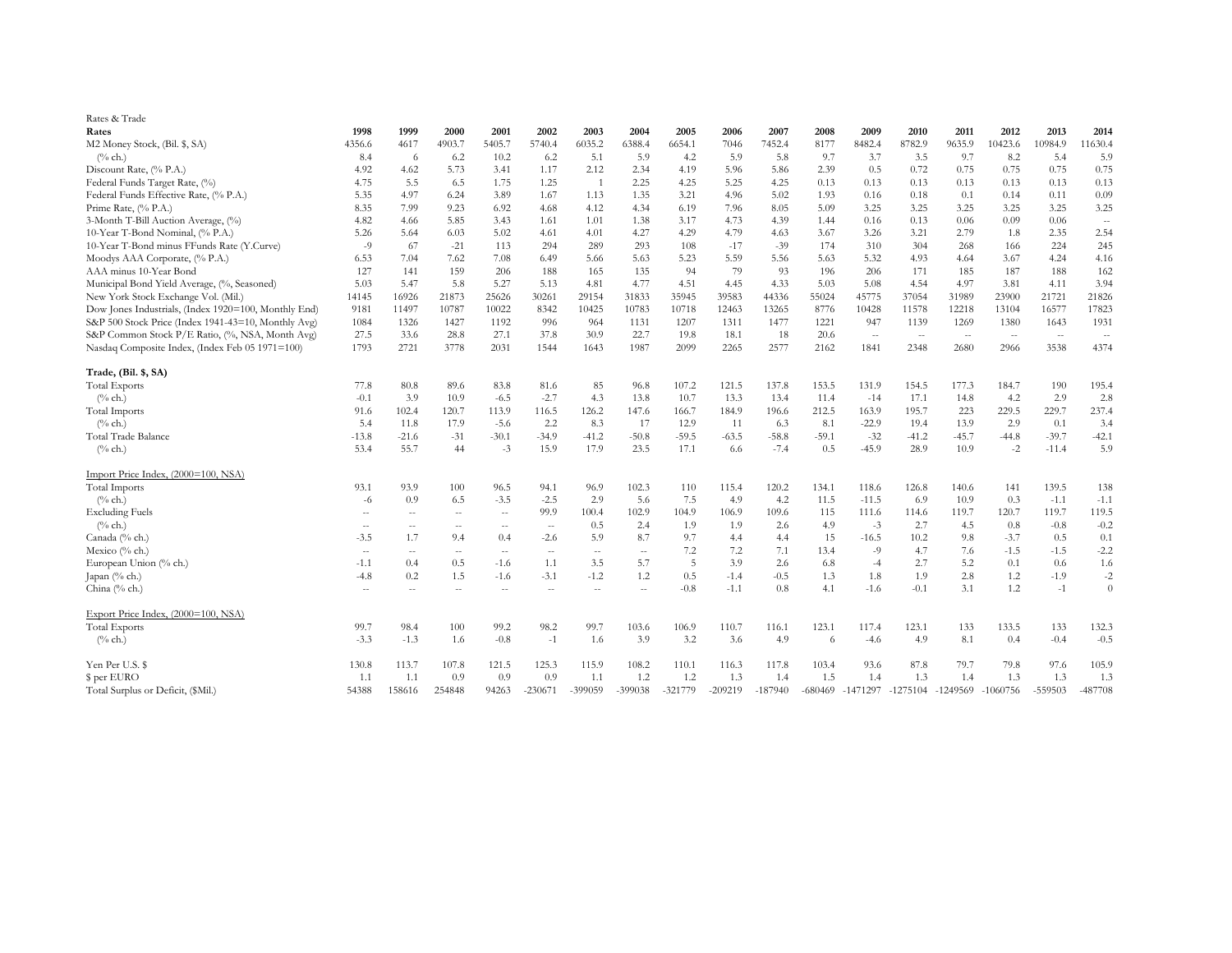Rates & Trade

| Rates | 1998 | 1999 | 2000 | 2001 | 2002 | 2003 | 2004 | 2005 | 2006 | 2007 | 2008 | 2009 | 2010 | 2011 | 2012 | 2013 | 2014 |
|---|---|---|---|---|---|---|---|---|---|---|---|---|---|---|---|---|---|
| M2 Money Stock, (Bil. $, SA) | 4356.6 | 4617 | 4903.7 | 5405.7 | 5740.4 | 6035.2 | 6388.4 | 6654.1 | 7046 | 7452.4 | 8177 | 8482.4 | 8782.9 | 9635.9 | 10423.6 | 10984.9 | 11630.4 |
| (% ch.) | 8.4 | 6 | 6.2 | 10.2 | 6.2 | 5.1 | 5.9 | 4.2 | 5.9 | 5.8 | 9.7 | 3.7 | 3.5 | 9.7 | 8.2 | 5.4 | 5.9 |
| Discount Rate, (% P.A.) | 4.92 | 4.62 | 5.73 | 3.41 | 1.17 | 2.12 | 2.34 | 4.19 | 5.96 | 5.86 | 2.39 | 0.5 | 0.72 | 0.75 | 0.75 | 0.75 | 0.75 |
| Federal Funds Target Rate, (%) | 4.75 | 5.5 | 6.5 | 1.75 | 1.25 | 1 | 2.25 | 4.25 | 5.25 | 4.25 | 0.13 | 0.13 | 0.13 | 0.13 | 0.13 | 0.13 | 0.13 |
| Federal Funds Effective Rate, (% P.A.) | 5.35 | 4.97 | 6.24 | 3.89 | 1.67 | 1.13 | 1.35 | 3.21 | 4.96 | 5.02 | 1.93 | 0.16 | 0.18 | 0.1 | 0.14 | 0.11 | 0.09 |
| Prime Rate, (% P.A.) | 8.35 | 7.99 | 9.23 | 6.92 | 4.68 | 4.12 | 4.34 | 6.19 | 7.96 | 8.05 | 5.09 | 3.25 | 3.25 | 3.25 | 3.25 | 3.25 | 3.25 |
| 3-Month T-Bill Auction Average, (%) | 4.82 | 4.66 | 5.85 | 3.43 | 1.61 | 1.01 | 1.38 | 3.17 | 4.73 | 4.39 | 1.44 | 0.16 | 0.13 | 0.06 | 0.09 | 0.06 | -- |
| 10-Year T-Bond Nominal, (% P.A.) | 5.26 | 5.64 | 6.03 | 5.02 | 4.61 | 4.01 | 4.27 | 4.29 | 4.79 | 4.63 | 3.67 | 3.26 | 3.21 | 2.79 | 1.8 | 2.35 | 2.54 |
| 10-Year T-Bond minus FFunds Rate (Y.Curve) | -9 | 67 | -21 | 113 | 294 | 289 | 293 | 108 | -17 | -39 | 174 | 310 | 304 | 268 | 166 | 224 | 245 |
| Moodys AAA Corporate, (% P.A.) | 6.53 | 7.04 | 7.62 | 7.08 | 6.49 | 5.66 | 5.63 | 5.23 | 5.59 | 5.56 | 5.63 | 5.32 | 4.93 | 4.64 | 3.67 | 4.24 | 4.16 |
| AAA minus 10-Year Bond | 127 | 141 | 159 | 206 | 188 | 165 | 135 | 94 | 79 | 93 | 196 | 206 | 171 | 185 | 187 | 188 | 162 |
| Municipal Bond Yield Average, (%, Seasoned) | 5.03 | 5.47 | 5.8 | 5.27 | 5.13 | 4.81 | 4.77 | 4.51 | 4.45 | 4.33 | 5.03 | 5.08 | 4.54 | 4.97 | 3.81 | 4.11 | 3.94 |
| New York Stock Exchange Vol. (Mil.) | 14145 | 16926 | 21873 | 25626 | 30261 | 29154 | 31833 | 35945 | 39583 | 44336 | 55024 | 45775 | 37054 | 31989 | 23900 | 21721 | 21826 |
| Dow Jones Industrials, (Index 1920=100, Monthly End) | 9181 | 11497 | 10787 | 10022 | 8342 | 10425 | 10783 | 10718 | 12463 | 13265 | 8776 | 10428 | 11578 | 12218 | 13104 | 16577 | 17823 |
| S&P 500 Stock Price (Index 1941-43=10, Monthly Avg) | 1084 | 1326 | 1427 | 1192 | 996 | 964 | 1131 | 1207 | 1311 | 1477 | 1221 | 947 | 1139 | 1269 | 1380 | 1643 | 1931 |
| S&P Common Stock P/E Ratio, (%, NSA, Month Avg) | 27.5 | 33.6 | 28.8 | 27.1 | 37.8 | 30.9 | 22.7 | 19.8 | 18.1 | 18 | 20.6 | -- | -- | -- | -- | -- | -- |
| Nasdaq Composite Index, (Index Feb 05 1971=100) | 1793 | 2721 | 3778 | 2031 | 1544 | 1643 | 1987 | 2099 | 2265 | 2577 | 2162 | 1841 | 2348 | 2680 | 2966 | 3538 | 4374 |
| **Trade, (Bil. $, SA)** | | | | | | | | | | | | | | | | | |
| Total Exports | 77.8 | 80.8 | 89.6 | 83.8 | 81.6 | 85 | 96.8 | 107.2 | 121.5 | 137.8 | 153.5 | 131.9 | 154.5 | 177.3 | 184.7 | 190 | 195.4 |
| (% ch.) | -0.1 | 3.9 | 10.9 | -6.5 | -2.7 | 4.3 | 13.8 | 10.7 | 13.3 | 13.4 | 11.4 | -14 | 17.1 | 14.8 | 4.2 | 2.9 | 2.8 |
| Total Imports | 91.6 | 102.4 | 120.7 | 113.9 | 116.5 | 126.2 | 147.6 | 166.7 | 184.9 | 196.6 | 212.5 | 163.9 | 195.7 | 223 | 229.5 | 229.7 | 237.4 |
| (% ch.) | 5.4 | 11.8 | 17.9 | -5.6 | 2.2 | 8.3 | 17 | 12.9 | 11 | 6.3 | 8.1 | -22.9 | 19.4 | 13.9 | 2.9 | 0.1 | 3.4 |
| Total Trade Balance | -13.8 | -21.6 | -31 | -30.1 | -34.9 | -41.2 | -50.8 | -59.5 | -63.5 | -58.8 | -59.1 | -32 | -41.2 | -45.7 | -44.8 | -39.7 | -42.1 |
| (% ch.) | 53.4 | 55.7 | 44 | -3 | 15.9 | 17.9 | 23.5 | 17.1 | 6.6 | -7.4 | 0.5 | -45.9 | 28.9 | 10.9 | -2 | -11.4 | 5.9 |
| Import Price Index, (2000=100, NSA) | | | | | | | | | | | | | | | | | |
| Total Imports | 93.1 | 93.9 | 100 | 96.5 | 94.1 | 96.9 | 102.3 | 110 | 115.4 | 120.2 | 134.1 | 118.6 | 126.8 | 140.6 | 141 | 139.5 | 138 |
| (% ch.) | -6 | 0.9 | 6.5 | -3.5 | -2.5 | 2.9 | 5.6 | 7.5 | 4.9 | 4.2 | 11.5 | -11.5 | 6.9 | 10.9 | 0.3 | -1.1 | -1.1 |
| Excluding Fuels | -- | -- | -- | -- | 99.9 | 100.4 | 102.9 | 104.9 | 106.9 | 109.6 | 115 | 111.6 | 114.6 | 119.7 | 120.7 | 119.7 | 119.5 |
| (% ch.) | -- | -- | -- | -- | -- | 0.5 | 2.4 | 1.9 | 1.9 | 2.6 | 4.9 | -3 | 2.7 | 4.5 | 0.8 | -0.8 | -0.2 |
| Canada (% ch.) | -3.5 | 1.7 | 9.4 | 0.4 | -2.6 | 5.9 | 8.7 | 9.7 | 4.4 | 4.4 | 15 | -16.5 | 10.2 | 9.8 | -3.7 | 0.5 | 0.1 |
| Mexico (% ch.) | -- | -- | -- | -- | -- | -- | -- | 7.2 | 7.2 | 7.1 | 13.4 | -9 | 4.7 | 7.6 | -1.5 | -1.5 | -2.2 |
| European Union (% ch.) | -1.1 | 0.4 | 0.5 | -1.6 | 1.1 | 3.5 | 5.7 | 5 | 3.9 | 2.6 | 6.8 | -4 | 2.7 | 5.2 | 0.1 | 0.6 | 1.6 |
| Japan (% ch.) | -4.8 | 0.2 | 1.5 | -1.6 | -3.1 | -1.2 | 1.2 | 0.5 | -1.4 | -0.5 | 1.3 | 1.8 | 1.9 | 2.8 | 1.2 | -1.9 | -2 |
| China (% ch.) | -- | -- | -- | -- | -- | -- | -- | -0.8 | -1.1 | 0.8 | 4.1 | -1.6 | -0.1 | 3.1 | 1.2 | -1 | 0 |
| Export Price Index, (2000=100, NSA) | | | | | | | | | | | | | | | | | |
| Total Exports | 99.7 | 98.4 | 100 | 99.2 | 98.2 | 99.7 | 103.6 | 106.9 | 110.7 | 116.1 | 123.1 | 117.4 | 123.1 | 133 | 133.5 | 133 | 132.3 |
| (% ch.) | -3.3 | -1.3 | 1.6 | -0.8 | -1 | 1.6 | 3.9 | 3.2 | 3.6 | 4.9 | 6 | -4.6 | 4.9 | 8.1 | 0.4 | -0.4 | -0.5 |
| Yen Per U.S. $ | 130.8 | 113.7 | 107.8 | 121.5 | 125.3 | 115.9 | 108.2 | 110.1 | 116.3 | 117.8 | 103.4 | 93.6 | 87.8 | 79.7 | 79.8 | 97.6 | 105.9 |
| $ per EURO | 1.1 | 1.1 | 0.9 | 0.9 | 0.9 | 1.1 | 1.2 | 1.2 | 1.3 | 1.4 | 1.5 | 1.4 | 1.3 | 1.4 | 1.3 | 1.3 | 1.3 |
| Total Surplus or Deficit, ($Mil.) | 54388 | 158616 | 254848 | 94263 | -230671 | -399059 | -399038 | -321779 | -209219 | -187940 | -680469 | -1471297 | -1275104 | -1249569 | -1060756 | -559503 | -487708 |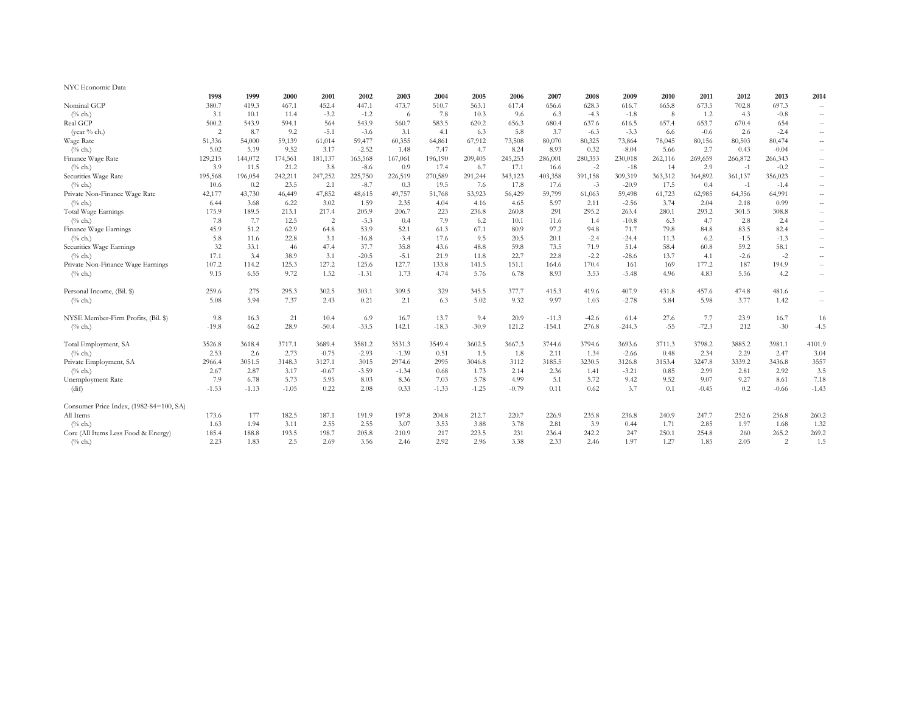NYC Economic Data

| | 1998 | 1999 | 2000 | 2001 | 2002 | 2003 | 2004 | 2005 | 2006 | 2007 | 2008 | 2009 | 2010 | 2011 | 2012 | 2013 | 2014 |
|---|---|---|---|---|---|---|---|---|---|---|---|---|---|---|---|---|---|
| Nominal GCP | 380.7 | 419.3 | 467.1 | 452.4 | 447.1 | 473.7 | 510.7 | 563.1 | 617.4 | 656.6 | 628.3 | 616.7 | 665.8 | 673.5 | 702.8 | 697.3 | -- |
| (% ch.) | 3.1 | 10.1 | 11.4 | -3.2 | -1.2 | 6 | 7.8 | 10.3 | 9.6 | 6.3 | -4.3 | -1.8 | 8 | 1.2 | 4.3 | -0.8 | -- |
| Real GCP | 500.2 | 543.9 | 594.1 | 564 | 543.9 | 560.7 | 583.5 | 620.2 | 656.3 | 680.4 | 637.6 | 616.5 | 657.4 | 653.7 | 670.4 | 654 | -- |
| (year % ch.) | 2 | 8.7 | 9.2 | -5.1 | -3.6 | 3.1 | 4.1 | 6.3 | 5.8 | 3.7 | -6.3 | -3.3 | 6.6 | -0.6 | 2.6 | -2.4 | -- |
| Wage Rate | 51,336 | 54,000 | 59,139 | 61,014 | 59,477 | 60,355 | 64,861 | 67,912 | 73,508 | 80,070 | 80,325 | 73,864 | 78,045 | 80,156 | 80,503 | 80,474 | -- |
| (% ch.) | 5.02 | 5.19 | 9.52 | 3.17 | -2.52 | 1.48 | 7.47 | 4.7 | 8.24 | 8.93 | 0.32 | -8.04 | 5.66 | 2.7 | 0.43 | -0.04 | -- |
| Finance Wage Rate | 129,215 | 144,072 | 174,561 | 181,137 | 165,568 | 167,061 | 196,190 | 209,405 | 245,253 | 286,001 | 280,353 | 230,018 | 262,116 | 269,659 | 266,872 | 266,343 | -- |
| (% ch.) | 3.9 | 11.5 | 21.2 | 3.8 | -8.6 | 0.9 | 17.4 | 6.7 | 17.1 | 16.6 | -2 | -18 | 14 | 2.9 | -1 | -0.2 | -- |
| Securities Wage Rate | 195,568 | 196,054 | 242,211 | 247,252 | 225,750 | 226,519 | 270,589 | 291,244 | 343,123 | 403,358 | 391,158 | 309,319 | 363,312 | 364,892 | 361,137 | 356,023 | -- |
| (% ch.) | 10.6 | 0.2 | 23.5 | 2.1 | -8.7 | 0.3 | 19.5 | 7.6 | 17.8 | 17.6 | -3 | -20.9 | 17.5 | 0.4 | -1 | -1.4 | -- |
| Private Non-Finance Wage Rate | 42,177 | 43,730 | 46,449 | 47,852 | 48,615 | 49,757 | 51,768 | 53,923 | 56,429 | 59,799 | 61,063 | 59,498 | 61,723 | 62,985 | 64,356 | 64,991 | -- |
| (% ch.) | 6.44 | 3.68 | 6.22 | 3.02 | 1.59 | 2.35 | 4.04 | 4.16 | 4.65 | 5.97 | 2.11 | -2.56 | 3.74 | 2.04 | 2.18 | 0.99 | -- |
| Total Wage Earnings | 175.9 | 189.5 | 213.1 | 217.4 | 205.9 | 206.7 | 223 | 236.8 | 260.8 | 291 | 295.2 | 263.4 | 280.1 | 293.2 | 301.5 | 308.8 | -- |
| (% ch.) | 7.8 | 7.7 | 12.5 | 2 | -5.3 | 0.4 | 7.9 | 6.2 | 10.1 | 11.6 | 1.4 | -10.8 | 6.3 | 4.7 | 2.8 | 2.4 | -- |
| Finance Wage Earnings | 45.9 | 51.2 | 62.9 | 64.8 | 53.9 | 52.1 | 61.3 | 67.1 | 80.9 | 97.2 | 94.8 | 71.7 | 79.8 | 84.8 | 83.5 | 82.4 | -- |
| (% ch.) | 5.8 | 11.6 | 22.8 | 3.1 | -16.8 | -3.4 | 17.6 | 9.5 | 20.5 | 20.1 | -2.4 | -24.4 | 11.3 | 6.2 | -1.5 | -1.3 | -- |
| Securities Wage Earnings | 32 | 33.1 | 46 | 47.4 | 37.7 | 35.8 | 43.6 | 48.8 | 59.8 | 73.5 | 71.9 | 51.4 | 58.4 | 60.8 | 59.2 | 58.1 | -- |
| (% ch.) | 17.1 | 3.4 | 38.9 | 3.1 | -20.5 | -5.1 | 21.9 | 11.8 | 22.7 | 22.8 | -2.2 | -28.6 | 13.7 | 4.1 | -2.6 | -2 | -- |
| Private Non-Finance Wage Earnings | 107.2 | 114.2 | 125.3 | 127.2 | 125.6 | 127.7 | 133.8 | 141.5 | 151.1 | 164.6 | 170.4 | 161 | 169 | 177.2 | 187 | 194.9 | -- |
| (% ch.) | 9.15 | 6.55 | 9.72 | 1.52 | -1.31 | 1.73 | 4.74 | 5.76 | 6.78 | 8.93 | 3.53 | -5.48 | 4.96 | 4.83 | 5.56 | 4.2 | -- |
| Personal Income, (Bil. $) | 259.6 | 275 | 295.3 | 302.5 | 303.1 | 309.5 | 329 | 345.5 | 377.7 | 415.3 | 419.6 | 407.9 | 431.8 | 457.6 | 474.8 | 481.6 | -- |
| (% ch.) | 5.08 | 5.94 | 7.37 | 2.43 | 0.21 | 2.1 | 6.3 | 5.02 | 9.32 | 9.97 | 1.03 | -2.78 | 5.84 | 5.98 | 3.77 | 1.42 | -- |
| NYSE Member-Firm Profits, (Bil. $) | 9.8 | 16.3 | 21 | 10.4 | 6.9 | 16.7 | 13.7 | 9.4 | 20.9 | -11.3 | -42.6 | 61.4 | 27.6 | 7.7 | 23.9 | 16.7 | 16 |
| (% ch.) | -19.8 | 66.2 | 28.9 | -50.4 | -33.5 | 142.1 | -18.3 | -30.9 | 121.2 | -154.1 | 276.8 | -244.3 | -55 | -72.3 | 212 | -30 | -4.5 |
| Total Employment, SA | 3526.8 | 3618.4 | 3717.1 | 3689.4 | 3581.2 | 3531.3 | 3549.4 | 3602.5 | 3667.3 | 3744.6 | 3794.6 | 3693.6 | 3711.3 | 3798.2 | 3885.2 | 3981.1 | 4101.9 |
| (% ch.) | 2.53 | 2.6 | 2.73 | -0.75 | -2.93 | -1.39 | 0.51 | 1.5 | 1.8 | 2.11 | 1.34 | -2.66 | 0.48 | 2.34 | 2.29 | 2.47 | 3.04 |
| Private Employment, SA | 2966.4 | 3051.5 | 3148.3 | 3127.1 | 3015 | 2974.6 | 2995 | 3046.8 | 3112 | 3185.5 | 3230.5 | 3126.8 | 3153.4 | 3247.8 | 3339.2 | 3436.8 | 3557 |
| (% ch.) | 2.67 | 2.87 | 3.17 | -0.67 | -3.59 | -1.34 | 0.68 | 1.73 | 2.14 | 2.36 | 1.41 | -3.21 | 0.85 | 2.99 | 2.81 | 2.92 | 3.5 |
| Unemployment Rate | 7.9 | 6.78 | 5.73 | 5.95 | 8.03 | 8.36 | 7.03 | 5.78 | 4.99 | 5.1 | 5.72 | 9.42 | 9.52 | 9.07 | 9.27 | 8.61 | 7.18 |
| (dif) | -1.53 | -1.13 | -1.05 | 0.22 | 2.08 | 0.33 | -1.33 | -1.25 | -0.79 | 0.11 | 0.62 | 3.7 | 0.1 | -0.45 | 0.2 | -0.66 | -1.43 |
| Consumer Price Index, (1982-84=100, SA) | | | | | | | | | | | | | | | | | |
| All Items | 173.6 | 177 | 182.5 | 187.1 | 191.9 | 197.8 | 204.8 | 212.7 | 220.7 | 226.9 | 235.8 | 236.8 | 240.9 | 247.7 | 252.6 | 256.8 | 260.2 |
| (% ch.) | 1.63 | 1.94 | 3.11 | 2.55 | 2.55 | 3.07 | 3.53 | 3.88 | 3.78 | 2.81 | 3.9 | 0.44 | 1.71 | 2.85 | 1.97 | 1.68 | 1.32 |
| Core (All Items Less Food & Energy) | 185.4 | 188.8 | 193.5 | 198.7 | 205.8 | 210.9 | 217 | 223.5 | 231 | 236.4 | 242.2 | 247 | 250.1 | 254.8 | 260 | 265.2 | 269.2 |
| (% ch.) | 2.23 | 1.83 | 2.5 | 2.69 | 3.56 | 2.46 | 2.92 | 2.96 | 3.38 | 2.33 | 2.46 | 1.97 | 1.27 | 1.85 | 2.05 | 2 | 1.5 |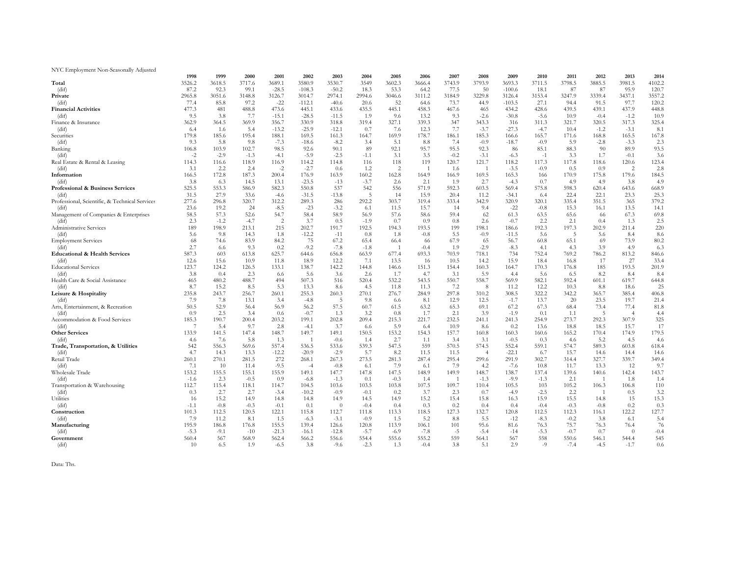NYC Employment Non-Seasonally Adjusted

| | 1998 | 1999 | 2000 | 2001 | 2002 | 2003 | 2004 | 2005 | 2006 | 2007 | 2008 | 2009 | 2010 | 2011 | 2012 | 2013 | 2014 |
|---|---|---|---|---|---|---|---|---|---|---|---|---|---|---|---|---|---|
| **Total** | 3526.2 | 3618.5 | 3717.6 | 3689.1 | 3580.9 | 3530.7 | 3549 | 3602.3 | 3666.4 | 3743.9 | 3793.9 | 3693.3 | 3711.5 | 3798.5 | 3885.5 | 3981.5 | 4102.2 |
| (dif) | 87.2 | 92.3 | 99.1 | -28.5 | -108.3 | -50.2 | 18.3 | 53.3 | 64.2 | 77.5 | 50 | -100.6 | 18.1 | 87 | 87 | 95.9 | 120.7 |
| **Private** | 2965.8 | 3051.6 | 3148.8 | 3126.7 | 3014.7 | 2974.1 | 2994.6 | 3046.6 | 3111.2 | 3184.9 | 3229.8 | 3126.4 | 3153.4 | 3247.9 | 3339.4 | 3437.1 | 3557.2 |
| (dif) | 77.4 | 85.8 | 97.2 | -22 | -112.1 | -40.6 | 20.6 | 52 | 64.6 | 73.7 | 44.9 | -103.5 | 27.1 | 94.4 | 91.5 | 97.7 | 120.2 |
| **Financial Activities** | 477.3 | 481 | 488.8 | 473.6 | 445.1 | 433.6 | 435.5 | 445.1 | 458.3 | 467.6 | 465 | 434.2 | 428.6 | 439.5 | 439.1 | 437.9 | 448.8 |
| (dif) | 9.5 | 3.8 | 7.7 | -15.1 | -28.5 | -11.5 | 1.9 | 9.6 | 13.2 | 9.3 | -2.6 | -30.8 | -5.6 | 10.9 | -0.4 | -1.2 | 10.9 |
| Finance & Insurance | 362.9 | 364.5 | 369.9 | 356.7 | 330.9 | 318.8 | 319.4 | 327.1 | 339.3 | 347 | 343.3 | 316 | 311.3 | 321.7 | 320.5 | 317.3 | 325.4 |
| (dif) | 6.4 | 1.6 | 5.4 | -13.2 | -25.9 | -12.1 | 0.7 | 7.6 | 12.3 | 7.7 | -3.7 | -27.3 | -4.7 | 10.4 | -1.2 | -3.1 | 8.1 |
| Securities | 179.8 | 185.6 | 195.4 | 188.1 | 169.5 | 161.3 | 164.7 | 169.9 | 178.7 | 186.1 | 185.3 | 166.6 | 165.7 | 171.6 | 168.8 | 165.5 | 167.8 |
| (dif) | 9.3 | 5.8 | 9.8 | -7.3 | -18.6 | -8.2 | 3.4 | 5.1 | 8.8 | 7.4 | -0.9 | -18.7 | -0.9 | 5.9 | -2.8 | -3.3 | 2.3 |
| Banking | 106.8 | 103.9 | 102.7 | 98.5 | 92.6 | 90.1 | 89 | 92.1 | 95.7 | 95.5 | 92.3 | 86 | 85.1 | 88.3 | 90 | 89.9 | 93.5 |
| (dif) | -2 | -2.9 | -1.3 | -4.1 | -5.9 | -2.5 | -1.1 | 3.1 | 3.5 | -0.2 | -3.1 | -6.3 | -1 | 3.3 | 1.7 | -0.1 | 3.6 |
| Real Estate & Rental & Leasing | 114.3 | 116.6 | 118.9 | 116.9 | 114.2 | 114.8 | 116 | 118 | 119 | 120.7 | 121.7 | 118.2 | 117.3 | 117.8 | 118.6 | 120.6 | 123.4 |
| (dif) | 3.1 | 2.2 | 2.4 | -2 | -2.7 | 0.6 | 1.2 | 2 | 1 | 1.6 | 1 | -3.5 | -0.9 | 0.5 | 0.9 | 2 | 2.8 |
| **Information** | 166.5 | 172.8 | 187.3 | 200.4 | 176.9 | 163.9 | 160.2 | 162.8 | 164.9 | 166.9 | 169.5 | 165.3 | 166 | 170.9 | 175.8 | 179.6 | 184.5 |
| (dif) | 3.8 | 6.3 | 14.5 | 13.1 | -23.5 | -13 | -3.7 | 2.6 | 2.1 | 1.9 | 2.7 | -4.3 | 0.7 | 4.9 | 4.9 | 3.8 | 4.9 |
| **Professional & Business Services** | 525.5 | 553.3 | 586.9 | 582.3 | 550.8 | 537 | 542 | 556 | 571.9 | 592.3 | 603.5 | 569.4 | 575.8 | 598.3 | 620.4 | 643.6 | 668.9 |
| (dif) | 31.5 | 27.9 | 33.6 | -4.6 | -31.5 | -13.8 | 5 | 14 | 15.9 | 20.4 | 11.2 | -34.1 | 6.4 | 22.4 | 22.1 | 23.3 | 25.3 |
| Professional, Scientific, & Technical Services | 277.6 | 296.8 | 320.7 | 312.2 | 289.3 | 286 | 292.2 | 303.7 | 319.4 | 333.4 | 342.9 | 320.9 | 320.1 | 335.4 | 351.5 | 365 | 379.2 |
| (dif) | 23.6 | 19.2 | 24 | -8.5 | -23 | -3.2 | 6.1 | 11.5 | 15.7 | 14 | 9.4 | -22 | -0.8 | 15.3 | 16.1 | 13.5 | 14.1 |
| Management of Companies & Enterprises | 58.5 | 57.3 | 52.6 | 54.7 | 58.4 | 58.9 | 56.9 | 57.6 | 58.6 | 59.4 | 62 | 61.3 | 63.5 | 65.6 | 66 | 67.3 | 69.8 |
| (dif) | 2.3 | -1.2 | -4.7 | 2 | 3.7 | 0.5 | -1.9 | 0.7 | 0.9 | 0.8 | 2.6 | -0.7 | 2.2 | 2.1 | 0.4 | 1.3 | 2.5 |
| Administrative Services | 189 | 198.9 | 213.1 | 215 | 202.7 | 191.7 | 192.5 | 194.3 | 193.5 | 199 | 198.1 | 186.6 | 192.3 | 197.3 | 202.9 | 211.4 | 220 |
| (dif) | 5.6 | 9.8 | 14.3 | 1.8 | -12.2 | -11 | 0.8 | 1.8 | -0.8 | 5.5 | -0.9 | -11.5 | 5.6 | 5 | 5.6 | 8.4 | 8.6 |
| Employment Services | 68 | 74.6 | 83.9 | 84.2 | 75 | 67.2 | 65.4 | 66.4 | 66 | 67.9 | 65 | 56.7 | 60.8 | 65.1 | 69 | 73.9 | 80.2 |
| (dif) | 2.7 | 6.6 | 9.3 | 0.2 | -9.2 | -7.8 | -1.8 | 1 | -0.4 | 1.9 | -2.9 | -8.3 | 4.1 | 4.3 | 3.9 | 4.9 | 6.3 |
| **Educational & Health Services** | 587.3 | 603 | 613.8 | 625.7 | 644.6 | 656.8 | 663.9 | 677.4 | 693.3 | 703.9 | 718.1 | 734 | 752.4 | 769.2 | 786.2 | 813.2 | 846.6 |
| (dif) | 12.6 | 15.6 | 10.9 | 11.8 | 18.9 | 12.2 | 7.1 | 13.5 | 16 | 10.5 | 14.2 | 15.9 | 18.4 | 16.8 | 17 | 27 | 33.4 |
| Educational Services | 123.7 | 124.2 | 126.5 | 133.1 | 138.7 | 142.2 | 144.8 | 146.6 | 151.3 | 154.4 | 160.3 | 164.7 | 170.3 | 176.8 | 185 | 193.5 | 201.9 |
| (dif) | 3.8 | 0.4 | 2.3 | 6.6 | 5.6 | 3.6 | 2.6 | 1.7 | 4.7 | 3.1 | 5.9 | 4.4 | 5.6 | 6.5 | 8.2 | 8.4 | 8.4 |
| Health Care & Social Assistance | 465 | 480.2 | 488.7 | 494 | 507.3 | 516 | 520.4 | 532.2 | 543.5 | 550.7 | 558.7 | 569.9 | 582.1 | 592.4 | 601.1 | 619.7 | 644.8 |
| (dif) | 8.7 | 15.2 | 8.5 | 5.3 | 13.3 | 8.6 | 4.5 | 11.8 | 11.3 | 7.2 | 8 | 11.2 | 12.2 | 10.3 | 8.8 | 18.6 | 25 |
| **Leisure & Hospitality** | 235.8 | 243.7 | 256.7 | 260.1 | 255.3 | 260.3 | 270.1 | 276.7 | 284.9 | 297.8 | 310.2 | 308.5 | 322.2 | 342.2 | 365.7 | 385.4 | 406.8 |
| (dif) | 7.9 | 7.8 | 13.1 | 3.4 | -4.8 | 5 | 9.8 | 6.6 | 8.1 | 12.9 | 12.5 | -1.7 | 13.7 | 20 | 23.5 | 19.7 | 21.4 |
| Arts, Entertainment, & Recreation | 50.5 | 52.9 | 56.4 | 56.9 | 56.2 | 57.5 | 60.7 | 61.5 | 63.2 | 65.3 | 69.1 | 67.2 | 67.3 | 68.4 | 73.4 | 77.4 | 81.8 |
| (dif) | 0.9 | 2.5 | 3.4 | 0.6 | -0.7 | 1.3 | 3.2 | 0.8 | 1.7 | 2.1 | 3.9 | -1.9 | 0.1 | 1.1 | 5 | 4 | 4.4 |
| Accommodation & Food Services | 185.3 | 190.7 | 200.4 | 203.2 | 199.1 | 202.8 | 209.4 | 215.3 | 221.7 | 232.5 | 241.1 | 241.3 | 254.9 | 273.7 | 292.3 | 307.9 | 325 |
| (dif) | 7 | 5.4 | 9.7 | 2.8 | -4.1 | 3.7 | 6.6 | 5.9 | 6.4 | 10.9 | 8.6 | 0.2 | 13.6 | 18.8 | 18.5 | 15.7 | 17 |
| **Other Services** | 133.9 | 141.5 | 147.4 | 148.7 | 149.7 | 149.1 | 150.5 | 153.2 | 154.3 | 157.7 | 160.8 | 160.3 | 160.6 | 165.2 | 170.4 | 174.9 | 179.5 |
| (dif) | 4.6 | 7.6 | 5.8 | 1.3 | 1 | -0.6 | 1.4 | 2.7 | 1.1 | 3.4 | 3.1 | -0.5 | 0.3 | 4.6 | 5.2 | 4.5 | 4.6 |
| **Trade, Transportation, & Utilities** | 542 | 556.3 | 569.6 | 557.4 | 536.5 | 533.6 | 539.3 | 547.5 | 559 | 570.5 | 574.5 | 552.4 | 559.1 | 574.7 | 589.3 | 603.8 | 618.4 |
| (dif) | 4.7 | 14.3 | 13.3 | -12.2 | -20.9 | -2.9 | 5.7 | 8.2 | 11.5 | 11.5 | 4 | -22.1 | 6.7 | 15.7 | 14.6 | 14.4 | 14.6 |
| Retail Trade | 260.1 | 270.1 | 281.5 | 272 | 268.1 | 267.3 | 273.5 | 281.3 | 287.4 | 295.4 | 299.6 | 291.9 | 302.7 | 314.4 | 327.7 | 339.7 | 349.4 |
| (dif) | 7.1 | 10 | 11.4 | -9.5 | -4 | -0.8 | 6.1 | 7.9 | 6.1 | 7.9 | 4.2 | -7.6 | 10.8 | 11.7 | 13.3 | 12 | 9.7 |
| Wholesale Trade | 153.2 | 155.5 | 155.1 | 155.9 | 149.1 | 147.7 | 147.8 | 147.5 | 148.9 | 149.9 | 148.7 | 138.7 | 137.4 | 139.6 | 140.6 | 142.4 | 143.7 |
| (dif) | -1.6 | 2.3 | -0.5 | 0.9 | -6.8 | -1.3 | 0.1 | -0.3 | 1.4 | 1 | -1.3 | -9.9 | -1.3 | 2.1 | 1 | 1.8 | 1.4 |
| Transportation & Warehousing | 112.7 | 115.4 | 118.1 | 114.7 | 104.5 | 103.6 | 103.5 | 103.8 | 107.5 | 109.7 | 110.4 | 105.5 | 103 | 105.2 | 106.3 | 106.8 | 110 |
| (dif) | 0.3 | 2.7 | 2.7 | -3.4 | -10.2 | -0.9 | -0.1 | 0.2 | 3.7 | 2.3 | 0.7 | -4.9 | -2.5 | 2.2 | 1 | 0.5 | 3.2 |
| Utilities | 16 | 15.2 | 14.9 | 14.8 | 14.8 | 14.9 | 14.5 | 14.9 | 15.2 | 15.4 | 15.8 | 16.3 | 15.9 | 15.5 | 14.8 | 15 | 15.3 |
| (dif) | -1.1 | -0.8 | -0.3 | -0.1 | 0.1 | 0 | -0.4 | 0.4 | 0.3 | 0.2 | 0.4 | 0.4 | -0.4 | -0.3 | -0.8 | 0.2 | 0.3 |
| **Construction** | 101.3 | 112.5 | 120.5 | 122.1 | 115.8 | 112.7 | 111.8 | 113.3 | 118.5 | 127.3 | 132.7 | 120.8 | 112.5 | 112.3 | 116.1 | 122.2 | 127.7 |
| (dif) | 7.9 | 11.2 | 8.1 | 1.5 | -6.3 | -3.1 | -0.9 | 1.5 | 5.2 | 8.8 | 5.5 | -12 | -8.3 | -0.2 | 3.8 | 6.1 | 5.4 |
| **Manufacturing** | 195.9 | 186.8 | 176.8 | 155.5 | 139.4 | 126.6 | 120.8 | 113.9 | 106.1 | 101 | 95.6 | 81.6 | 76.3 | 75.7 | 76.3 | 76.4 | 76 |
| (dif) | -5.3 | -9.1 | -10 | -21.3 | -16.1 | -12.8 | -5.7 | -6.9 | -7.8 | -5 | -5.4 | -14 | -5.3 | -0.7 | 0.7 | 0 | -0.4 |
| **Government** | 560.4 | 567 | 568.9 | 562.4 | 566.2 | 556.6 | 554.4 | 555.6 | 555.2 | 559 | 564.1 | 567 | 558 | 550.6 | 546.1 | 544.4 | 545 |
| (dif) | 10 | 6.5 | 1.9 | -6.5 | 3.8 | -9.6 | -2.3 | 1.3 | -0.4 | 3.8 | 5.1 | 2.9 | -9 | -7.4 | -4.5 | -1.7 | 0.6 |

Data: Ths.